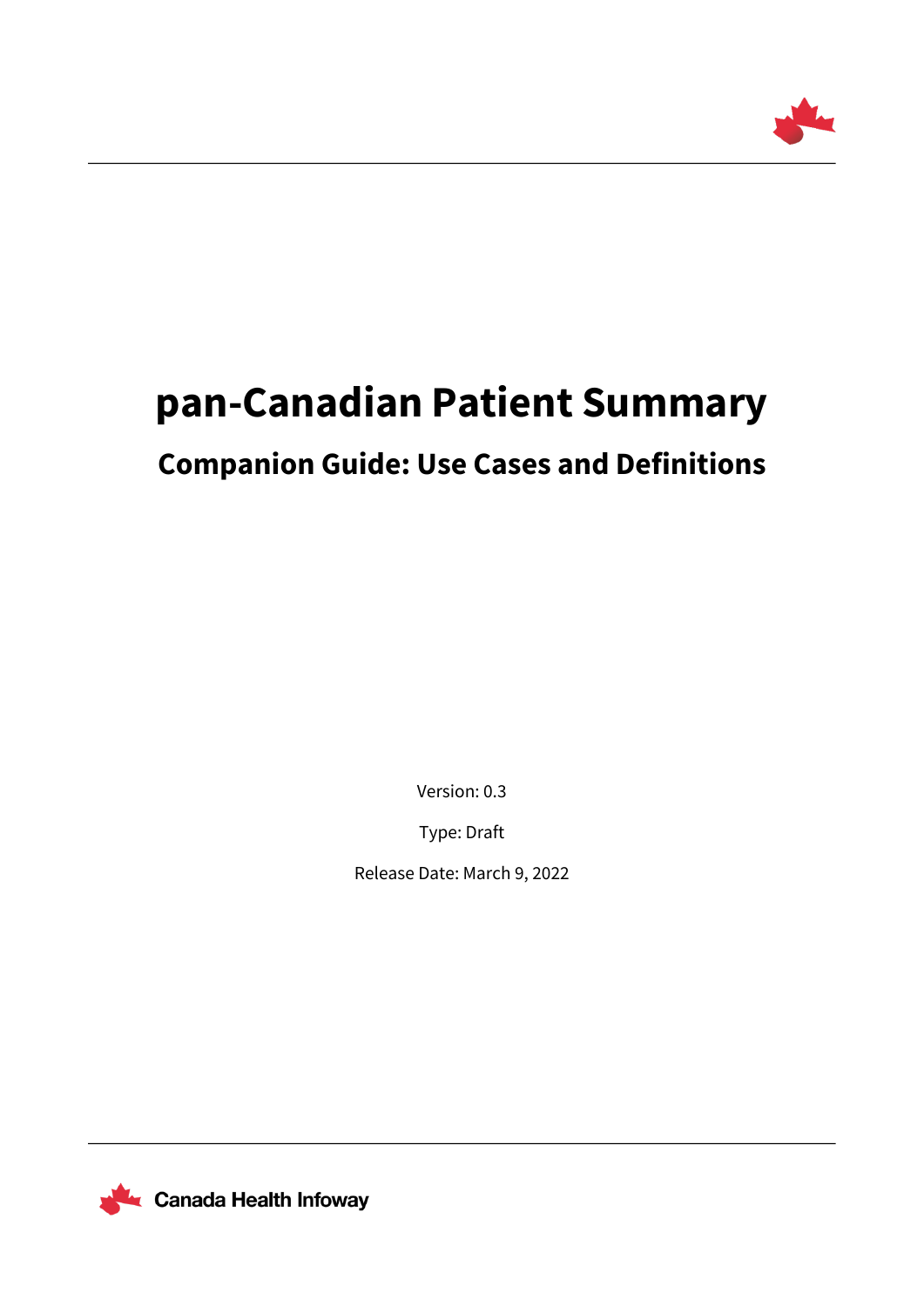# pan-Canadian Patient Summary

## Companion Guide: Use Cases and Definitions

Version: 0.3

Type: Draft

Release Date: March 9, 2022

Canada Health Infoway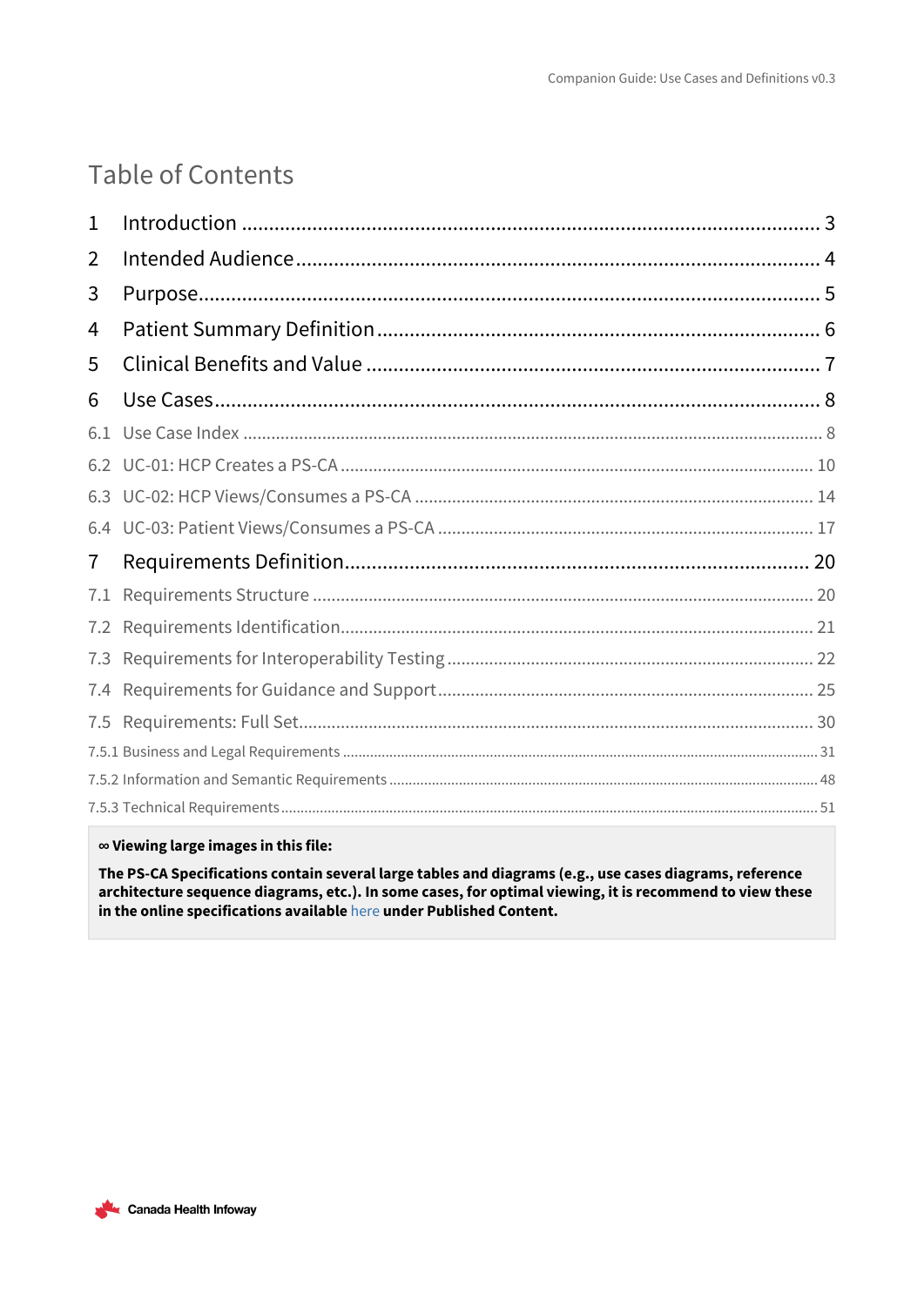# Table of Contents

1 Introduction ........................................................................................ 3

2 Intended Audience ............................................................................. 4

3 Purpose ................................................................................................ 5

4 Patient Summary Definition ................................................................ 6

5 Clinical Benefits and Value ................................................................ 7

6 Use Cases ............................................................................................ 8

6.1 Use Case Index .................................................................................. 8

6.2 UC-01: HCP Creates a PS-CA ........................................................... 10

6.3 UC-02: HCP Views/Consumes a PS-CA ............................................ 14

6.4 UC-03: Patient Views/Consumes a PS-CA ........................................ 17

7 Requirements Definition .................................................................... 20

7.1 Requirements Structure .................................................................... 20

7.2 Requirements Identification .............................................................. 21

7.3 Requirements for Interoperability Testing ......................................... 22

7.4 Requirements for Guidance and Support .......................................... 25

7.5 Requirements: Full Set ...................................................................... 30

7.5.1 Business and Legal Requirements .................................................. 31

7.5.2 Information and Semantic Requirements ........................................ 48

7.5.3 Technical Requirements ................................................................. 51

> **∞ Viewing large images in this file:**
>
> **The PS-CA Specifications contain several large tables and diagrams (e.g., use cases diagrams, reference architecture sequence diagrams, etc.). In some cases, for optimal viewing, it is recommend to view these in the online specifications available** here **under Published Content.**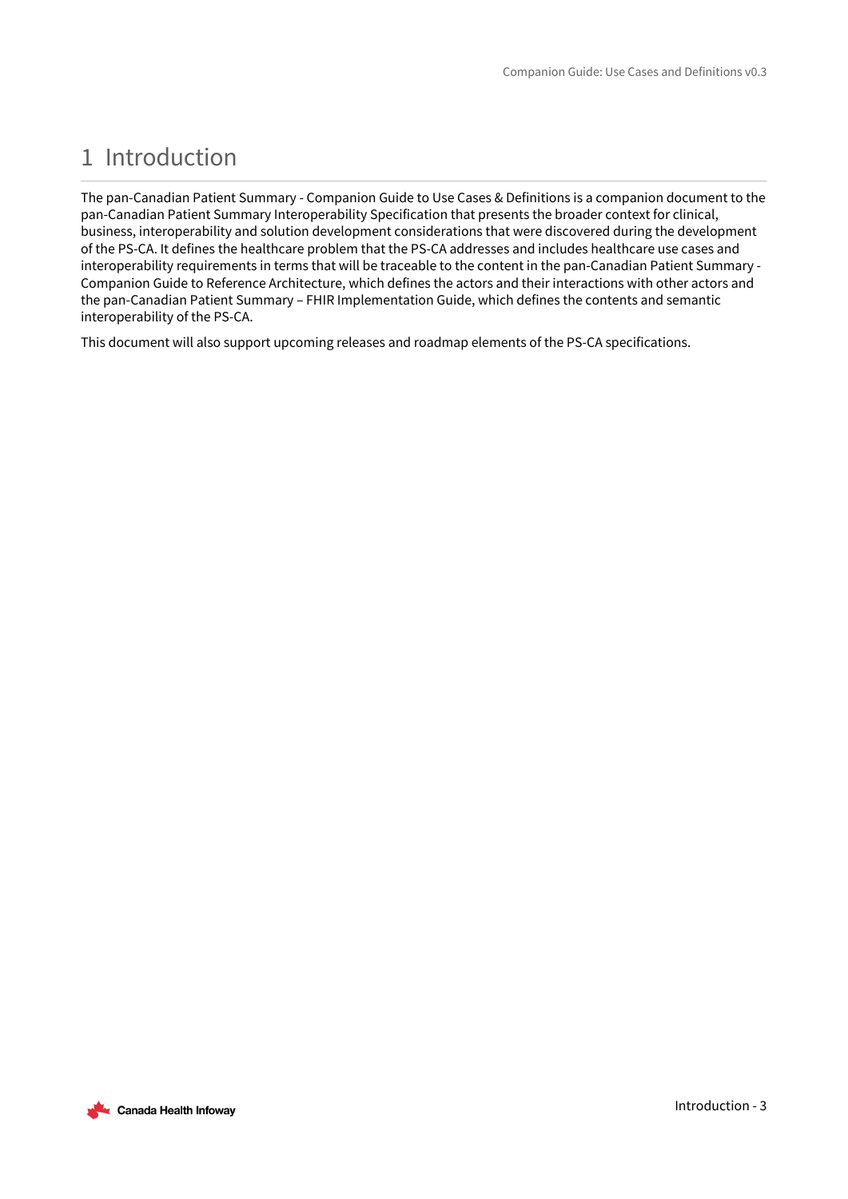# 1 Introduction

The pan-Canadian Patient Summary - Companion Guide to Use Cases & Definitions is a companion document to the pan-Canadian Patient Summary Interoperability Specification that presents the broader context for clinical, business, interoperability and solution development considerations that were discovered during the development of the PS-CA. It defines the healthcare problem that the PS-CA addresses and includes healthcare use cases and interoperability requirements in terms that will be traceable to the content in the pan-Canadian Patient Summary - Companion Guide to Reference Architecture, which defines the actors and their interactions with other actors and the pan-Canadian Patient Summary – FHIR Implementation Guide, which defines the contents and semantic interoperability of the PS-CA.

This document will also support upcoming releases and roadmap elements of the PS-CA specifications.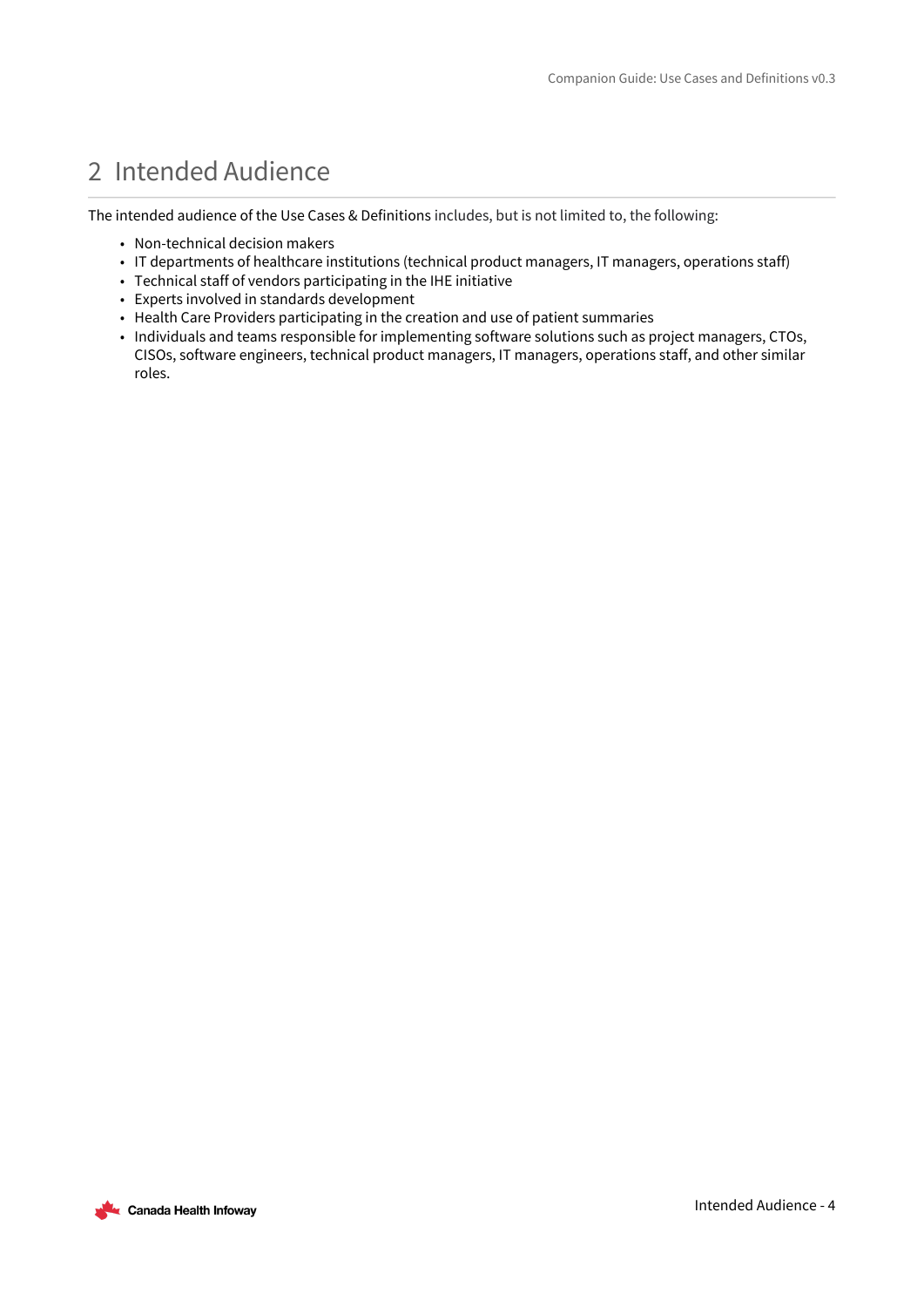# 2 Intended Audience

The intended audience of the Use Cases & Definitions includes, but is not limited to, the following:

- Non-technical decision makers
- IT departments of healthcare institutions (technical product managers, IT managers, operations staff)
- Technical staff of vendors participating in the IHE initiative
- Experts involved in standards development
- Health Care Providers participating in the creation and use of patient summaries
- Individuals and teams responsible for implementing software solutions such as project managers, CTOs, CISOs, software engineers, technical product managers, IT managers, operations staff, and other similar roles.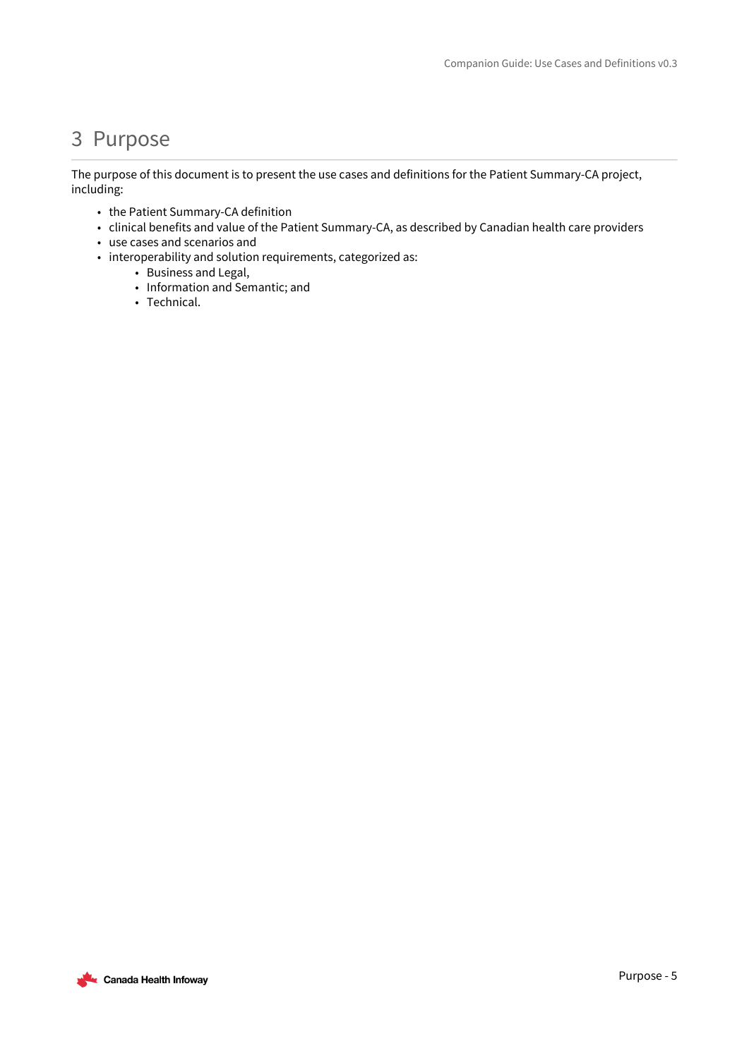# 3 Purpose

The purpose of this document is to present the use cases and definitions for the Patient Summary-CA project, including:

- the Patient Summary-CA definition
- clinical benefits and value of the Patient Summary-CA, as described by Canadian health care providers
- use cases and scenarios and
- interoperability and solution requirements, categorized as:
  - Business and Legal,
  - Information and Semantic; and
  - Technical.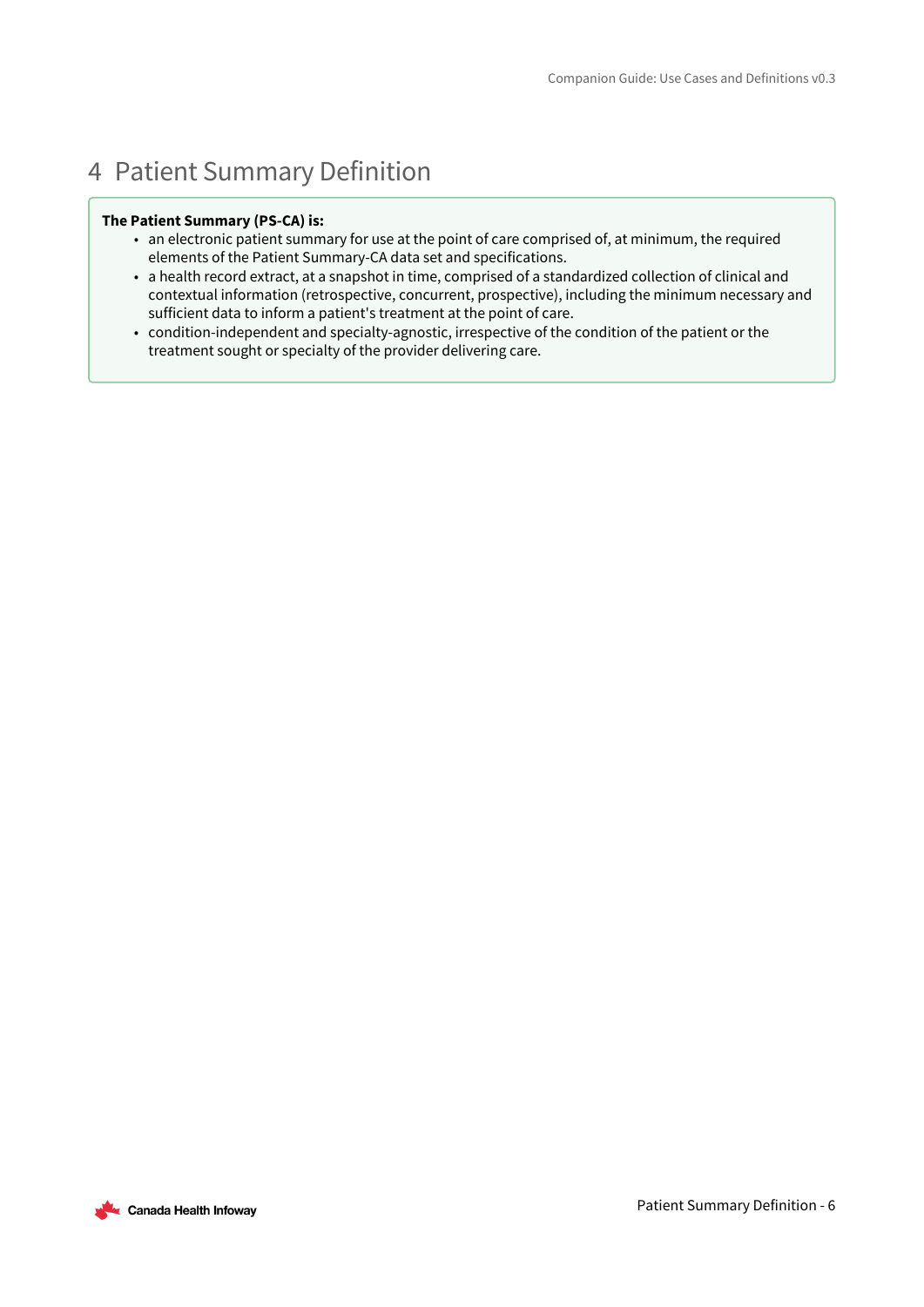# 4 Patient Summary Definition

**The Patient Summary (PS-CA) is:**

- an electronic patient summary for use at the point of care comprised of, at minimum, the required elements of the Patient Summary-CA data set and specifications.
- a health record extract, at a snapshot in time, comprised of a standardized collection of clinical and contextual information (retrospective, concurrent, prospective), including the minimum necessary and sufficient data to inform a patient's treatment at the point of care.
- condition-independent and specialty-agnostic, irrespective of the condition of the patient or the treatment sought or specialty of the provider delivering care.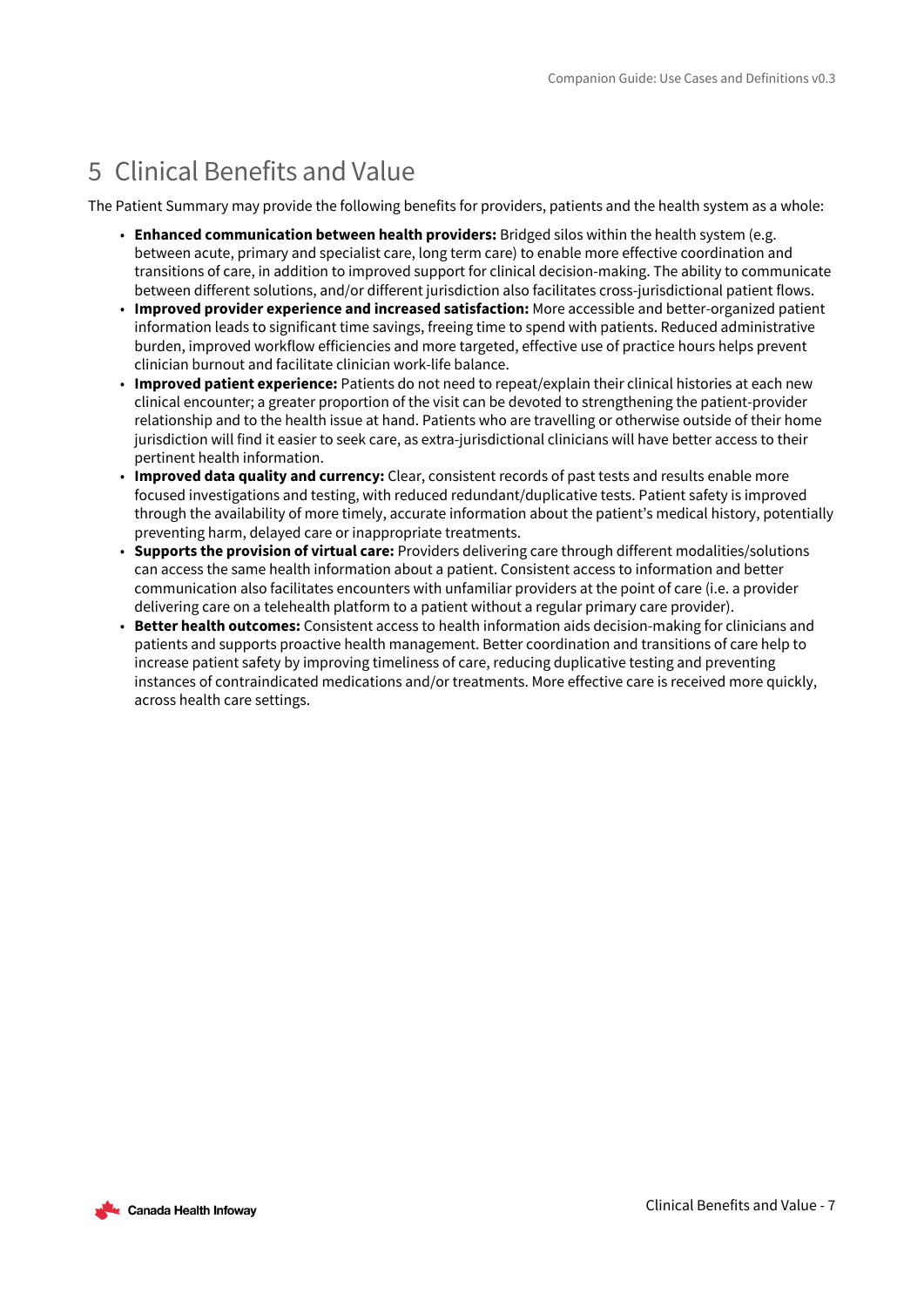# 5 Clinical Benefits and Value

The Patient Summary may provide the following benefits for providers, patients and the health system as a whole:

- **Enhanced communication between health providers:** Bridged silos within the health system (e.g. between acute, primary and specialist care, long term care) to enable more effective coordination and transitions of care, in addition to improved support for clinical decision-making. The ability to communicate between different solutions, and/or different jurisdiction also facilitates cross-jurisdictional patient flows.
- **Improved provider experience and increased satisfaction:** More accessible and better-organized patient information leads to significant time savings, freeing time to spend with patients. Reduced administrative burden, improved workflow efficiencies and more targeted, effective use of practice hours helps prevent clinician burnout and facilitate clinician work-life balance.
- **Improved patient experience:** Patients do not need to repeat/explain their clinical histories at each new clinical encounter; a greater proportion of the visit can be devoted to strengthening the patient-provider relationship and to the health issue at hand. Patients who are travelling or otherwise outside of their home jurisdiction will find it easier to seek care, as extra-jurisdictional clinicians will have better access to their pertinent health information.
- **Improved data quality and currency:** Clear, consistent records of past tests and results enable more focused investigations and testing, with reduced redundant/duplicative tests. Patient safety is improved through the availability of more timely, accurate information about the patient's medical history, potentially preventing harm, delayed care or inappropriate treatments.
- **Supports the provision of virtual care:** Providers delivering care through different modalities/solutions can access the same health information about a patient. Consistent access to information and better communication also facilitates encounters with unfamiliar providers at the point of care (i.e. a provider delivering care on a telehealth platform to a patient without a regular primary care provider).
- **Better health outcomes:** Consistent access to health information aids decision-making for clinicians and patients and supports proactive health management. Better coordination and transitions of care help to increase patient safety by improving timeliness of care, reducing duplicative testing and preventing instances of contraindicated medications and/or treatments. More effective care is received more quickly, across health care settings.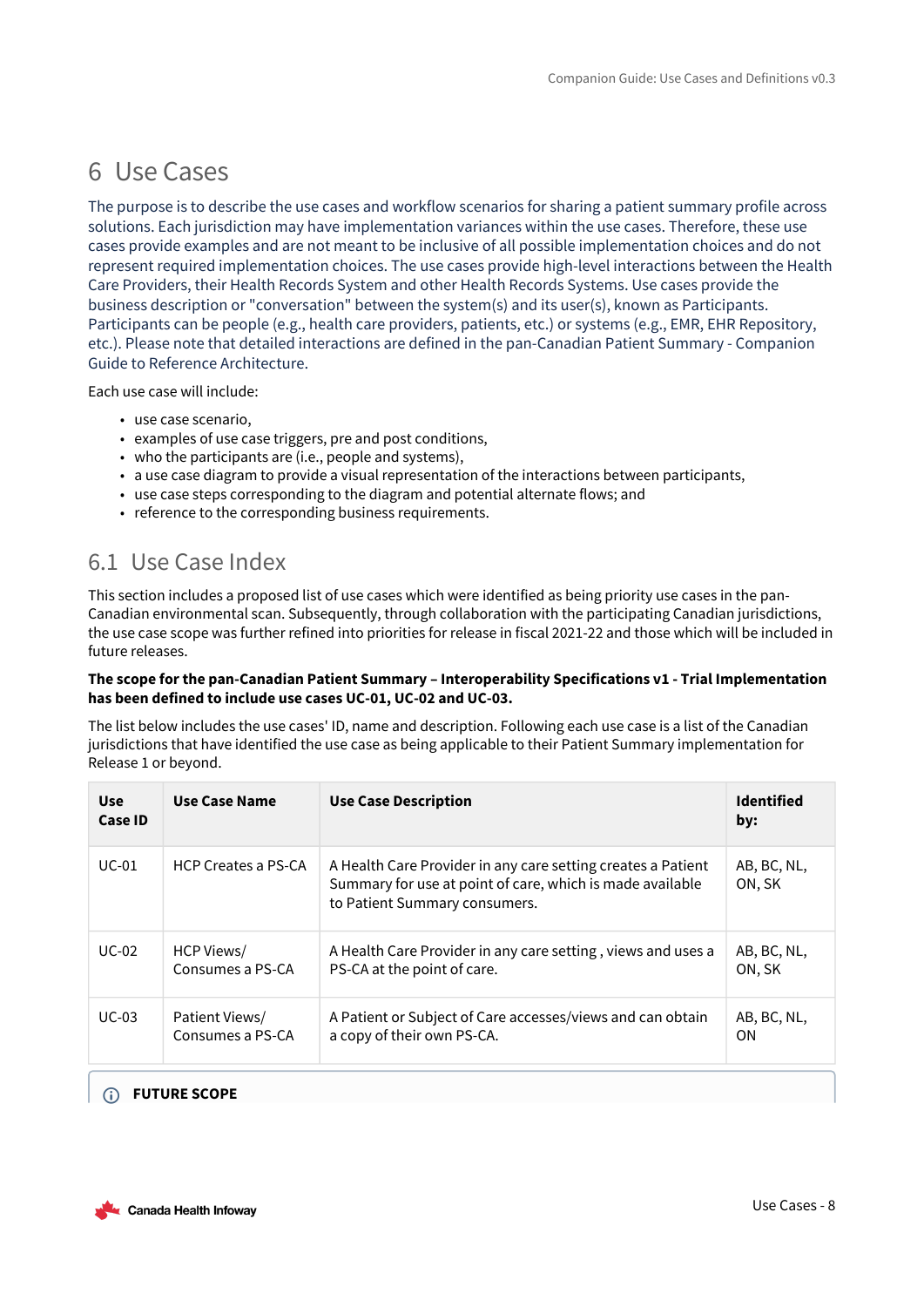# 6 Use Cases

The purpose is to describe the use cases and workflow scenarios for sharing a patient summary profile across solutions. Each jurisdiction may have implementation variances within the use cases. Therefore, these use cases provide examples and are not meant to be inclusive of all possible implementation choices and do not represent required implementation choices. The use cases provide high-level interactions between the Health Care Providers, their Health Records System and other Health Records Systems. Use cases provide the business description or "conversation" between the system(s) and its user(s), known as Participants. Participants can be people (e.g., health care providers, patients, etc.) or systems (e.g., EMR, EHR Repository, etc.). Please note that detailed interactions are defined in the pan-Canadian Patient Summary - Companion Guide to Reference Architecture.

Each use case will include:

- use case scenario,
- examples of use case triggers, pre and post conditions,
- who the participants are (i.e., people and systems),
- a use case diagram to provide a visual representation of the interactions between participants,
- use case steps corresponding to the diagram and potential alternate flows; and
- reference to the corresponding business requirements.

## 6.1 Use Case Index

This section includes a proposed list of use cases which were identified as being priority use cases in the pan-Canadian environmental scan. Subsequently, through collaboration with the participating Canadian jurisdictions, the use case scope was further refined into priorities for release in fiscal 2021-22 and those which will be included in future releases.

**The scope for the pan-Canadian Patient Summary – Interoperability Specifications v1 - Trial Implementation has been defined to include use cases UC-01, UC-02 and UC-03.**

The list below includes the use cases' ID, name and description. Following each use case is a list of the Canadian jurisdictions that have identified the use case as being applicable to their Patient Summary implementation for Release 1 or beyond.

| Use Case ID | Use Case Name | Use Case Description | Identified by: |
|---|---|---|---|
| UC-01 | HCP Creates a PS-CA | A Health Care Provider in any care setting creates a Patient Summary for use at point of care, which is made available to Patient Summary consumers. | AB, BC, NL, ON, SK |
| UC-02 | HCP Views/ Consumes a PS-CA | A Health Care Provider in any care setting , views and uses a PS-CA at the point of care. | AB, BC, NL, ON, SK |
| UC-03 | Patient Views/ Consumes a PS-CA | A Patient or Subject of Care accesses/views and can obtain a copy of their own PS-CA. | AB, BC, NL, ON |

**FUTURE SCOPE**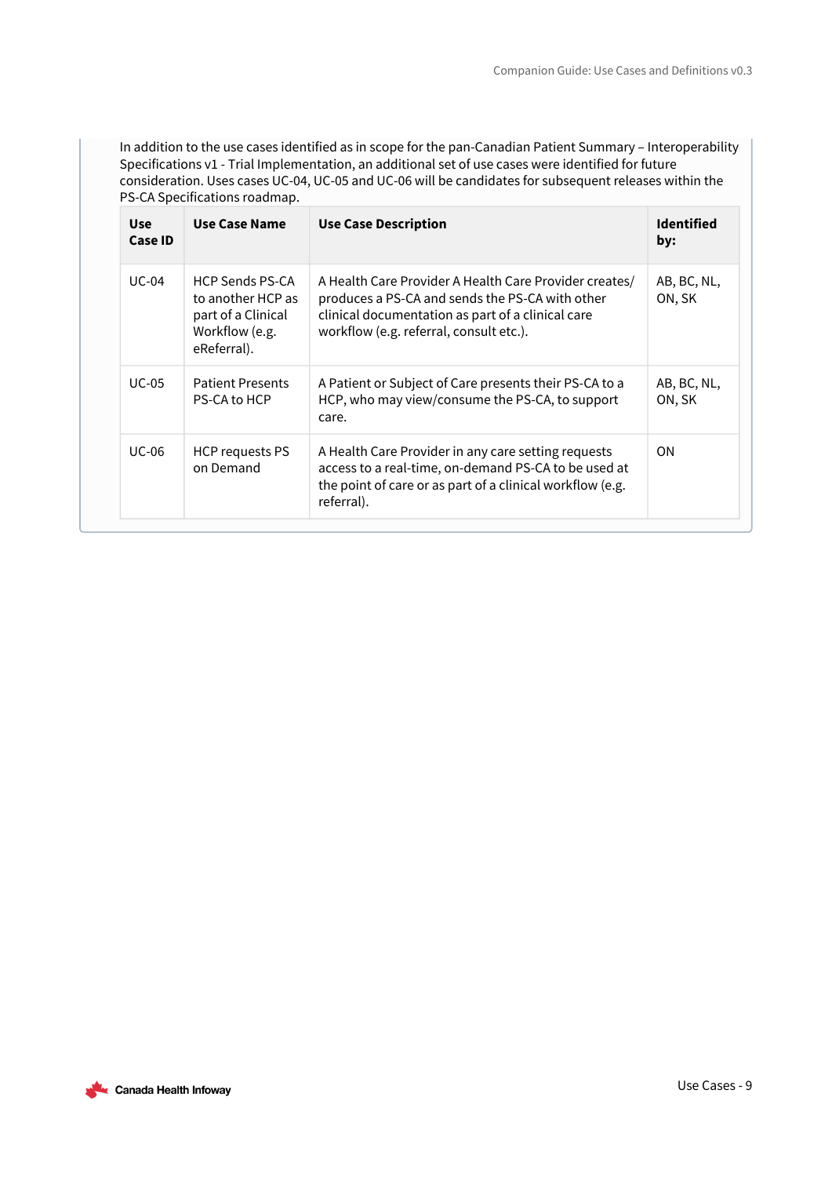In addition to the use cases identified as in scope for the pan-Canadian Patient Summary – Interoperability Specifications v1 - Trial Implementation, an additional set of use cases were identified for future consideration. Uses cases UC-04, UC-05 and UC-06 will be candidates for subsequent releases within the PS-CA Specifications roadmap.

| Use Case ID | Use Case Name | Use Case Description | Identified by: |
| --- | --- | --- | --- |
| UC-04 | HCP Sends PS-CA to another HCP as part of a Clinical Workflow (e.g. eReferral). | A Health Care Provider A Health Care Provider creates/ produces a PS-CA and sends the PS-CA with other clinical documentation as part of a clinical care workflow (e.g. referral, consult etc.). | AB, BC, NL, ON, SK |
| UC-05 | Patient Presents PS-CA to HCP | A Patient or Subject of Care presents their PS-CA to a HCP, who may view/consume the PS-CA, to support care. | AB, BC, NL, ON, SK |
| UC-06 | HCP requests PS on Demand | A Health Care Provider in any care setting requests access to a real-time, on-demand PS-CA to be used at the point of care or as part of a clinical workflow (e.g. referral). | ON |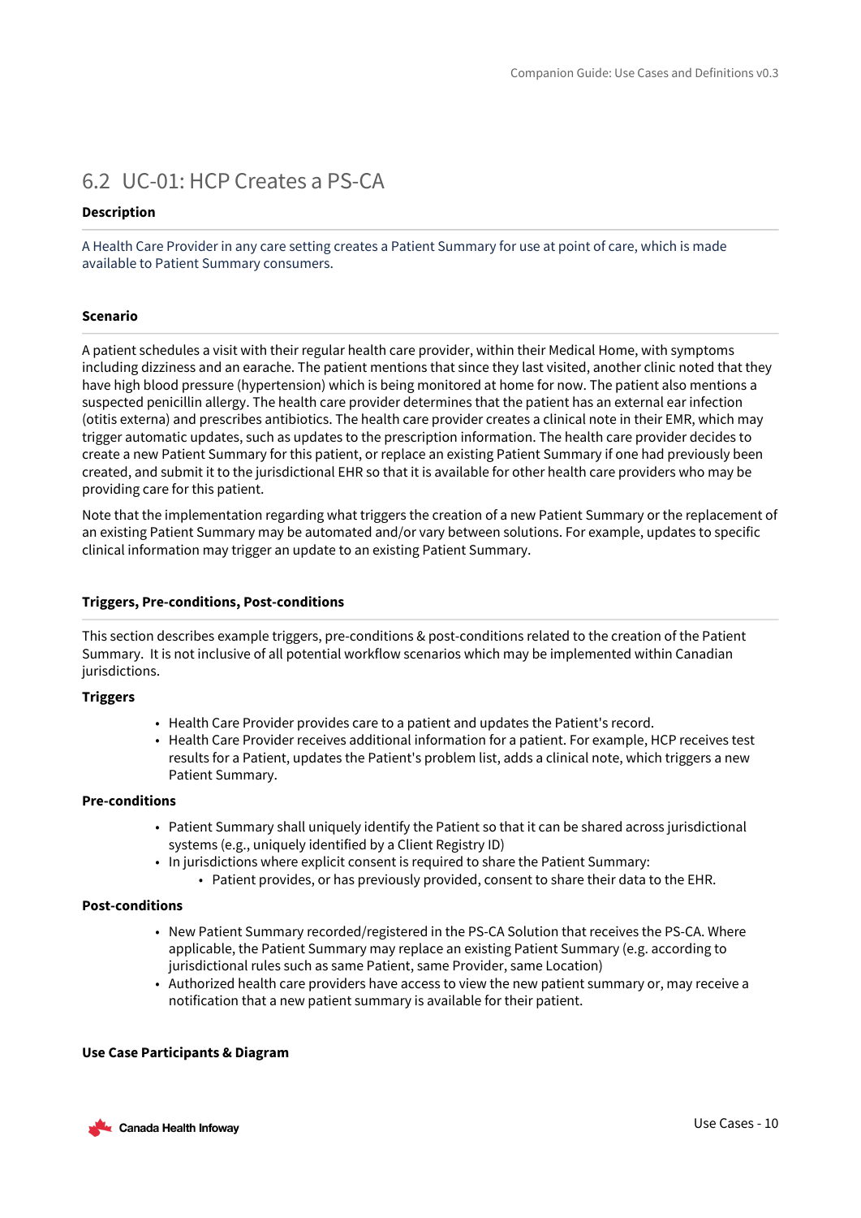## 6.2 UC-01: HCP Creates a PS-CA

**Description**

A Health Care Provider in any care setting creates a Patient Summary for use at point of care, which is made available to Patient Summary consumers.

**Scenario**

A patient schedules a visit with their regular health care provider, within their Medical Home, with symptoms including dizziness and an earache. The patient mentions that since they last visited, another clinic noted that they have high blood pressure (hypertension) which is being monitored at home for now. The patient also mentions a suspected penicillin allergy. The health care provider determines that the patient has an external ear infection (otitis externa) and prescribes antibiotics. The health care provider creates a clinical note in their EMR, which may trigger automatic updates, such as updates to the prescription information. The health care provider decides to create a new Patient Summary for this patient, or replace an existing Patient Summary if one had previously been created, and submit it to the jurisdictional EHR so that it is available for other health care providers who may be providing care for this patient.

Note that the implementation regarding what triggers the creation of a new Patient Summary or the replacement of an existing Patient Summary may be automated and/or vary between solutions. For example, updates to specific clinical information may trigger an update to an existing Patient Summary.

**Triggers, Pre-conditions, Post-conditions**

This section describes example triggers, pre-conditions & post-conditions related to the creation of the Patient Summary. It is not inclusive of all potential workflow scenarios which may be implemented within Canadian jurisdictions.

**Triggers**

- Health Care Provider provides care to a patient and updates the Patient's record.
- Health Care Provider receives additional information for a patient. For example, HCP receives test results for a Patient, updates the Patient's problem list, adds a clinical note, which triggers a new Patient Summary.

**Pre-conditions**

- Patient Summary shall uniquely identify the Patient so that it can be shared across jurisdictional systems (e.g., uniquely identified by a Client Registry ID)
- In jurisdictions where explicit consent is required to share the Patient Summary:
    - Patient provides, or has previously provided, consent to share their data to the EHR.

**Post-conditions**

- New Patient Summary recorded/registered in the PS-CA Solution that receives the PS-CA. Where applicable, the Patient Summary may replace an existing Patient Summary (e.g. according to jurisdictional rules such as same Patient, same Provider, same Location)
- Authorized health care providers have access to view the new patient summary or, may receive a notification that a new patient summary is available for their patient.

**Use Case Participants & Diagram**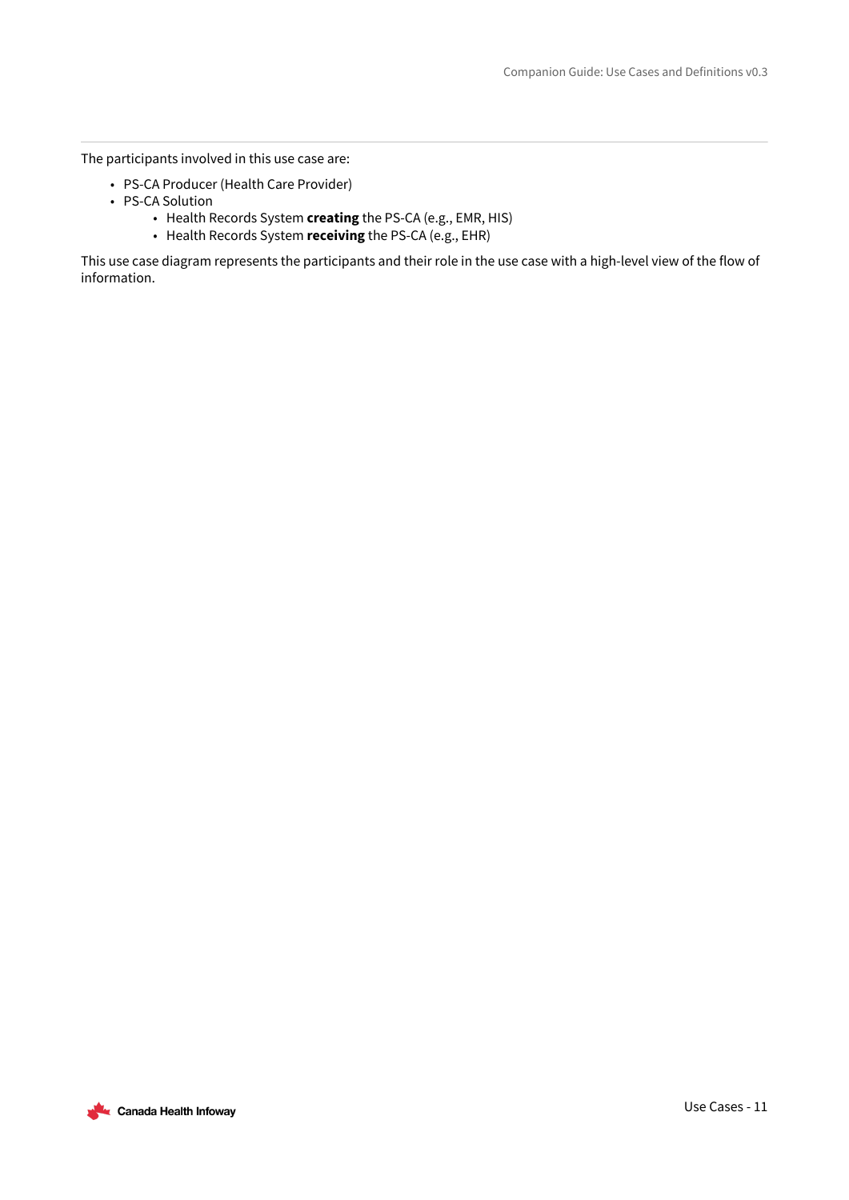The participants involved in this use case are:

- PS-CA Producer (Health Care Provider)
- PS-CA Solution
  - Health Records System **creating** the PS-CA (e.g., EMR, HIS)
  - Health Records System **receiving** the PS-CA (e.g., EHR)

This use case diagram represents the participants and their role in the use case with a high-level view of the flow of information.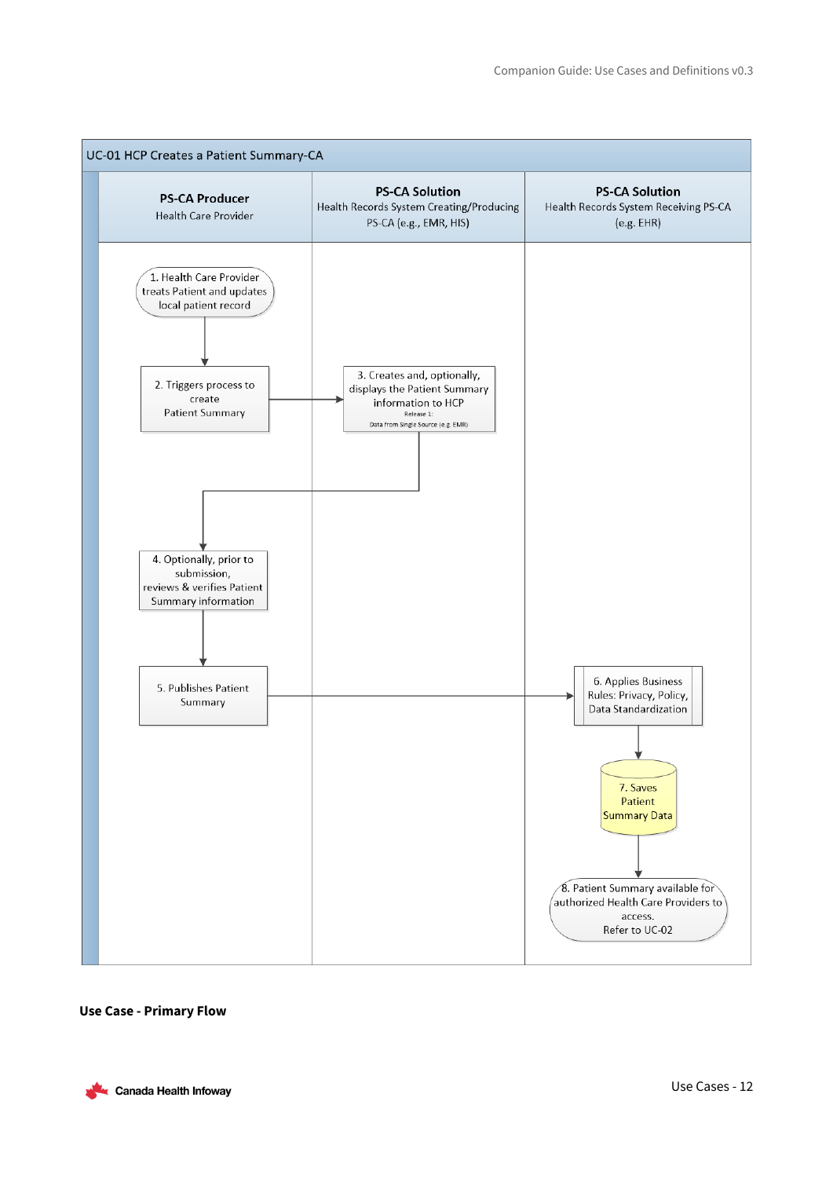UC-01 HCP Creates a Patient Summary-CA

| PS-CA Producer<br>Health Care Provider | PS-CA Solution<br>Health Records System Creating/Producing PS-CA (e.g., EMR, HIS) | PS-CA Solution<br>Health Records System Receiving PS-CA (e.g. EHR) |
|---|---|---|
| 1. Health Care Provider treats Patient and updates local patient record | | |
| 2. Triggers process to create Patient Summary | 3. Creates and, optionally, displays the Patient Summary information to HCP<br>Release 1:<br>Data from Single Source (e.g. EMR) | |
| 4. Optionally, prior to submission, reviews & verifies Patient Summary information | | |
| 5. Publishes Patient Summary | | 6. Applies Business Rules: Privacy, Policy, Data Standardization |
| | | 7. Saves Patient Summary Data |
| | | 8. Patient Summary available for authorized Health Care Providers to access.<br>Refer to UC-02 |

**Use Case - Primary Flow**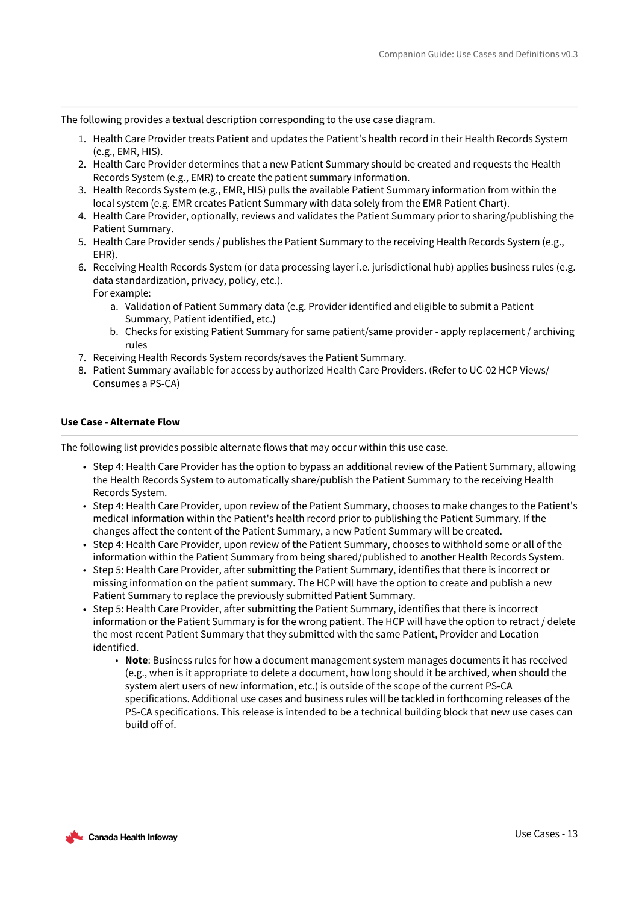The following provides a textual description corresponding to the use case diagram.

1. Health Care Provider treats Patient and updates the Patient's health record in their Health Records System (e.g., EMR, HIS).
2. Health Care Provider determines that a new Patient Summary should be created and requests the Health Records System (e.g., EMR) to create the patient summary information.
3. Health Records System (e.g., EMR, HIS) pulls the available Patient Summary information from within the local system (e.g. EMR creates Patient Summary with data solely from the EMR Patient Chart).
4. Health Care Provider, optionally, reviews and validates the Patient Summary prior to sharing/publishing the Patient Summary.
5. Health Care Provider sends / publishes the Patient Summary to the receiving Health Records System (e.g., EHR).
6. Receiving Health Records System (or data processing layer i.e. jurisdictional hub) applies business rules (e.g. data standardization, privacy, policy, etc.).
   For example:
   a. Validation of Patient Summary data (e.g. Provider identified and eligible to submit a Patient Summary, Patient identified, etc.)
   b. Checks for existing Patient Summary for same patient/same provider - apply replacement / archiving rules
7. Receiving Health Records System records/saves the Patient Summary.
8. Patient Summary available for access by authorized Health Care Providers. (Refer to UC-02 HCP Views/ Consumes a PS-CA)

**Use Case - Alternate Flow**

The following list provides possible alternate flows that may occur within this use case.

- Step 4: Health Care Provider has the option to bypass an additional review of the Patient Summary, allowing the Health Records System to automatically share/publish the Patient Summary to the receiving Health Records System.
- Step 4: Health Care Provider, upon review of the Patient Summary, chooses to make changes to the Patient's medical information within the Patient's health record prior to publishing the Patient Summary. If the changes affect the content of the Patient Summary, a new Patient Summary will be created.
- Step 4: Health Care Provider, upon review of the Patient Summary, chooses to withhold some or all of the information within the Patient Summary from being shared/published to another Health Records System.
- Step 5: Health Care Provider, after submitting the Patient Summary, identifies that there is incorrect or missing information on the patient summary. The HCP will have the option to create and publish a new Patient Summary to replace the previously submitted Patient Summary.
- Step 5: Health Care Provider, after submitting the Patient Summary, identifies that there is incorrect information or the Patient Summary is for the wrong patient. The HCP will have the option to retract / delete the most recent Patient Summary that they submitted with the same Patient, Provider and Location identified.
  - **Note**: Business rules for how a document management system manages documents it has received (e.g., when is it appropriate to delete a document, how long should it be archived, when should the system alert users of new information, etc.) is outside of the scope of the current PS-CA specifications. Additional use cases and business rules will be tackled in forthcoming releases of the PS-CA specifications. This release is intended to be a technical building block that new use cases can build off of.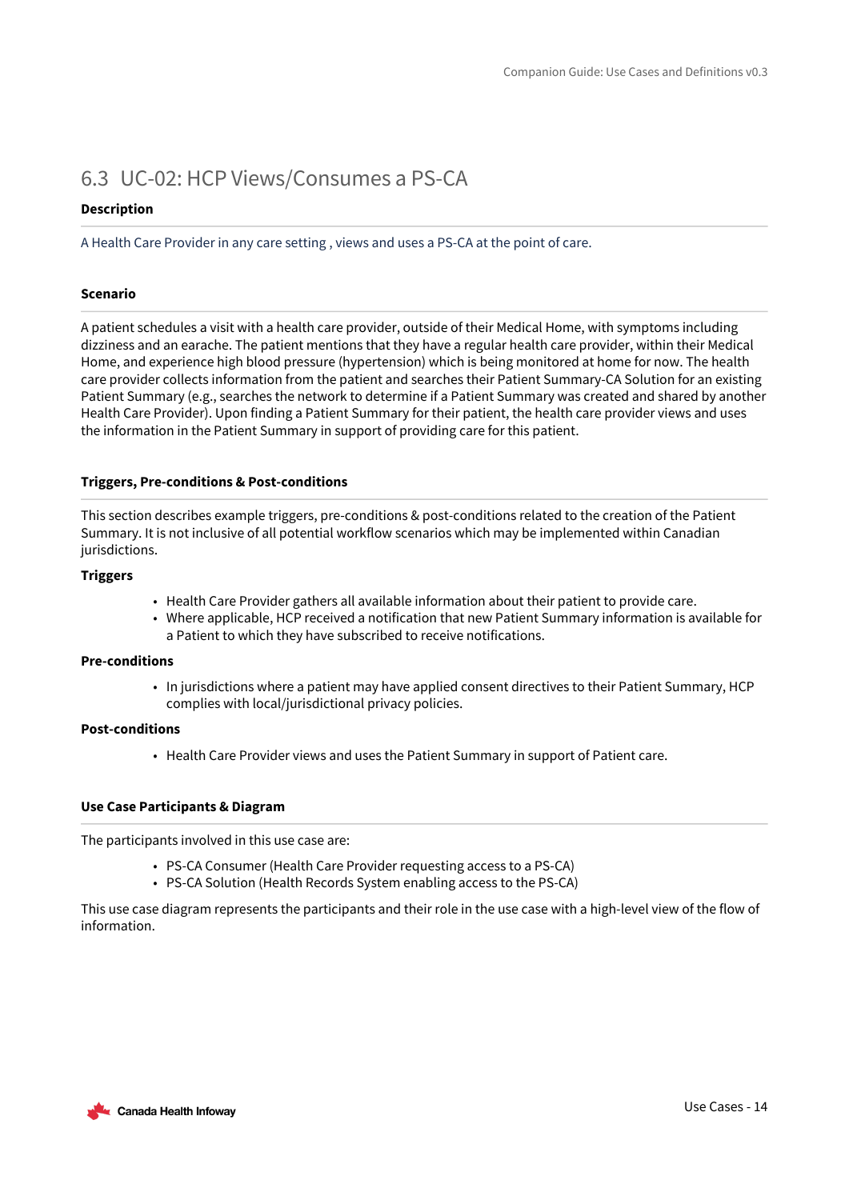## 6.3 UC-02: HCP Views/Consumes a PS-CA

**Description**

A Health Care Provider in any care setting , views and uses a PS-CA at the point of care.

**Scenario**

A patient schedules a visit with a health care provider, outside of their Medical Home, with symptoms including dizziness and an earache. The patient mentions that they have a regular health care provider, within their Medical Home, and experience high blood pressure (hypertension) which is being monitored at home for now. The health care provider collects information from the patient and searches their Patient Summary-CA Solution for an existing Patient Summary (e.g., searches the network to determine if a Patient Summary was created and shared by another Health Care Provider). Upon finding a Patient Summary for their patient, the health care provider views and uses the information in the Patient Summary in support of providing care for this patient.

**Triggers, Pre-conditions & Post-conditions**

This section describes example triggers, pre-conditions & post-conditions related to the creation of the Patient Summary. It is not inclusive of all potential workflow scenarios which may be implemented within Canadian jurisdictions.

**Triggers**

- Health Care Provider gathers all available information about their patient to provide care.
- Where applicable, HCP received a notification that new Patient Summary information is available for a Patient to which they have subscribed to receive notifications.

**Pre-conditions**

- In jurisdictions where a patient may have applied consent directives to their Patient Summary, HCP complies with local/jurisdictional privacy policies.

**Post-conditions**

- Health Care Provider views and uses the Patient Summary in support of Patient care.

**Use Case Participants & Diagram**

The participants involved in this use case are:

- PS-CA Consumer (Health Care Provider requesting access to a PS-CA)
- PS-CA Solution (Health Records System enabling access to the PS-CA)

This use case diagram represents the participants and their role in the use case with a high-level view of the flow of information.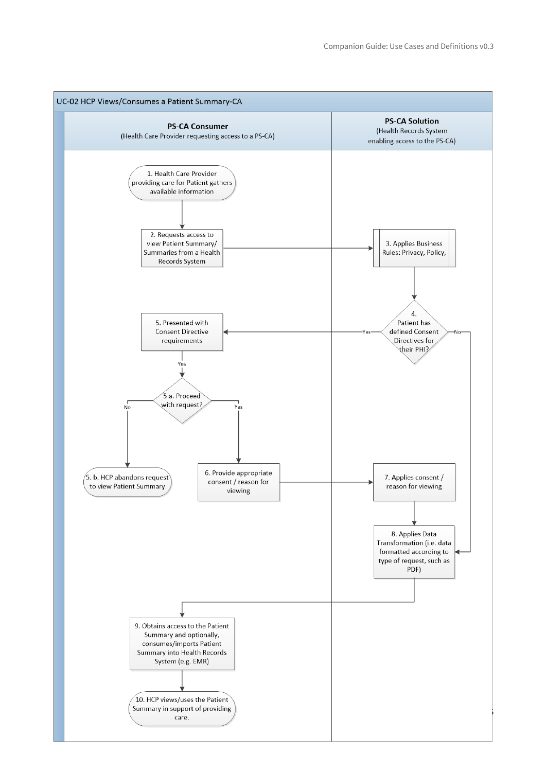## UC-02 HCP Views/Consumes a Patient Summary-CA

**PS-CA Consumer**
(Health Care Provider requesting access to a PS-CA)

**PS-CA Solution**
(Health Records System enabling access to the PS-CA)

1. Health Care Provider providing care for Patient gathers available information

2. Requests access to view Patient Summary/ Summaries from a Health Records System

3. Applies Business Rules: Privacy, Policy,

4. Patient has defined Consent Directives for their PHI?

- Yes → 5. Presented with Consent Directive requirements
- No → 8. Applies Data Transformation

5. Presented with Consent Directive requirements

5.a. Proceed with request?

- No → 5. b. HCP abandons request to view Patient Summary
- Yes → 6. Provide appropriate consent / reason for viewing

6. Provide appropriate consent / reason for viewing

7. Applies consent / reason for viewing

8. Applies Data Transformation (i.e. data formatted according to type of request, such as PDF)

9. Obtains access to the Patient Summary and optionally, consumes/imports Patient Summary into Health Records System (e.g. EMR)

10. HCP views/uses the Patient Summary in support of providing care.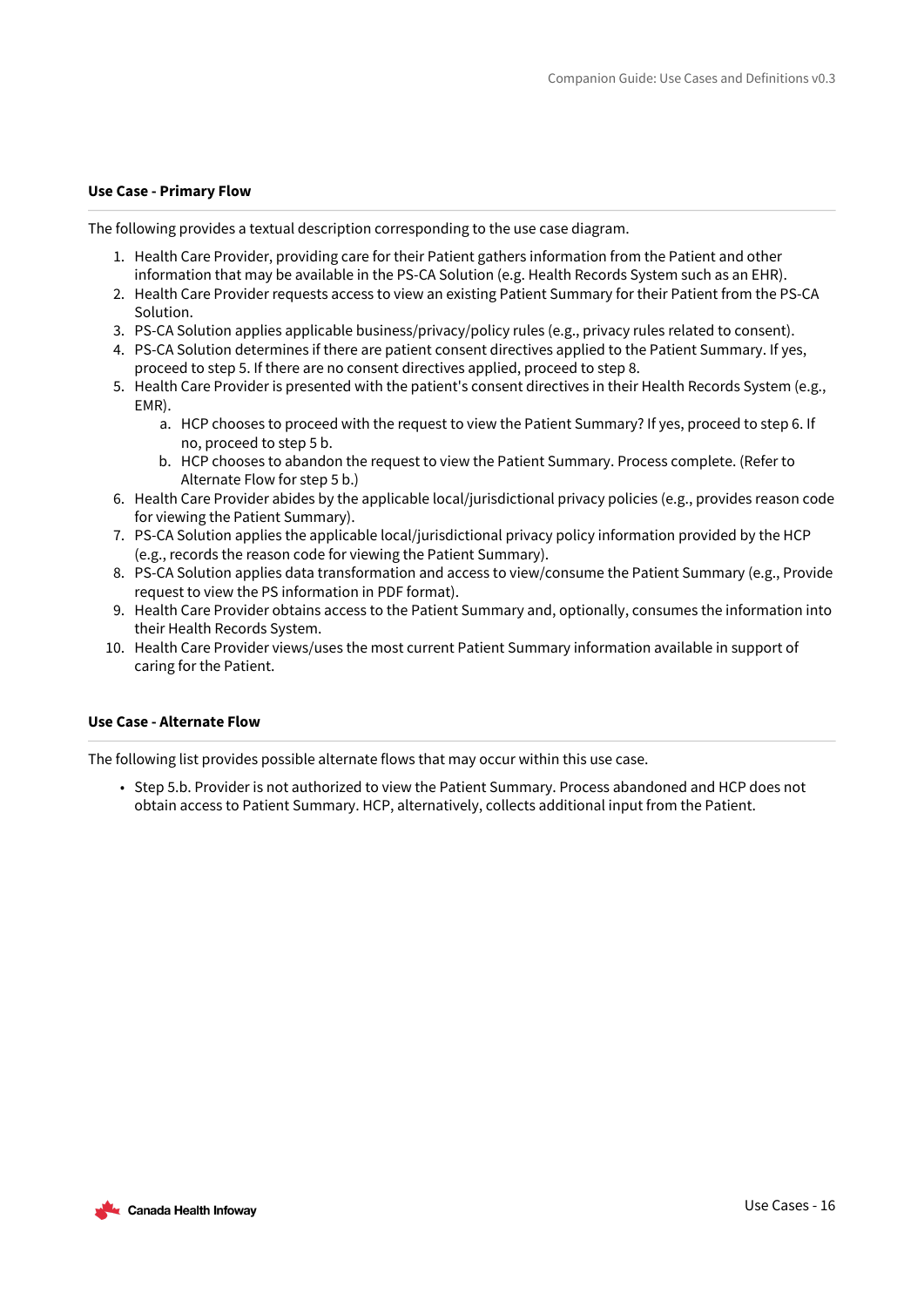#### Use Case - Primary Flow

The following provides a textual description corresponding to the use case diagram.

1. Health Care Provider, providing care for their Patient gathers information from the Patient and other information that may be available in the PS-CA Solution (e.g. Health Records System such as an EHR).
2. Health Care Provider requests access to view an existing Patient Summary for their Patient from the PS-CA Solution.
3. PS-CA Solution applies applicable business/privacy/policy rules (e.g., privacy rules related to consent).
4. PS-CA Solution determines if there are patient consent directives applied to the Patient Summary. If yes, proceed to step 5. If there are no consent directives applied, proceed to step 8.
5. Health Care Provider is presented with the patient's consent directives in their Health Records System (e.g., EMR).
    a. HCP chooses to proceed with the request to view the Patient Summary? If yes, proceed to step 6. If no, proceed to step 5 b.
    b. HCP chooses to abandon the request to view the Patient Summary. Process complete. (Refer to Alternate Flow for step 5 b.)
6. Health Care Provider abides by the applicable local/jurisdictional privacy policies (e.g., provides reason code for viewing the Patient Summary).
7. PS-CA Solution applies the applicable local/jurisdictional privacy policy information provided by the HCP (e.g., records the reason code for viewing the Patient Summary).
8. PS-CA Solution applies data transformation and access to view/consume the Patient Summary (e.g., Provide request to view the PS information in PDF format).
9. Health Care Provider obtains access to the Patient Summary and, optionally, consumes the information into their Health Records System.
10. Health Care Provider views/uses the most current Patient Summary information available in support of caring for the Patient.

#### Use Case - Alternate Flow

The following list provides possible alternate flows that may occur within this use case.

- Step 5.b. Provider is not authorized to view the Patient Summary. Process abandoned and HCP does not obtain access to Patient Summary. HCP, alternatively, collects additional input from the Patient.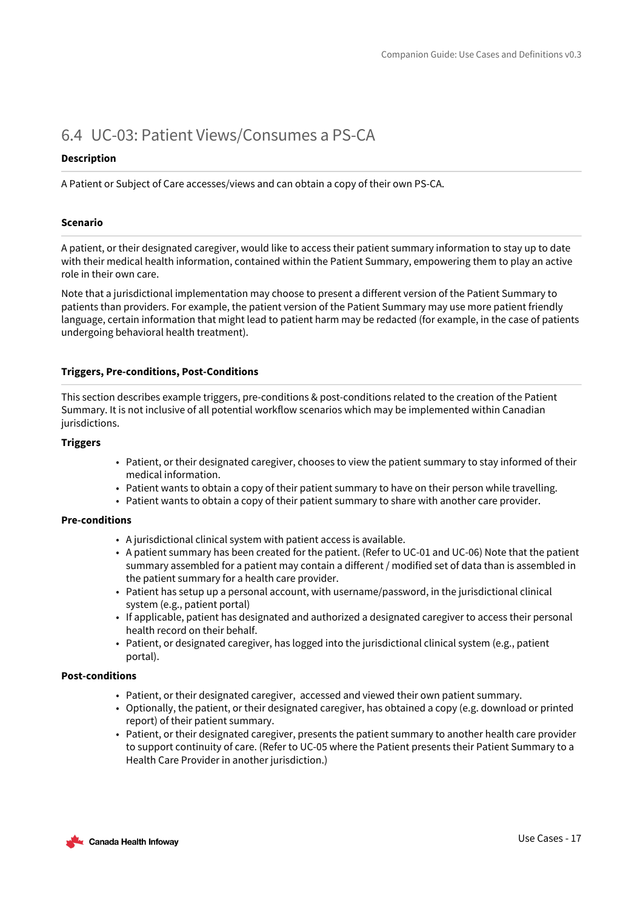## 6.4 UC-03: Patient Views/Consumes a PS-CA

**Description**

A Patient or Subject of Care accesses/views and can obtain a copy of their own PS-CA.

**Scenario**

A patient, or their designated caregiver, would like to access their patient summary information to stay up to date with their medical health information, contained within the Patient Summary, empowering them to play an active role in their own care.

Note that a jurisdictional implementation may choose to present a different version of the Patient Summary to patients than providers. For example, the patient version of the Patient Summary may use more patient friendly language, certain information that might lead to patient harm may be redacted (for example, in the case of patients undergoing behavioral health treatment).

**Triggers, Pre-conditions, Post-Conditions**

This section describes example triggers, pre-conditions & post-conditions related to the creation of the Patient Summary. It is not inclusive of all potential workflow scenarios which may be implemented within Canadian jurisdictions.

**Triggers**

- Patient, or their designated caregiver, chooses to view the patient summary to stay informed of their medical information.
- Patient wants to obtain a copy of their patient summary to have on their person while travelling.
- Patient wants to obtain a copy of their patient summary to share with another care provider.

**Pre-conditions**

- A jurisdictional clinical system with patient access is available.
- A patient summary has been created for the patient. (Refer to UC-01 and UC-06) Note that the patient summary assembled for a patient may contain a different / modified set of data than is assembled in the patient summary for a health care provider.
- Patient has setup up a personal account, with username/password, in the jurisdictional clinical system (e.g., patient portal)
- If applicable, patient has designated and authorized a designated caregiver to access their personal health record on their behalf.
- Patient, or designated caregiver, has logged into the jurisdictional clinical system (e.g., patient portal).

**Post-conditions**

- Patient, or their designated caregiver, accessed and viewed their own patient summary.
- Optionally, the patient, or their designated caregiver, has obtained a copy (e.g. download or printed report) of their patient summary.
- Patient, or their designated caregiver, presents the patient summary to another health care provider to support continuity of care. (Refer to UC-05 where the Patient presents their Patient Summary to a Health Care Provider in another jurisdiction.)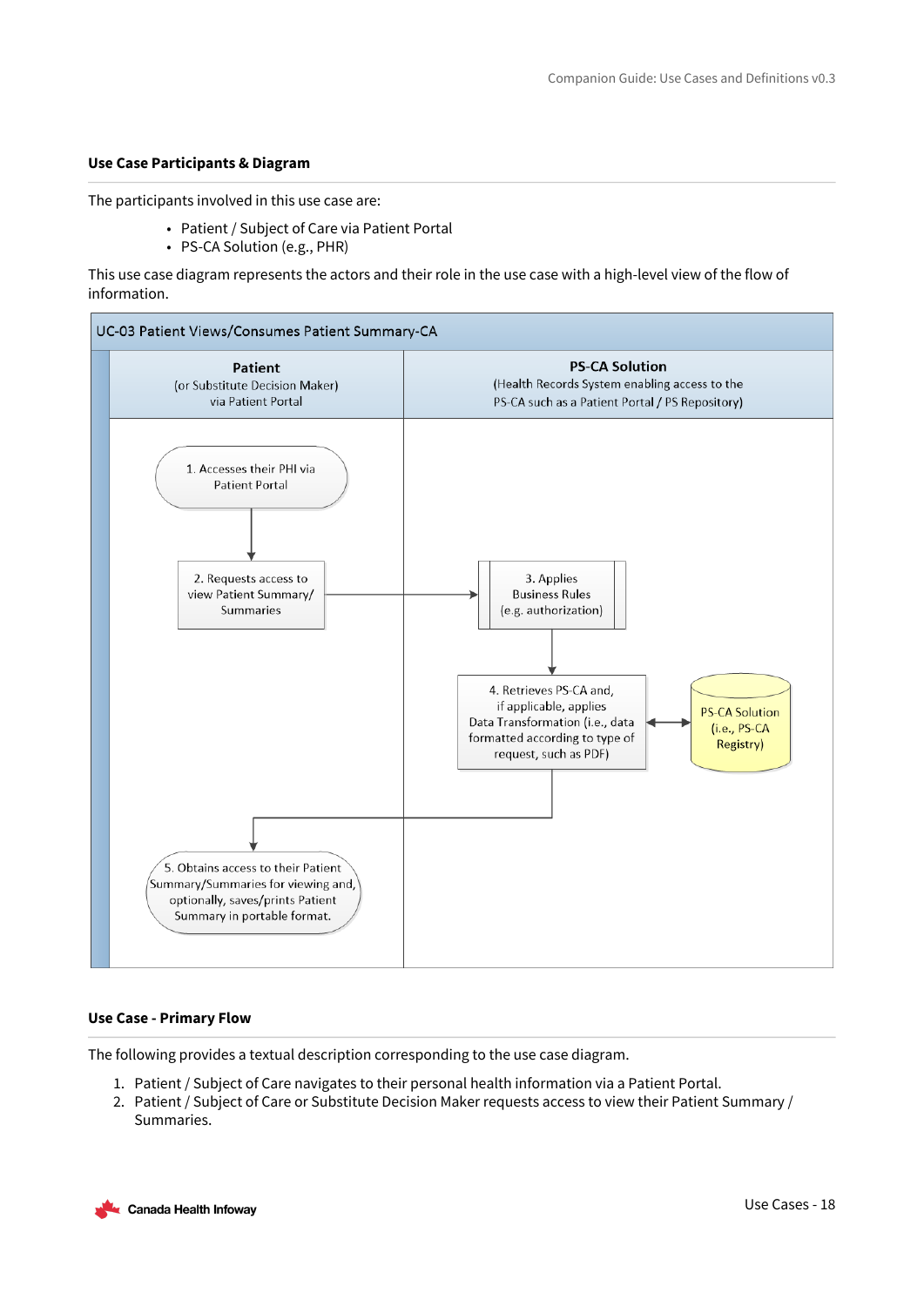### Use Case Participants & Diagram

The participants involved in this use case are:

- Patient / Subject of Care via Patient Portal
- PS-CA Solution (e.g., PHR)

This use case diagram represents the actors and their role in the use case with a high-level view of the flow of information.

**UC-03 Patient Views/Consumes Patient Summary-CA**

| Patient (or Substitute Decision Maker) via Patient Portal | PS-CA Solution (Health Records System enabling access to the PS-CA such as a Patient Portal / PS Repository) |
|---|---|
| 1. Accesses their PHI via Patient Portal | |
| 2. Requests access to view Patient Summary/ Summaries | 3. Applies Business Rules (e.g. authorization) |
| | 4. Retrieves PS-CA and, if applicable, applies Data Transformation (i.e., data formatted according to type of request, such as PDF) ↔ PS-CA Solution (i.e., PS-CA Registry) |
| 5. Obtains access to their Patient Summary/Summaries for viewing and, optionally, saves/prints Patient Summary in portable format. | |

### Use Case - Primary Flow

The following provides a textual description corresponding to the use case diagram.

1. Patient / Subject of Care navigates to their personal health information via a Patient Portal.
2. Patient / Subject of Care or Substitute Decision Maker requests access to view their Patient Summary / Summaries.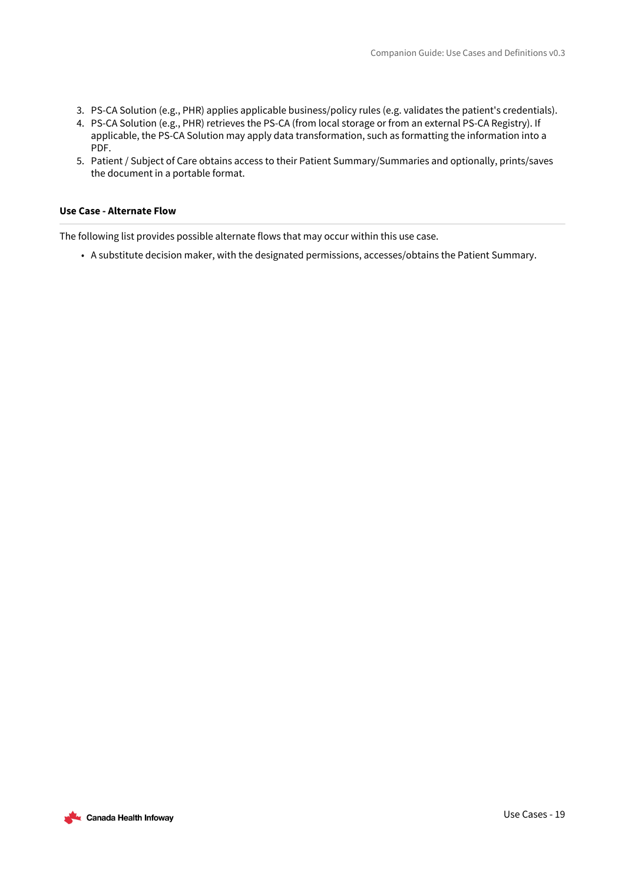3. PS-CA Solution (e.g., PHR) applies applicable business/policy rules (e.g. validates the patient's credentials).
4. PS-CA Solution (e.g., PHR) retrieves the PS-CA (from local storage or from an external PS-CA Registry). If applicable, the PS-CA Solution may apply data transformation, such as formatting the information into a PDF.
5. Patient / Subject of Care obtains access to their Patient Summary/Summaries and optionally, prints/saves the document in a portable format.

#### Use Case - Alternate Flow

The following list provides possible alternate flows that may occur within this use case.

- A substitute decision maker, with the designated permissions, accesses/obtains the Patient Summary.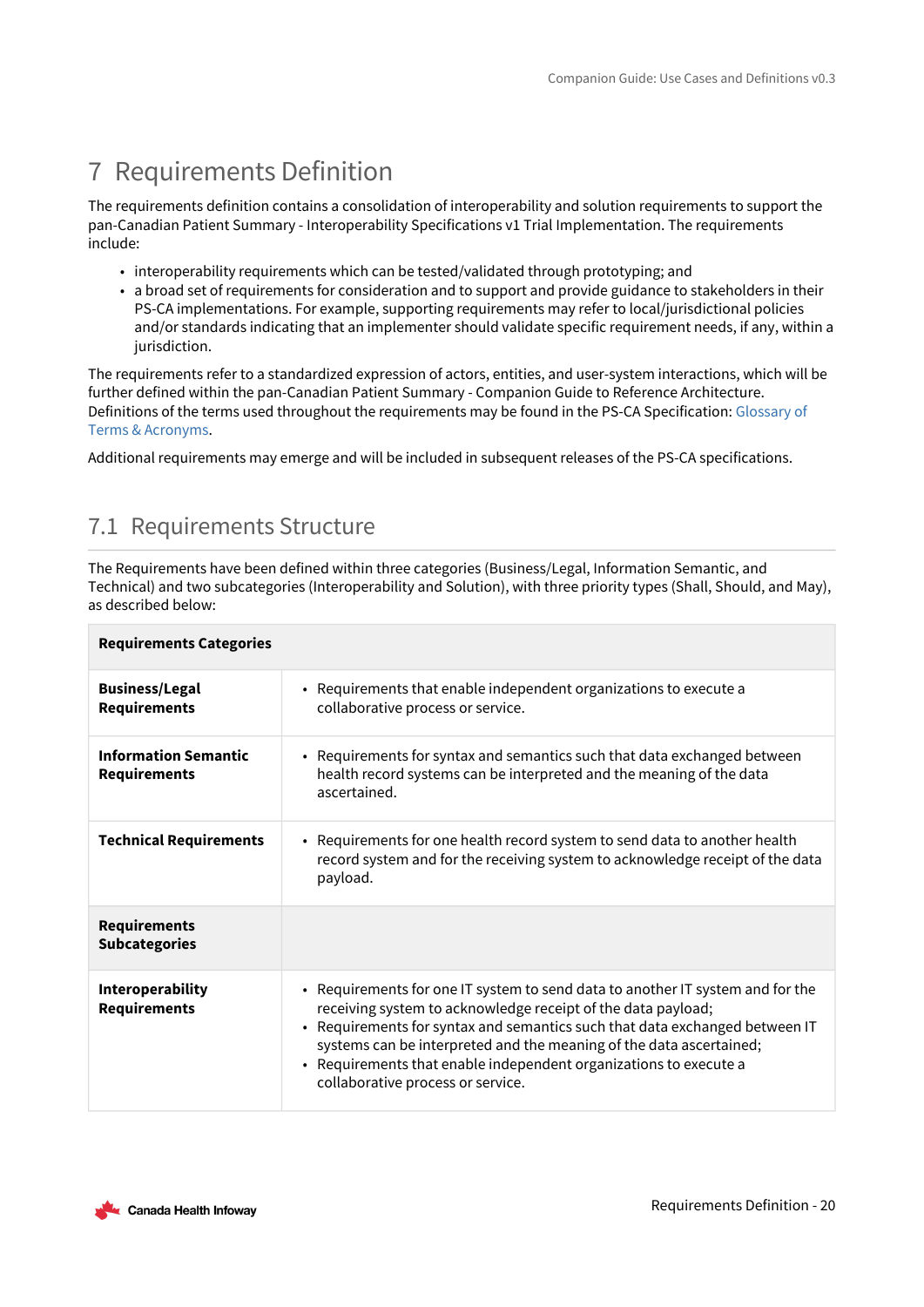# 7 Requirements Definition

The requirements definition contains a consolidation of interoperability and solution requirements to support the pan-Canadian Patient Summary - Interoperability Specifications v1 Trial Implementation. The requirements include:

- interoperability requirements which can be tested/validated through prototyping; and
- a broad set of requirements for consideration and to support and provide guidance to stakeholders in their PS-CA implementations. For example, supporting requirements may refer to local/jurisdictional policies and/or standards indicating that an implementer should validate specific requirement needs, if any, within a jurisdiction.

The requirements refer to a standardized expression of actors, entities, and user-system interactions, which will be further defined within the pan-Canadian Patient Summary - Companion Guide to Reference Architecture. Definitions of the terms used throughout the requirements may be found in the PS-CA Specification: Glossary of Terms & Acronyms.

Additional requirements may emerge and will be included in subsequent releases of the PS-CA specifications.

## 7.1 Requirements Structure

The Requirements have been defined within three categories (Business/Legal, Information Semantic, and Technical) and two subcategories (Interoperability and Solution), with three priority types (Shall, Should, and May), as described below:

| **Requirements Categories** | |
|---|---|
| **Business/Legal Requirements** | • Requirements that enable independent organizations to execute a collaborative process or service. |
| **Information Semantic Requirements** | • Requirements for syntax and semantics such that data exchanged between health record systems can be interpreted and the meaning of the data ascertained. |
| **Technical Requirements** | • Requirements for one health record system to send data to another health record system and for the receiving system to acknowledge receipt of the data payload. |
| **Requirements Subcategories** | |
| **Interoperability Requirements** | • Requirements for one IT system to send data to another IT system and for the receiving system to acknowledge receipt of the data payload;<br>• Requirements for syntax and semantics such that data exchanged between IT systems can be interpreted and the meaning of the data ascertained;<br>• Requirements that enable independent organizations to execute a collaborative process or service. |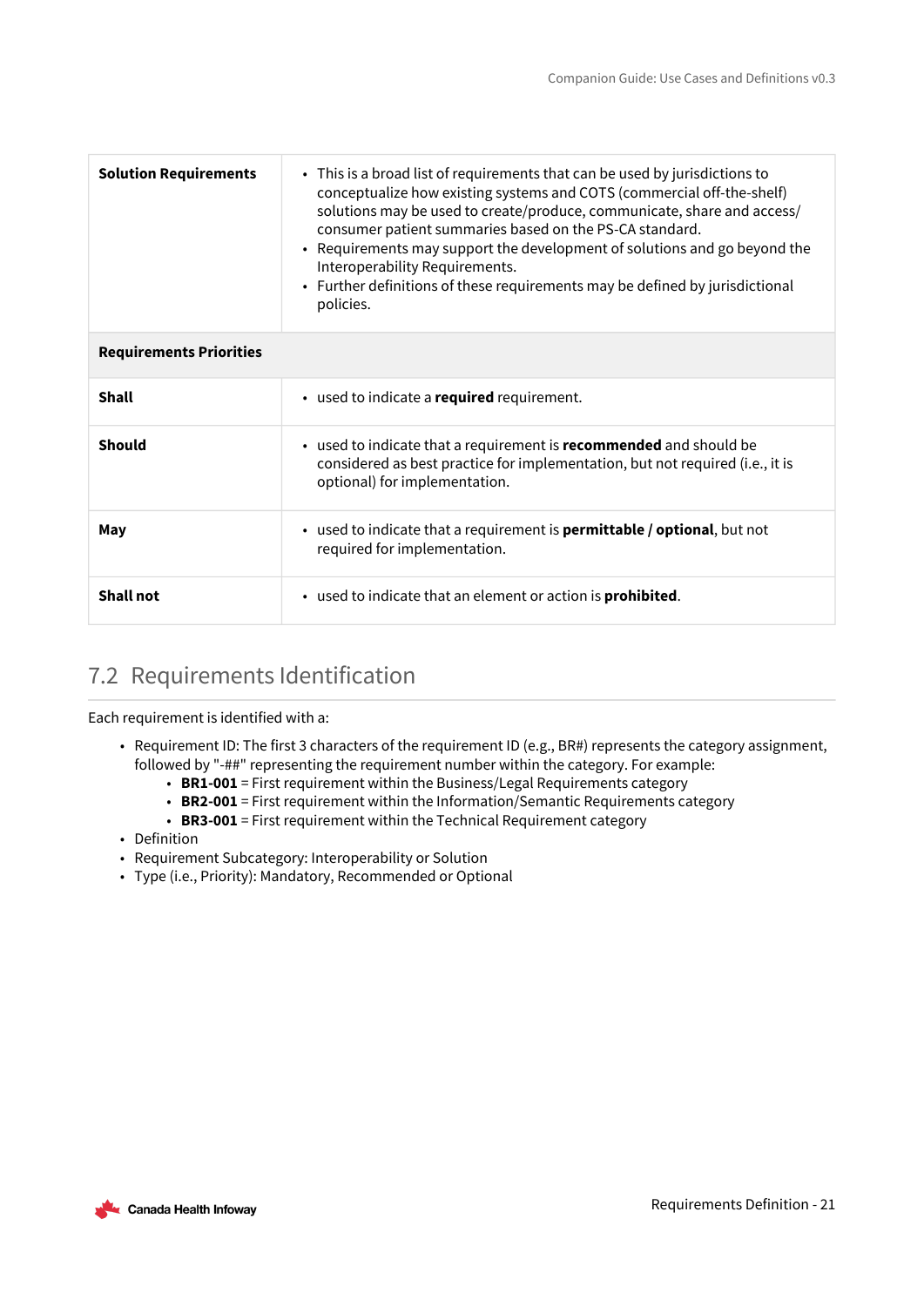| | |
|---|---|
| **Solution Requirements** | • This is a broad list of requirements that can be used by jurisdictions to conceptualize how existing systems and COTS (commercial off-the-shelf) solutions may be used to create/produce, communicate, share and access/ consumer patient summaries based on the PS-CA standard.<br>• Requirements may support the development of solutions and go beyond the Interoperability Requirements.<br>• Further definitions of these requirements may be defined by jurisdictional policies. |
| **Requirements Priorities** | |
| **Shall** | • used to indicate a **required** requirement. |
| **Should** | • used to indicate that a requirement is **recommended** and should be considered as best practice for implementation, but not required (i.e., it is optional) for implementation. |
| **May** | • used to indicate that a requirement is **permittable / optional**, but not required for implementation. |
| **Shall not** | • used to indicate that an element or action is **prohibited**. |

## 7.2 Requirements Identification

Each requirement is identified with a:

- Requirement ID: The first 3 characters of the requirement ID (e.g., BR#) represents the category assignment, followed by "-##" representing the requirement number within the category. For example:
  - **BR1-001** = First requirement within the Business/Legal Requirements category
  - **BR2-001** = First requirement within the Information/Semantic Requirements category
  - **BR3-001** = First requirement within the Technical Requirement category
- Definition
- Requirement Subcategory: Interoperability or Solution
- Type (i.e., Priority): Mandatory, Recommended or Optional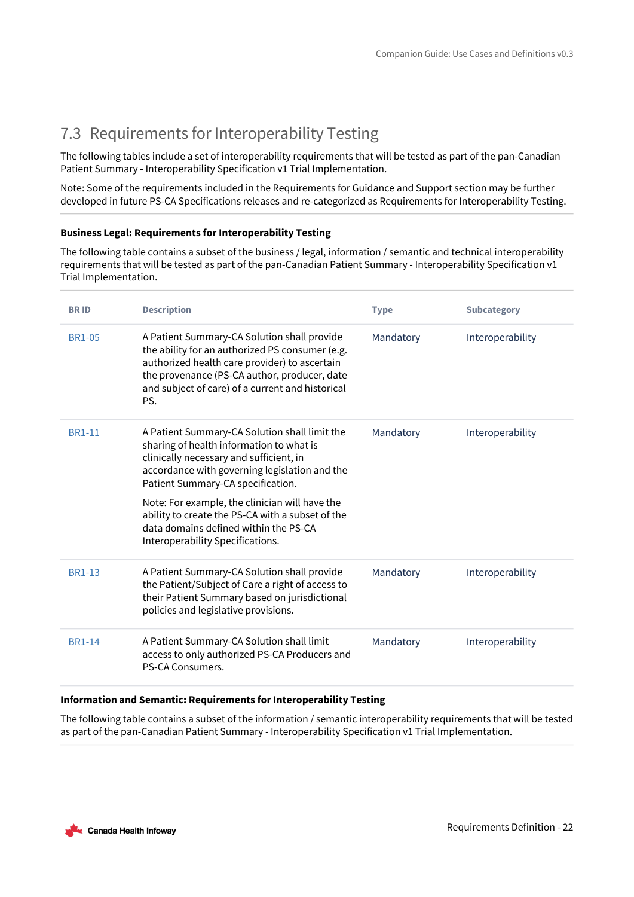## 7.3 Requirements for Interoperability Testing

The following tables include a set of interoperability requirements that will be tested as part of the pan-Canadian Patient Summary - Interoperability Specification v1 Trial Implementation.

Note: Some of the requirements included in the Requirements for Guidance and Support section may be further developed in future PS-CA Specifications releases and re-categorized as Requirements for Interoperability Testing.

**Business Legal: Requirements for Interoperability Testing**

The following table contains a subset of the business / legal, information / semantic and technical interoperability requirements that will be tested as part of the pan-Canadian Patient Summary - Interoperability Specification v1 Trial Implementation.

| BR ID | Description | Type | Subcategory |
|---|---|---|---|
| BR1-05 | A Patient Summary-CA Solution shall provide the ability for an authorized PS consumer (e.g. authorized health care provider) to ascertain the provenance (PS-CA author, producer, date and subject of care) of a current and historical PS. | Mandatory | Interoperability |
| BR1-11 | A Patient Summary-CA Solution shall limit the sharing of health information to what is clinically necessary and sufficient, in accordance with governing legislation and the Patient Summary-CA specification.<br><br>Note: For example, the clinician will have the ability to create the PS-CA with a subset of the data domains defined within the PS-CA Interoperability Specifications. | Mandatory | Interoperability |
| BR1-13 | A Patient Summary-CA Solution shall provide the Patient/Subject of Care a right of access to their Patient Summary based on jurisdictional policies and legislative provisions. | Mandatory | Interoperability |
| BR1-14 | A Patient Summary-CA Solution shall limit access to only authorized PS-CA Producers and PS-CA Consumers. | Mandatory | Interoperability |

**Information and Semantic: Requirements for Interoperability Testing**

The following table contains a subset of the information / semantic interoperability requirements that will be tested as part of the pan-Canadian Patient Summary - Interoperability Specification v1 Trial Implementation.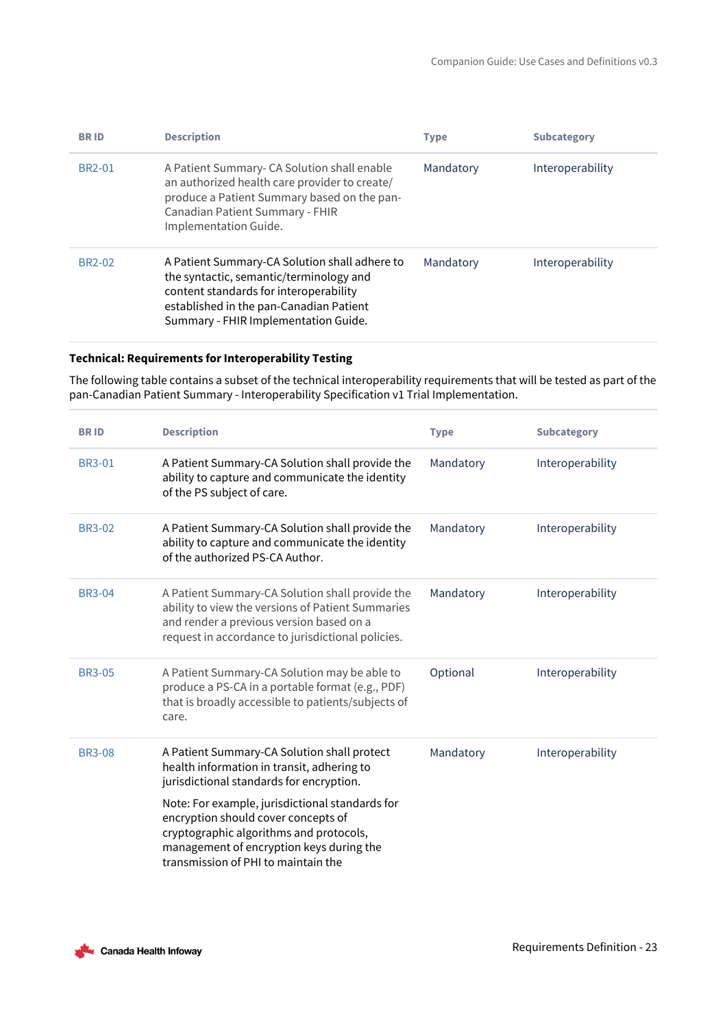| BR ID | Description | Type | Subcategory |
|---|---|---|---|
| BR2-01 | A Patient Summary- CA Solution shall enable an authorized health care provider to create/ produce a Patient Summary based on the pan-Canadian Patient Summary - FHIR Implementation Guide. | Mandatory | Interoperability |
| BR2-02 | A Patient Summary-CA Solution shall adhere to the syntactic, semantic/terminology and content standards for interoperability established in the pan-Canadian Patient Summary - FHIR Implementation Guide. | Mandatory | Interoperability |

**Technical: Requirements for Interoperability Testing**

The following table contains a subset of the technical interoperability requirements that will be tested as part of the pan-Canadian Patient Summary - Interoperability Specification v1 Trial Implementation.

| BR ID | Description | Type | Subcategory |
|---|---|---|---|
| BR3-01 | A Patient Summary-CA Solution shall provide the ability to capture and communicate the identity of the PS subject of care. | Mandatory | Interoperability |
| BR3-02 | A Patient Summary-CA Solution shall provide the ability to capture and communicate the identity of the authorized PS-CA Author. | Mandatory | Interoperability |
| BR3-04 | A Patient Summary-CA Solution shall provide the ability to view the versions of Patient Summaries and render a previous version based on a request in accordance to jurisdictional policies. | Mandatory | Interoperability |
| BR3-05 | A Patient Summary-CA Solution may be able to produce a PS-CA in a portable format (e.g., PDF) that is broadly accessible to patients/subjects of care. | Optional | Interoperability |
| BR3-08 | A Patient Summary-CA Solution shall protect health information in transit, adhering to jurisdictional standards for encryption.<br><br>Note: For example, jurisdictional standards for encryption should cover concepts of cryptographic algorithms and protocols, management of encryption keys during the transmission of PHI to maintain the | Mandatory | Interoperability |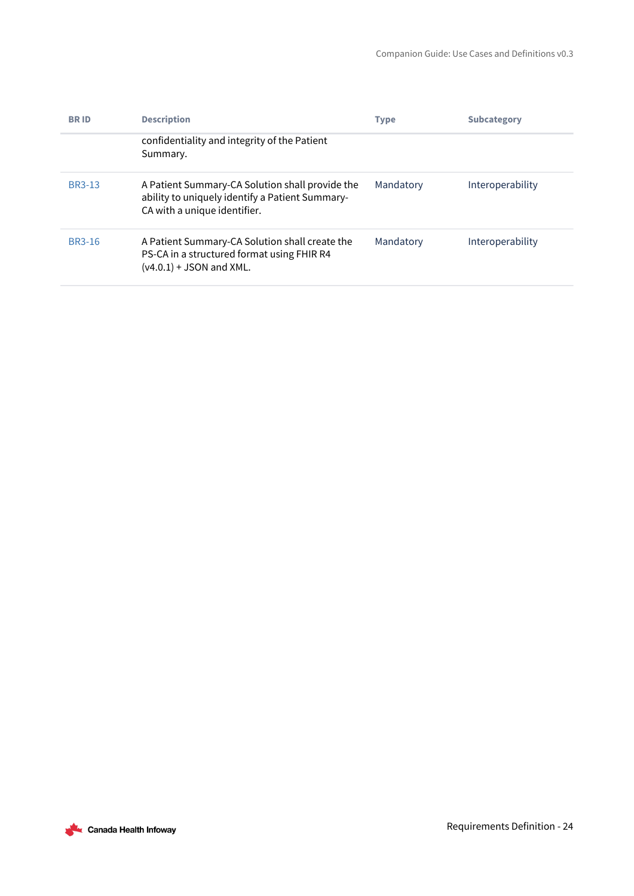| BR ID | Description | Type | Subcategory |
|---|---|---|---|
| | confidentiality and integrity of the Patient Summary. | | |
| BR3-13 | A Patient Summary-CA Solution shall provide the ability to uniquely identify a Patient Summary-CA with a unique identifier. | Mandatory | Interoperability |
| BR3-16 | A Patient Summary-CA Solution shall create the PS-CA in a structured format using FHIR R4 (v4.0.1) + JSON and XML. | Mandatory | Interoperability |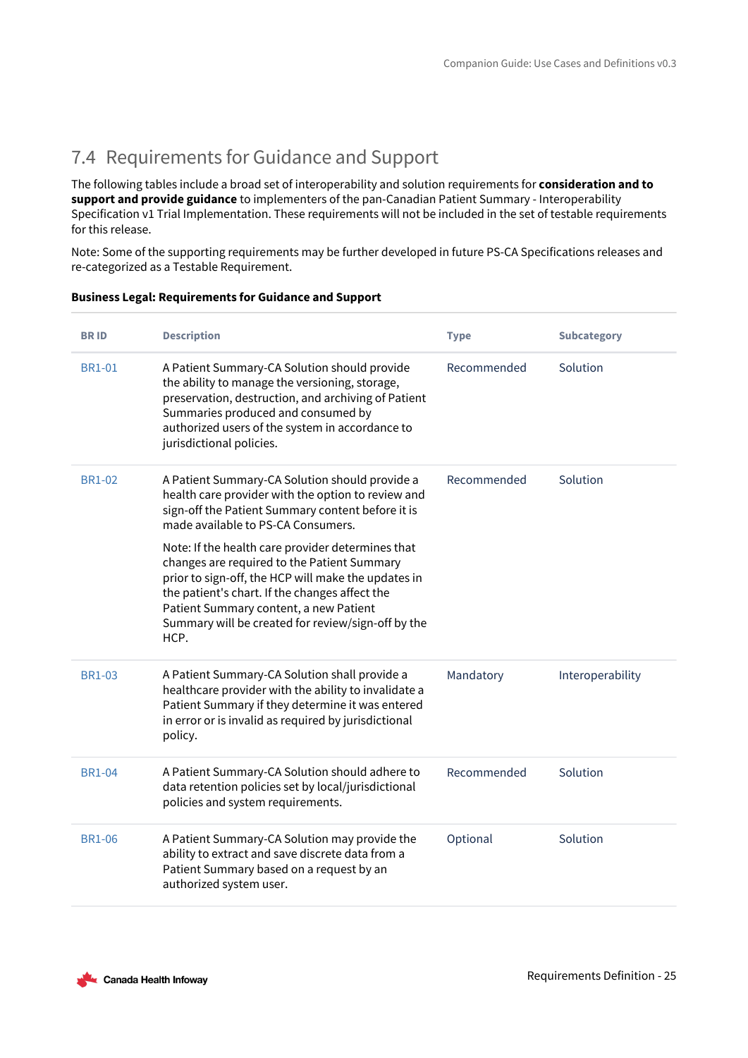## 7.4 Requirements for Guidance and Support

The following tables include a broad set of interoperability and solution requirements for **consideration and to support and provide guidance** to implementers of the pan-Canadian Patient Summary - Interoperability Specification v1 Trial Implementation. These requirements will not be included in the set of testable requirements for this release.

Note: Some of the supporting requirements may be further developed in future PS-CA Specifications releases and re-categorized as a Testable Requirement.

**Business Legal: Requirements for Guidance and Support**

| BR ID | Description | Type | Subcategory |
|---|---|---|---|
| BR1-01 | A Patient Summary-CA Solution should provide the ability to manage the versioning, storage, preservation, destruction, and archiving of Patient Summaries produced and consumed by authorized users of the system in accordance to jurisdictional policies. | Recommended | Solution |
| BR1-02 | A Patient Summary-CA Solution should provide a health care provider with the option to review and sign-off the Patient Summary content before it is made available to PS-CA Consumers.<br><br>Note: If the health care provider determines that changes are required to the Patient Summary prior to sign-off, the HCP will make the updates in the patient's chart. If the changes affect the Patient Summary content, a new Patient Summary will be created for review/sign-off by the HCP. | Recommended | Solution |
| BR1-03 | A Patient Summary-CA Solution shall provide a healthcare provider with the ability to invalidate a Patient Summary if they determine it was entered in error or is invalid as required by jurisdictional policy. | Mandatory | Interoperability |
| BR1-04 | A Patient Summary-CA Solution should adhere to data retention policies set by local/jurisdictional policies and system requirements. | Recommended | Solution |
| BR1-06 | A Patient Summary-CA Solution may provide the ability to extract and save discrete data from a Patient Summary based on a request by an authorized system user. | Optional | Solution |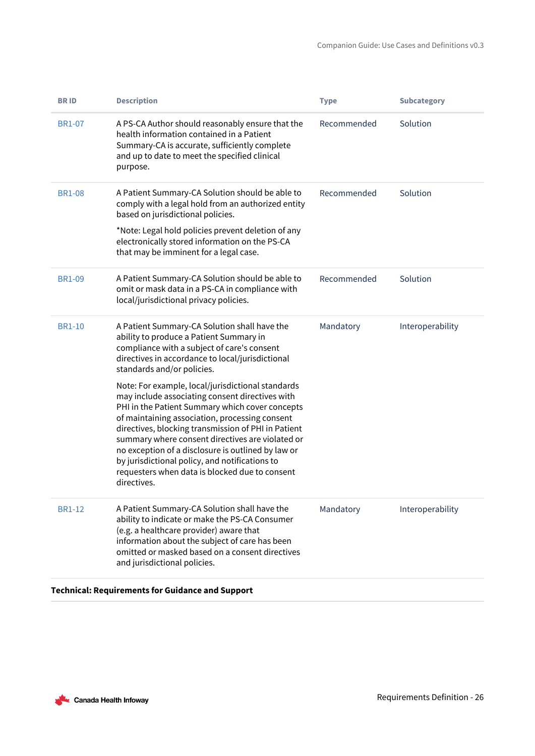| BR ID | Description | Type | Subcategory |
|---|---|---|---|
| BR1-07 | A PS-CA Author should reasonably ensure that the health information contained in a Patient Summary-CA is accurate, sufficiently complete and up to date to meet the specified clinical purpose. | Recommended | Solution |
| BR1-08 | A Patient Summary-CA Solution should be able to comply with a legal hold from an authorized entity based on jurisdictional policies.<br><br>*Note: Legal hold policies prevent deletion of any electronically stored information on the PS-CA that may be imminent for a legal case. | Recommended | Solution |
| BR1-09 | A Patient Summary-CA Solution should be able to omit or mask data in a PS-CA in compliance with local/jurisdictional privacy policies. | Recommended | Solution |
| BR1-10 | A Patient Summary-CA Solution shall have the ability to produce a Patient Summary in compliance with a subject of care's consent directives in accordance to local/jurisdictional standards and/or policies.<br><br>Note: For example, local/jurisdictional standards may include associating consent directives with PHI in the Patient Summary which cover concepts of maintaining association, processing consent directives, blocking transmission of PHI in Patient summary where consent directives are violated or no exception of a disclosure is outlined by law or by jurisdictional policy, and notifications to requesters when data is blocked due to consent directives. | Mandatory | Interoperability |
| BR1-12 | A Patient Summary-CA Solution shall have the ability to indicate or make the PS-CA Consumer (e.g. a healthcare provider) aware that information about the subject of care has been omitted or masked based on a consent directives and jurisdictional policies. | Mandatory | Interoperability |

**Technical: Requirements for Guidance and Support**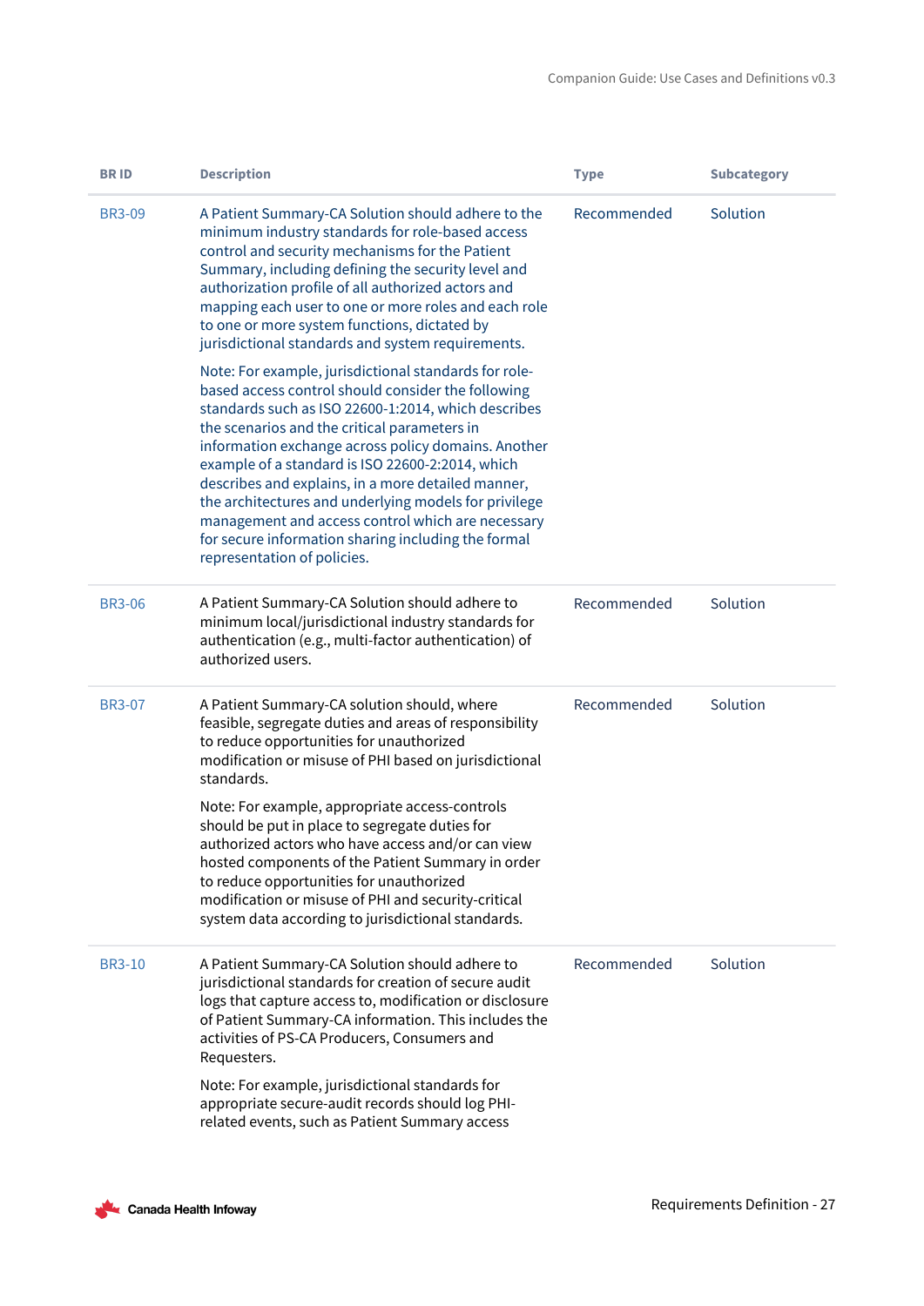| BR ID | Description | Type | Subcategory |
|---|---|---|---|
| BR3-09 | A Patient Summary-CA Solution should adhere to the minimum industry standards for role-based access control and security mechanisms for the Patient Summary, including defining the security level and authorization profile of all authorized actors and mapping each user to one or more roles and each role to one or more system functions, dictated by jurisdictional standards and system requirements.<br><br>Note: For example, jurisdictional standards for role-based access control should consider the following standards such as ISO 22600-1:2014, which describes the scenarios and the critical parameters in information exchange across policy domains. Another example of a standard is ISO 22600-2:2014, which describes and explains, in a more detailed manner, the architectures and underlying models for privilege management and access control which are necessary for secure information sharing including the formal representation of policies. | Recommended | Solution |
| BR3-06 | A Patient Summary-CA Solution should adhere to minimum local/jurisdictional industry standards for authentication (e.g., multi-factor authentication) of authorized users. | Recommended | Solution |
| BR3-07 | A Patient Summary-CA solution should, where feasible, segregate duties and areas of responsibility to reduce opportunities for unauthorized modification or misuse of PHI based on jurisdictional standards.<br><br>Note: For example, appropriate access-controls should be put in place to segregate duties for authorized actors who have access and/or can view hosted components of the Patient Summary in order to reduce opportunities for unauthorized modification or misuse of PHI and security-critical system data according to jurisdictional standards. | Recommended | Solution |
| BR3-10 | A Patient Summary-CA Solution should adhere to jurisdictional standards for creation of secure audit logs that capture access to, modification or disclosure of Patient Summary-CA information. This includes the activities of PS-CA Producers, Consumers and Requesters.<br><br>Note: For example, jurisdictional standards for appropriate secure-audit records should log PHI-related events, such as Patient Summary access | Recommended | Solution |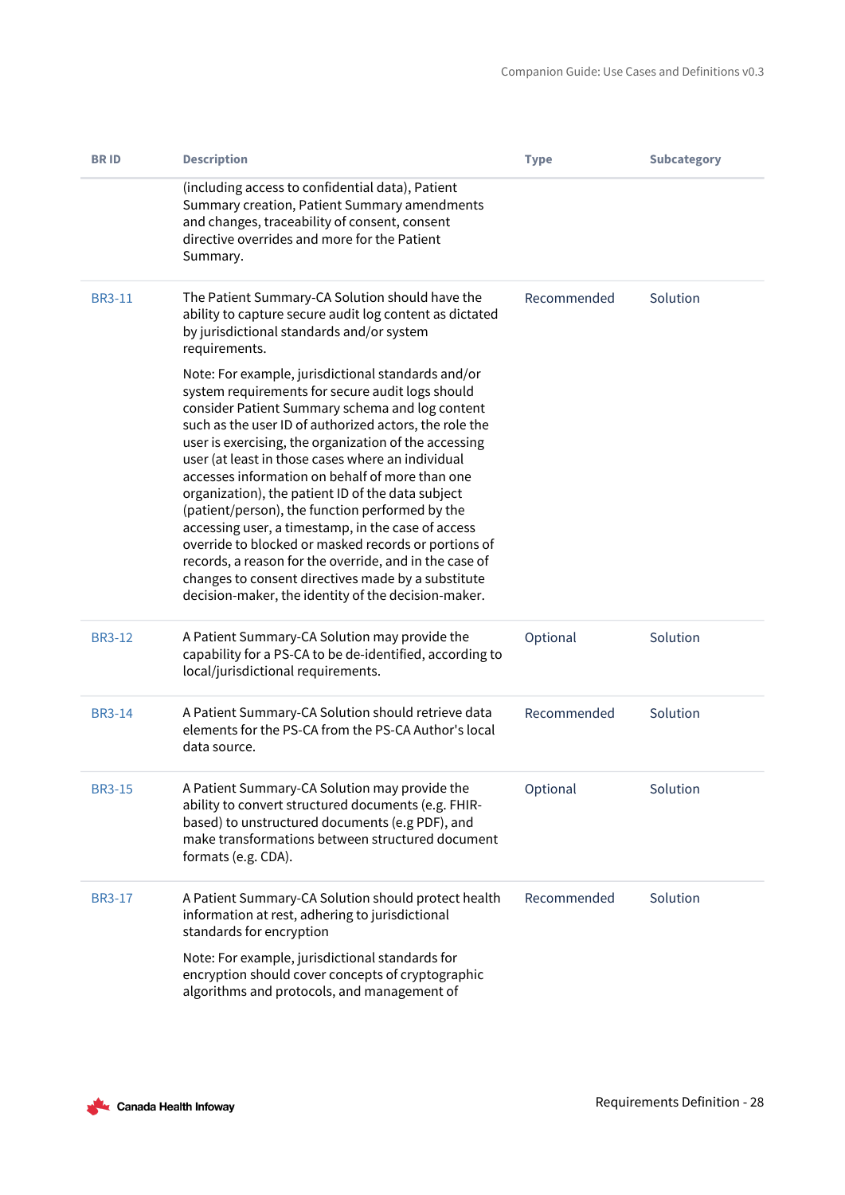| BR ID | Description | Type | Subcategory |
|---|---|---|---|
| | (including access to confidential data), Patient Summary creation, Patient Summary amendments and changes, traceability of consent, consent directive overrides and more for the Patient Summary. | | |
| BR3-11 | The Patient Summary-CA Solution should have the ability to capture secure audit log content as dictated by jurisdictional standards and/or system requirements.<br><br>Note: For example, jurisdictional standards and/or system requirements for secure audit logs should consider Patient Summary schema and log content such as the user ID of authorized actors, the role the user is exercising, the organization of the accessing user (at least in those cases where an individual accesses information on behalf of more than one organization), the patient ID of the data subject (patient/person), the function performed by the accessing user, a timestamp, in the case of access override to blocked or masked records or portions of records, a reason for the override, and in the case of changes to consent directives made by a substitute decision-maker, the identity of the decision-maker. | Recommended | Solution |
| BR3-12 | A Patient Summary-CA Solution may provide the capability for a PS-CA to be de-identified, according to local/jurisdictional requirements. | Optional | Solution |
| BR3-14 | A Patient Summary-CA Solution should retrieve data elements for the PS-CA from the PS-CA Author's local data source. | Recommended | Solution |
| BR3-15 | A Patient Summary-CA Solution may provide the ability to convert structured documents (e.g. FHIR-based) to unstructured documents (e.g PDF), and make transformations between structured document formats (e.g. CDA). | Optional | Solution |
| BR3-17 | A Patient Summary-CA Solution should protect health information at rest, adhering to jurisdictional standards for encryption<br><br>Note: For example, jurisdictional standards for encryption should cover concepts of cryptographic algorithms and protocols, and management of | Recommended | Solution |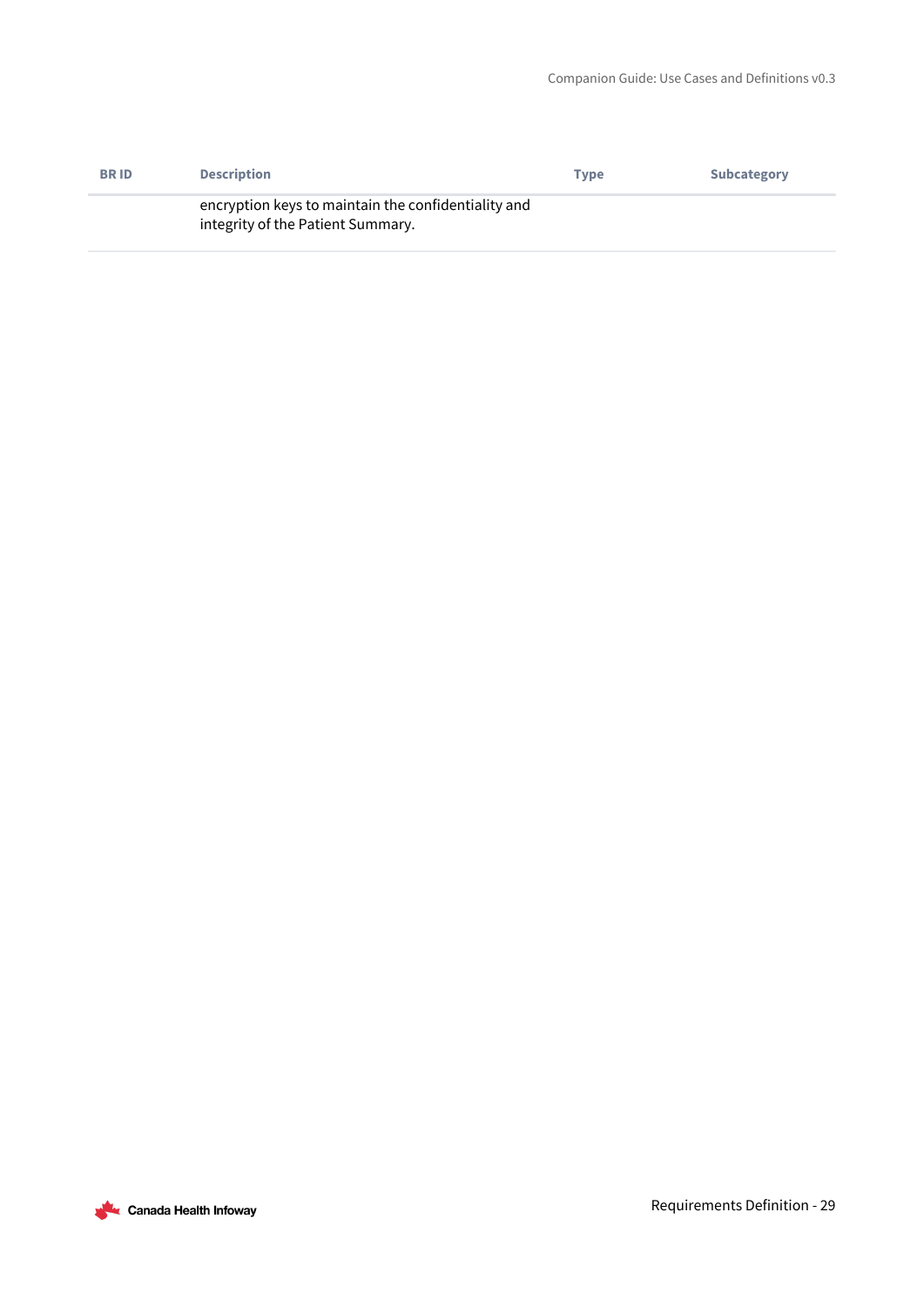| BR ID | Description | Type | Subcategory |
|---|---|---|---|
| | encryption keys to maintain the confidentiality and integrity of the Patient Summary. | | |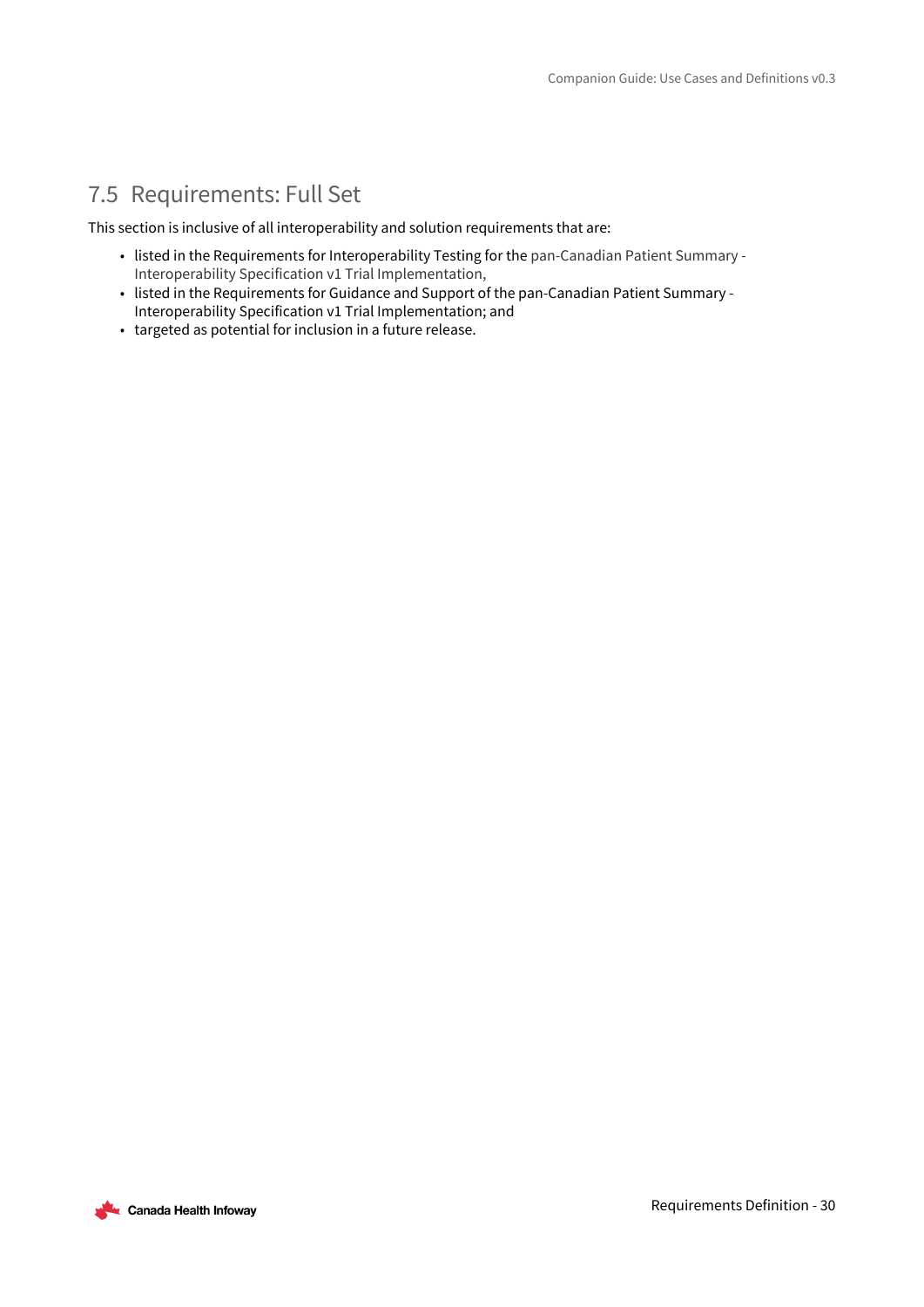## 7.5 Requirements: Full Set

This section is inclusive of all interoperability and solution requirements that are:

- listed in the Requirements for Interoperability Testing for the pan-Canadian Patient Summary - Interoperability Specification v1 Trial Implementation,
- listed in the Requirements for Guidance and Support of the pan-Canadian Patient Summary - Interoperability Specification v1 Trial Implementation; and
- targeted as potential for inclusion in a future release.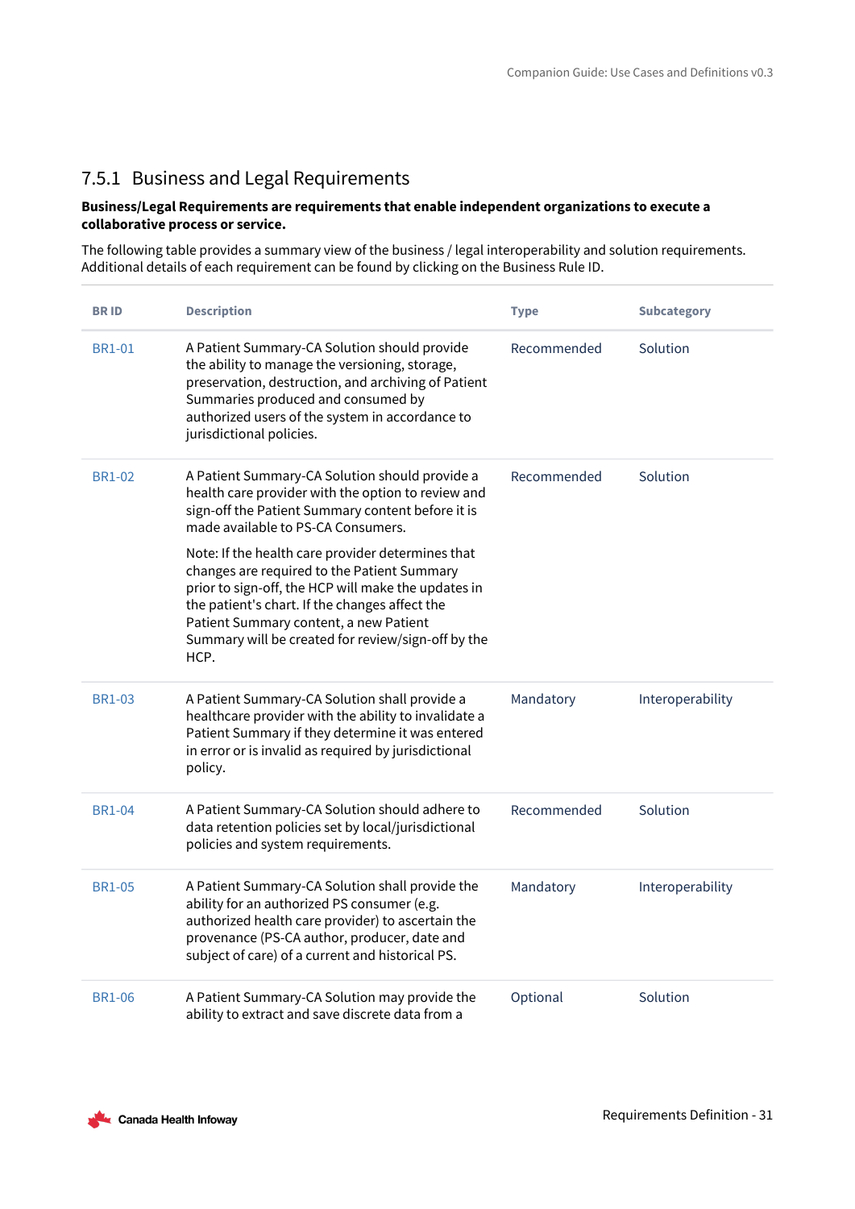### 7.5.1 Business and Legal Requirements

**Business/Legal Requirements are requirements that enable independent organizations to execute a collaborative process or service.**

The following table provides a summary view of the business / legal interoperability and solution requirements. Additional details of each requirement can be found by clicking on the Business Rule ID.

| BR ID | Description | Type | Subcategory |
|---|---|---|---|
| BR1-01 | A Patient Summary-CA Solution should provide the ability to manage the versioning, storage, preservation, destruction, and archiving of Patient Summaries produced and consumed by authorized users of the system in accordance to jurisdictional policies. | Recommended | Solution |
| BR1-02 | A Patient Summary-CA Solution should provide a health care provider with the option to review and sign-off the Patient Summary content before it is made available to PS-CA Consumers.<br><br>Note: If the health care provider determines that changes are required to the Patient Summary prior to sign-off, the HCP will make the updates in the patient's chart. If the changes affect the Patient Summary content, a new Patient Summary will be created for review/sign-off by the HCP. | Recommended | Solution |
| BR1-03 | A Patient Summary-CA Solution shall provide a healthcare provider with the ability to invalidate a Patient Summary if they determine it was entered in error or is invalid as required by jurisdictional policy. | Mandatory | Interoperability |
| BR1-04 | A Patient Summary-CA Solution should adhere to data retention policies set by local/jurisdictional policies and system requirements. | Recommended | Solution |
| BR1-05 | A Patient Summary-CA Solution shall provide the ability for an authorized PS consumer (e.g. authorized health care provider) to ascertain the provenance (PS-CA author, producer, date and subject of care) of a current and historical PS. | Mandatory | Interoperability |
| BR1-06 | A Patient Summary-CA Solution may provide the ability to extract and save discrete data from a | Optional | Solution |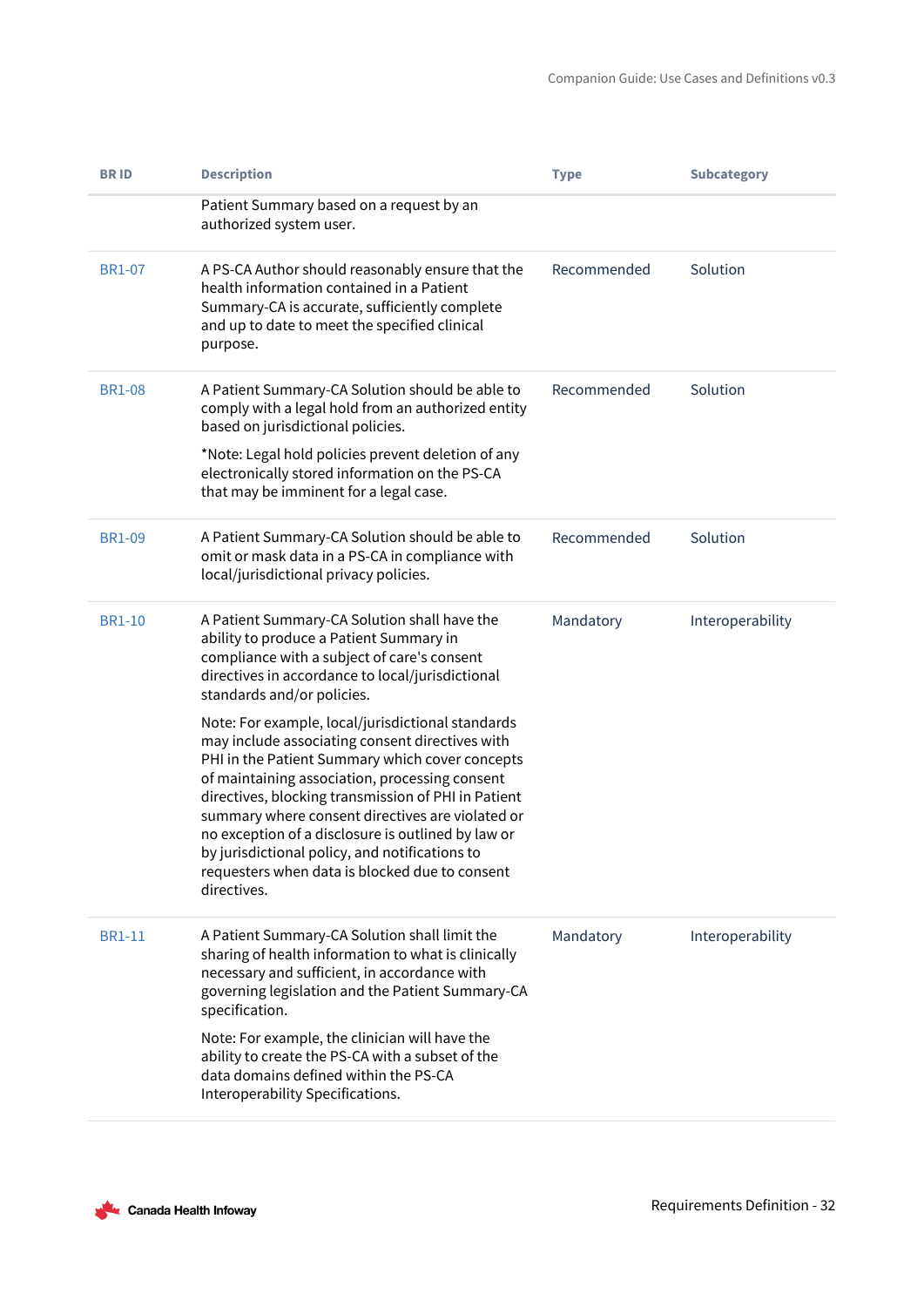| BR ID | Description | Type | Subcategory |
|---|---|---|---|
| | Patient Summary based on a request by an authorized system user. | | |
| BR1-07 | A PS-CA Author should reasonably ensure that the health information contained in a Patient Summary-CA is accurate, sufficiently complete and up to date to meet the specified clinical purpose. | Recommended | Solution |
| BR1-08 | A Patient Summary-CA Solution should be able to comply with a legal hold from an authorized entity based on jurisdictional policies.<br><br>*Note: Legal hold policies prevent deletion of any electronically stored information on the PS-CA that may be imminent for a legal case. | Recommended | Solution |
| BR1-09 | A Patient Summary-CA Solution should be able to omit or mask data in a PS-CA in compliance with local/jurisdictional privacy policies. | Recommended | Solution |
| BR1-10 | A Patient Summary-CA Solution shall have the ability to produce a Patient Summary in compliance with a subject of care's consent directives in accordance to local/jurisdictional standards and/or policies.<br><br>Note: For example, local/jurisdictional standards may include associating consent directives with PHI in the Patient Summary which cover concepts of maintaining association, processing consent directives, blocking transmission of PHI in Patient summary where consent directives are violated or no exception of a disclosure is outlined by law or by jurisdictional policy, and notifications to requesters when data is blocked due to consent directives. | Mandatory | Interoperability |
| BR1-11 | A Patient Summary-CA Solution shall limit the sharing of health information to what is clinically necessary and sufficient, in accordance with governing legislation and the Patient Summary-CA specification.<br><br>Note: For example, the clinician will have the ability to create the PS-CA with a subset of the data domains defined within the PS-CA Interoperability Specifications. | Mandatory | Interoperability |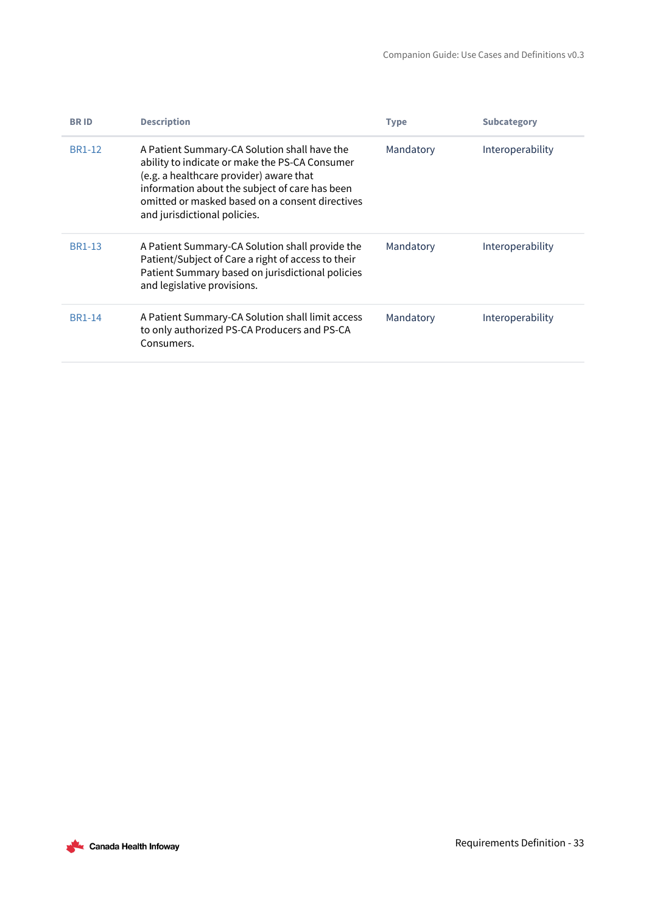| BR ID | Description | Type | Subcategory |
|---|---|---|---|
| BR1-12 | A Patient Summary-CA Solution shall have the ability to indicate or make the PS-CA Consumer (e.g. a healthcare provider) aware that information about the subject of care has been omitted or masked based on a consent directives and jurisdictional policies. | Mandatory | Interoperability |
| BR1-13 | A Patient Summary-CA Solution shall provide the Patient/Subject of Care a right of access to their Patient Summary based on jurisdictional policies and legislative provisions. | Mandatory | Interoperability |
| BR1-14 | A Patient Summary-CA Solution shall limit access to only authorized PS-CA Producers and PS-CA Consumers. | Mandatory | Interoperability |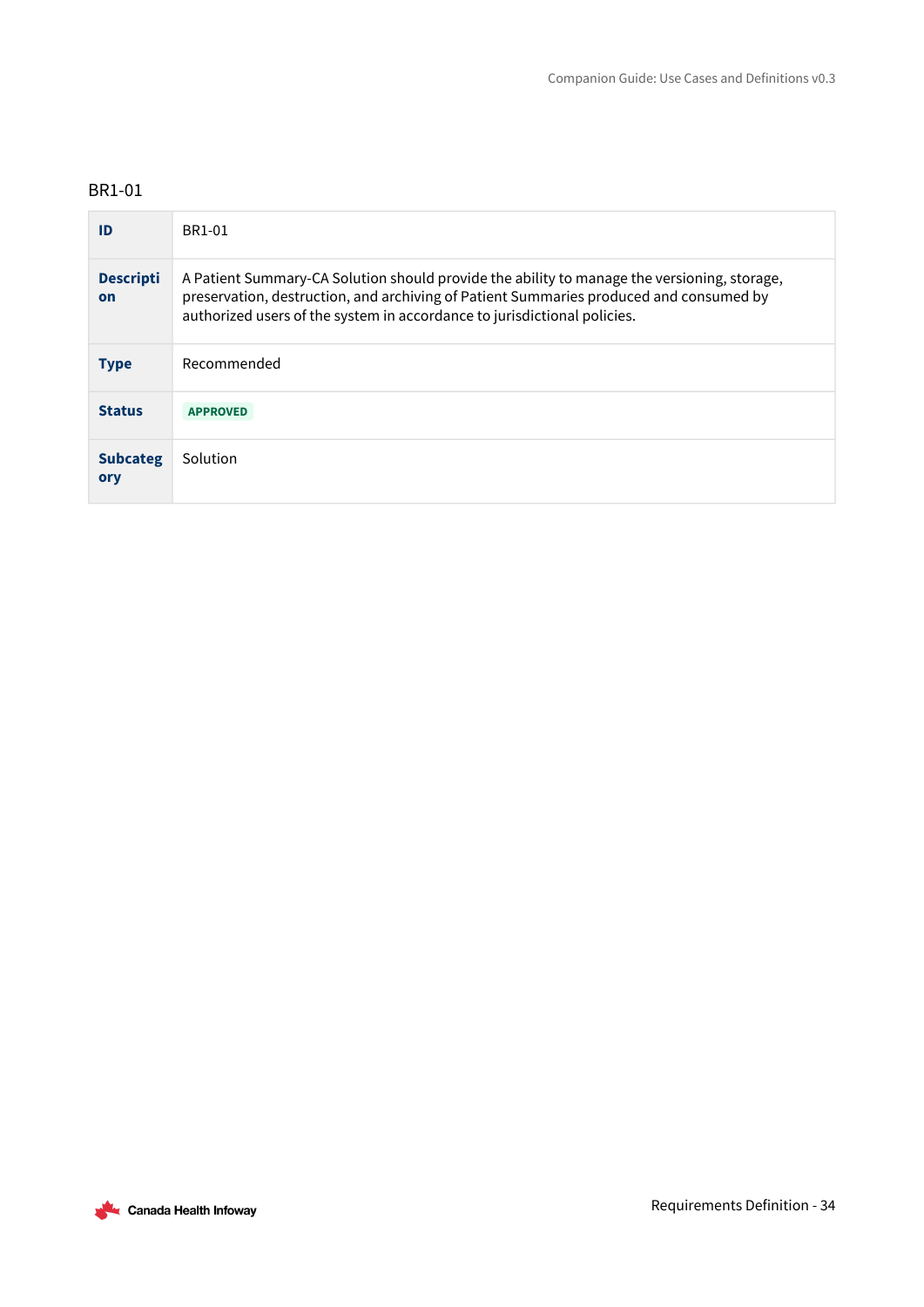### BR1-01

| ID | BR1-01 |
| --- | --- |
| **Description** | A Patient Summary-CA Solution should provide the ability to manage the versioning, storage, preservation, destruction, and archiving of Patient Summaries produced and consumed by authorized users of the system in accordance to jurisdictional policies. |
| **Type** | Recommended |
| **Status** | APPROVED |
| **Subcategory** | Solution |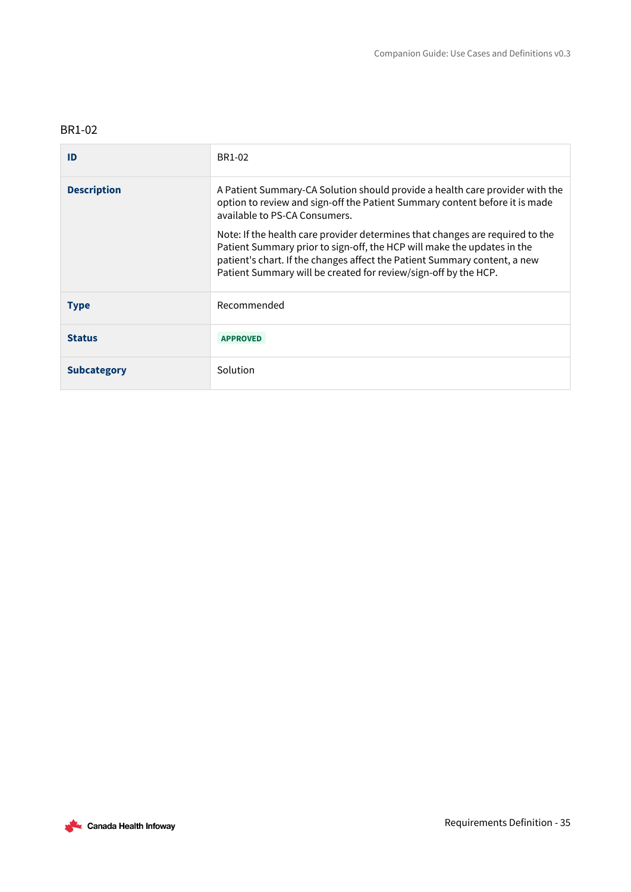BR1-02

| ID | BR1-02 |
| --- | --- |
| **Description** | A Patient Summary-CA Solution should provide a health care provider with the option to review and sign-off the Patient Summary content before it is made available to PS-CA Consumers.<br><br>Note: If the health care provider determines that changes are required to the Patient Summary prior to sign-off, the HCP will make the updates in the patient's chart. If the changes affect the Patient Summary content, a new Patient Summary will be created for review/sign-off by the HCP. |
| **Type** | Recommended |
| **Status** | APPROVED |
| **Subcategory** | Solution |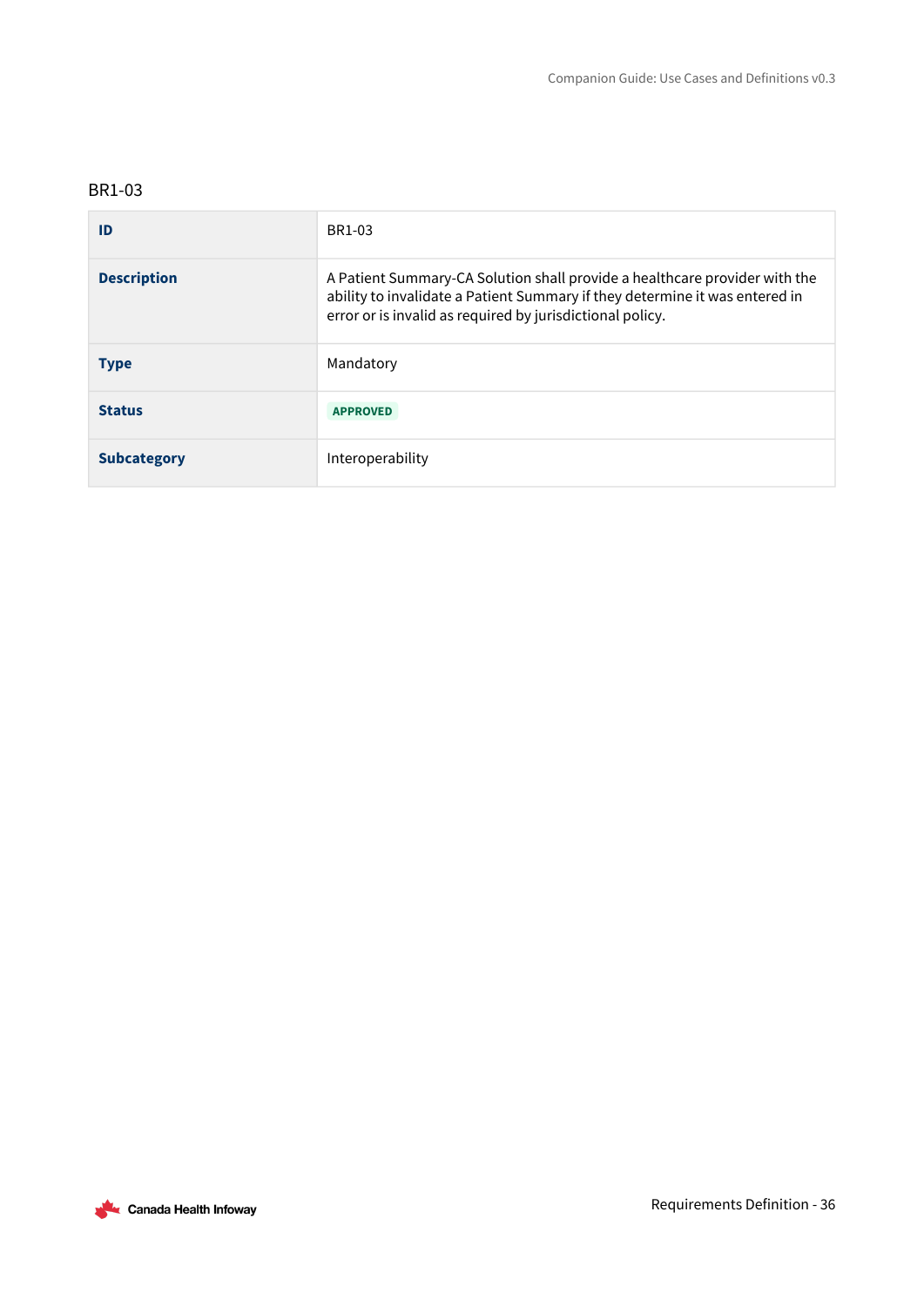BR1-03

| ID | BR1-03 |
| --- | --- |
| **Description** | A Patient Summary-CA Solution shall provide a healthcare provider with the ability to invalidate a Patient Summary if they determine it was entered in error or is invalid as required by jurisdictional policy. |
| **Type** | Mandatory |
| **Status** | APPROVED |
| **Subcategory** | Interoperability |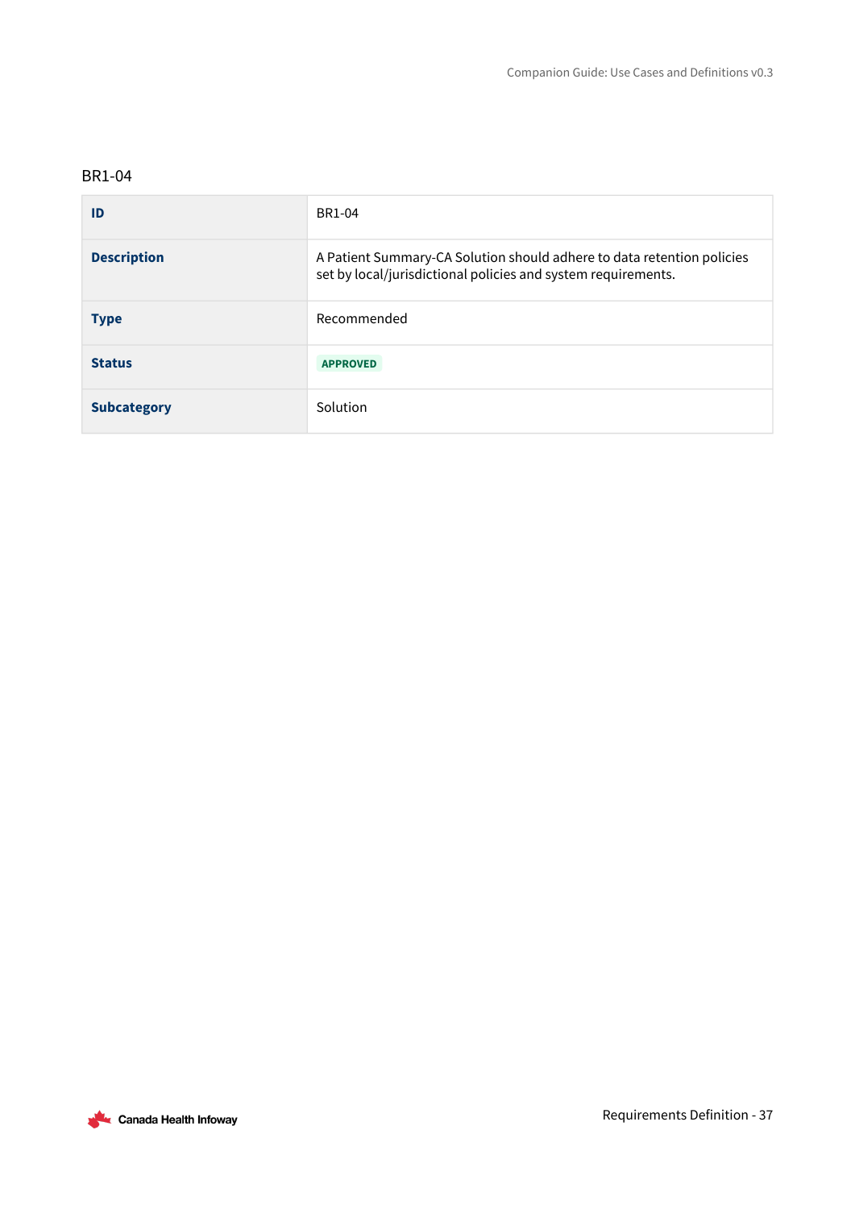BR1-04

| ID | BR1-04 |
| --- | --- |
| **Description** | A Patient Summary-CA Solution should adhere to data retention policies set by local/jurisdictional policies and system requirements. |
| **Type** | Recommended |
| **Status** | APPROVED |
| **Subcategory** | Solution |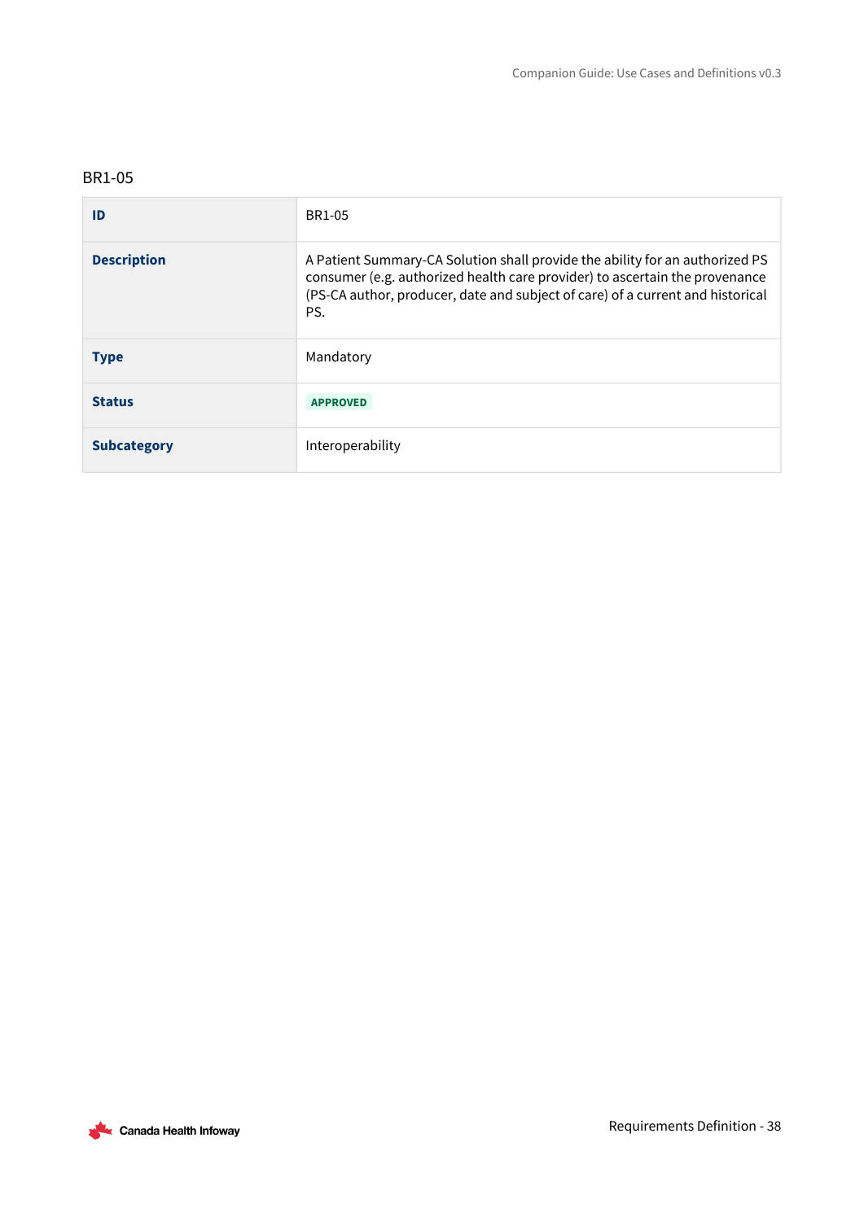BR1-05

| ID | BR1-05 |
| --- | --- |
| **Description** | A Patient Summary-CA Solution shall provide the ability for an authorized PS consumer (e.g. authorized health care provider) to ascertain the provenance (PS-CA author, producer, date and subject of care) of a current and historical PS. |
| **Type** | Mandatory |
| **Status** | APPROVED |
| **Subcategory** | Interoperability |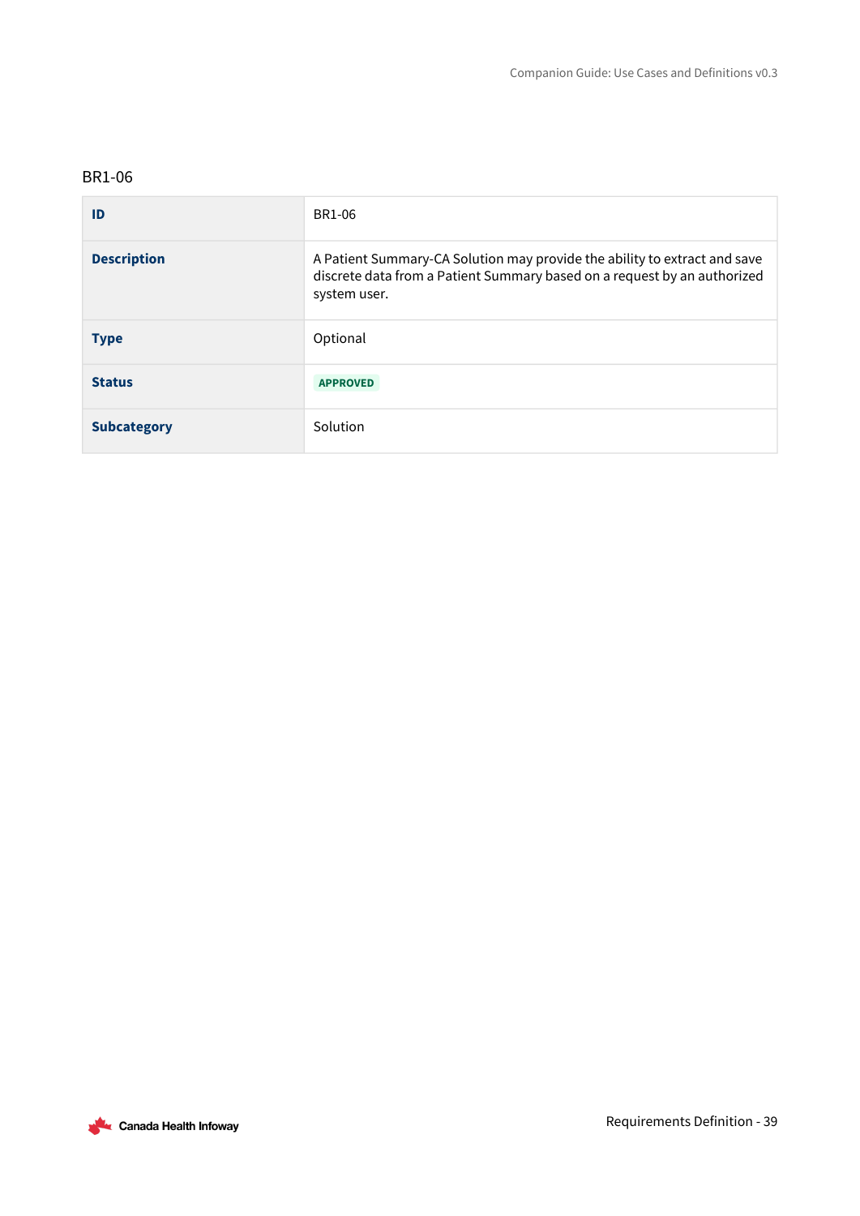BR1-06

| ID | BR1-06 |
| --- | --- |
| **Description** | A Patient Summary-CA Solution may provide the ability to extract and save discrete data from a Patient Summary based on a request by an authorized system user. |
| **Type** | Optional |
| **Status** | APPROVED |
| **Subcategory** | Solution |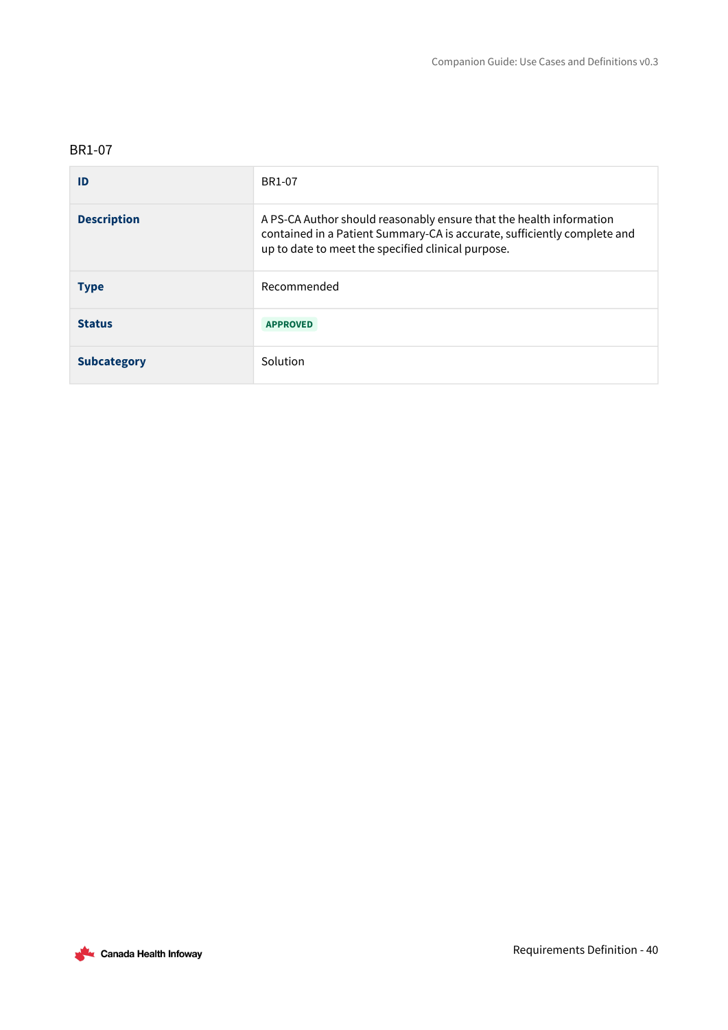### BR1-07

| ID | BR1-07 |
|---|---|
| **Description** | A PS-CA Author should reasonably ensure that the health information contained in a Patient Summary-CA is accurate, sufficiently complete and up to date to meet the specified clinical purpose. |
| **Type** | Recommended |
| **Status** | APPROVED |
| **Subcategory** | Solution |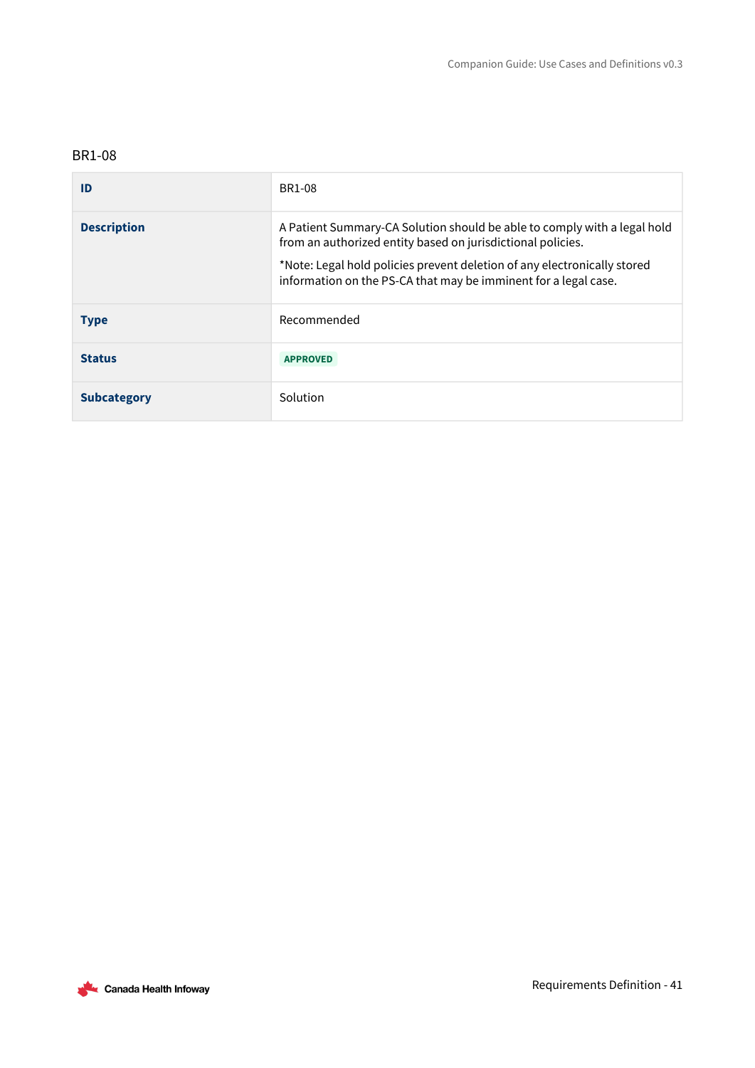### BR1-08

| ID | BR1-08 |
| --- | --- |
| **Description** | A Patient Summary-CA Solution should be able to comply with a legal hold from an authorized entity based on jurisdictional policies.<br><br>*Note: Legal hold policies prevent deletion of any electronically stored information on the PS-CA that may be imminent for a legal case. |
| **Type** | Recommended |
| **Status** | APPROVED |
| **Subcategory** | Solution |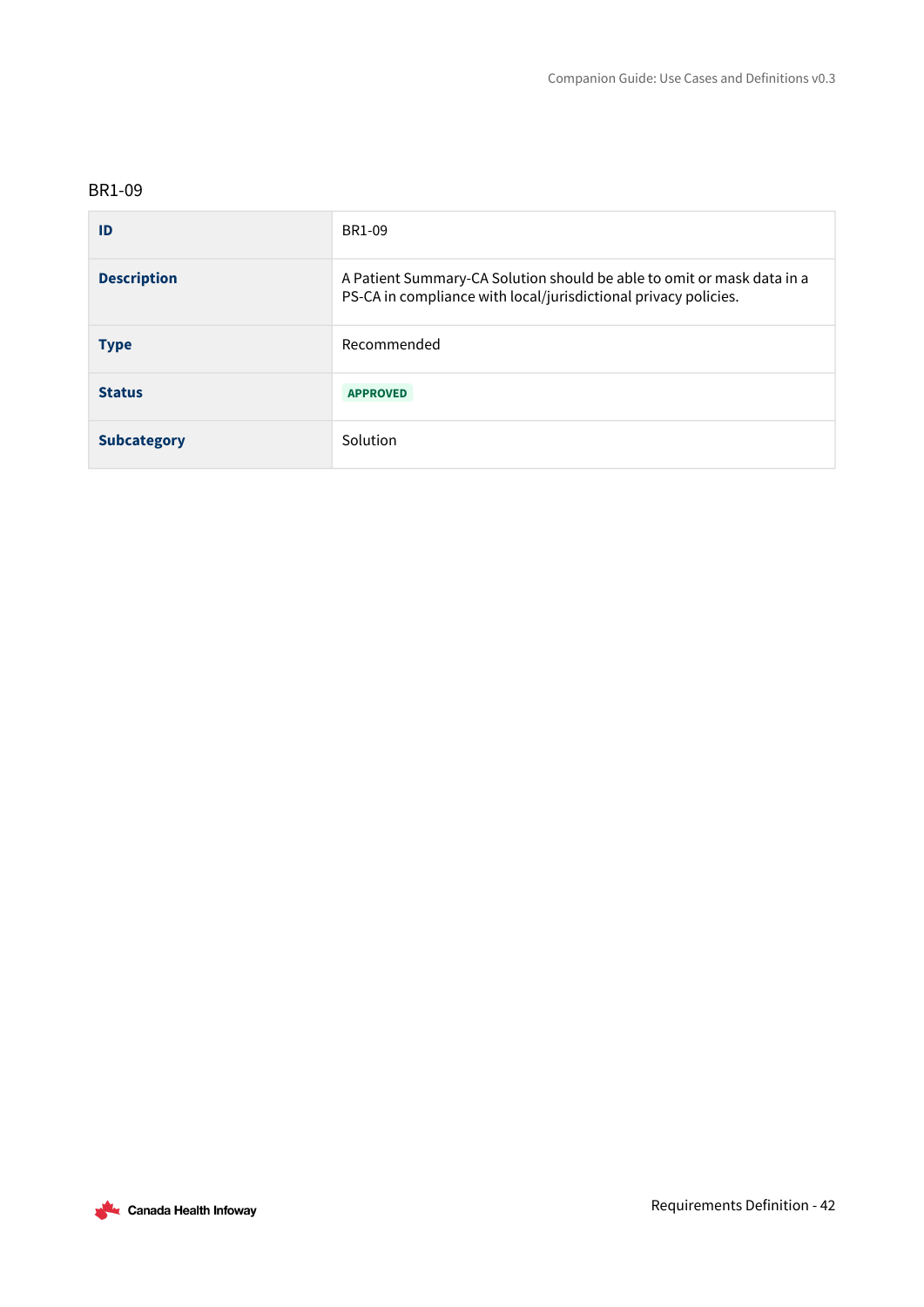### BR1-09

| ID | BR1-09 |
| --- | --- |
| **Description** | A Patient Summary-CA Solution should be able to omit or mask data in a PS-CA in compliance with local/jurisdictional privacy policies. |
| **Type** | Recommended |
| **Status** | APPROVED |
| **Subcategory** | Solution |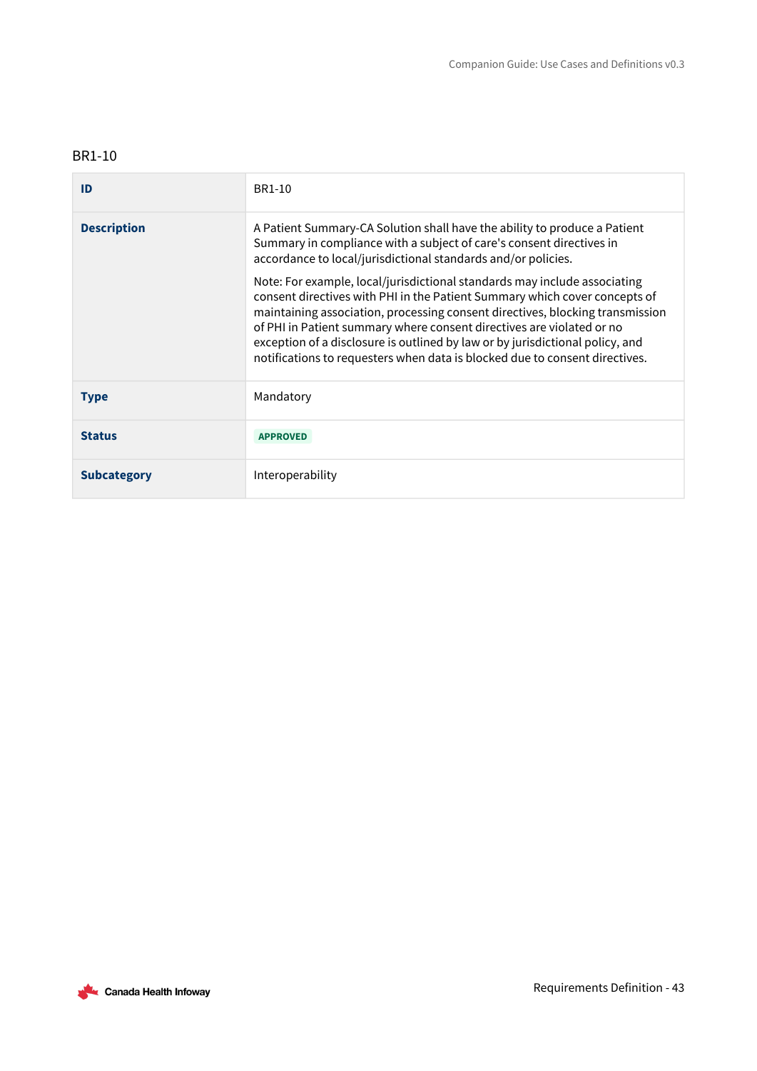### BR1-10

| | |
|---|---|
| **ID** | BR1-10 |
| **Description** | A Patient Summary-CA Solution shall have the ability to produce a Patient Summary in compliance with a subject of care's consent directives in accordance to local/jurisdictional standards and/or policies.<br><br>Note: For example, local/jurisdictional standards may include associating consent directives with PHI in the Patient Summary which cover concepts of maintaining association, processing consent directives, blocking transmission of PHI in Patient summary where consent directives are violated or no exception of a disclosure is outlined by law or by jurisdictional policy, and notifications to requesters when data is blocked due to consent directives. |
| **Type** | Mandatory |
| **Status** | APPROVED |
| **Subcategory** | Interoperability |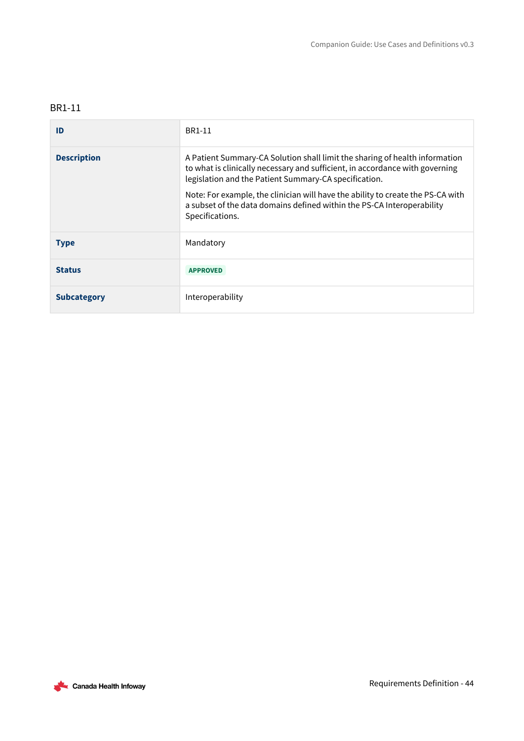### BR1-11

| **ID** | BR1-11 |
|---|---|
| **Description** | A Patient Summary-CA Solution shall limit the sharing of health information to what is clinically necessary and sufficient, in accordance with governing legislation and the Patient Summary-CA specification.<br><br>Note: For example, the clinician will have the ability to create the PS-CA with a subset of the data domains defined within the PS-CA Interoperability Specifications. |
| **Type** | Mandatory |
| **Status** | APPROVED |
| **Subcategory** | Interoperability |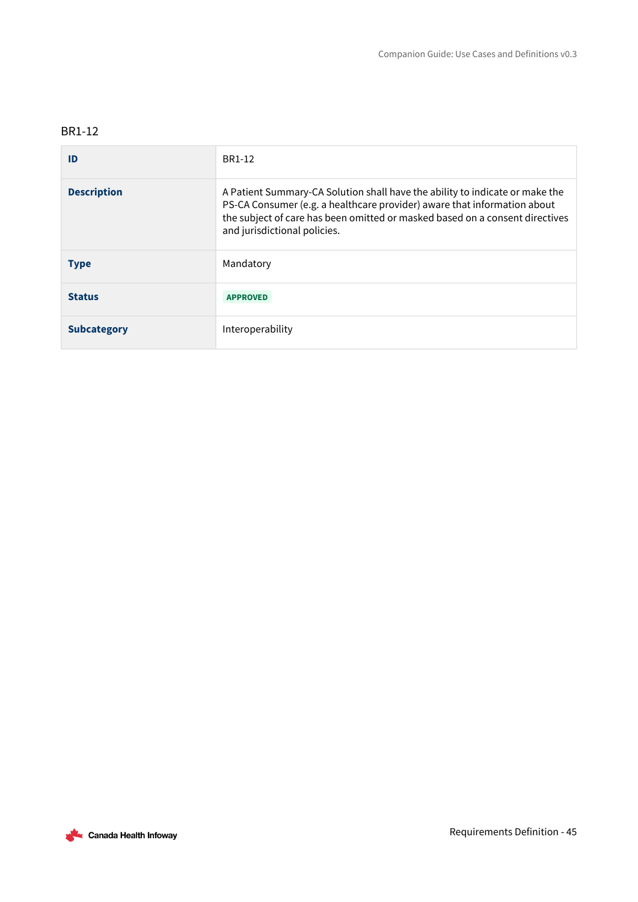BR1-12

| ID | BR1-12 |
| --- | --- |
| **Description** | A Patient Summary-CA Solution shall have the ability to indicate or make the PS-CA Consumer (e.g. a healthcare provider) aware that information about the subject of care has been omitted or masked based on a consent directives and jurisdictional policies. |
| **Type** | Mandatory |
| **Status** | APPROVED |
| **Subcategory** | Interoperability |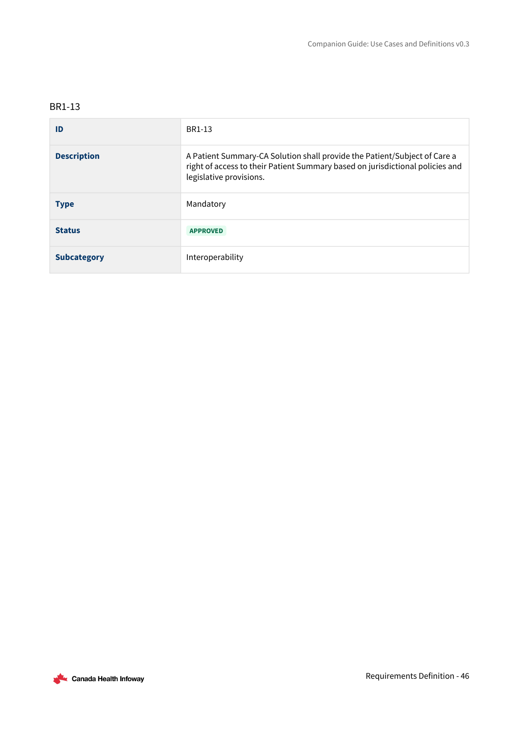### BR1-13

| | |
|---|---|
| **ID** | BR1-13 |
| **Description** | A Patient Summary-CA Solution shall provide the Patient/Subject of Care a right of access to their Patient Summary based on jurisdictional policies and legislative provisions. |
| **Type** | Mandatory |
| **Status** | APPROVED |
| **Subcategory** | Interoperability |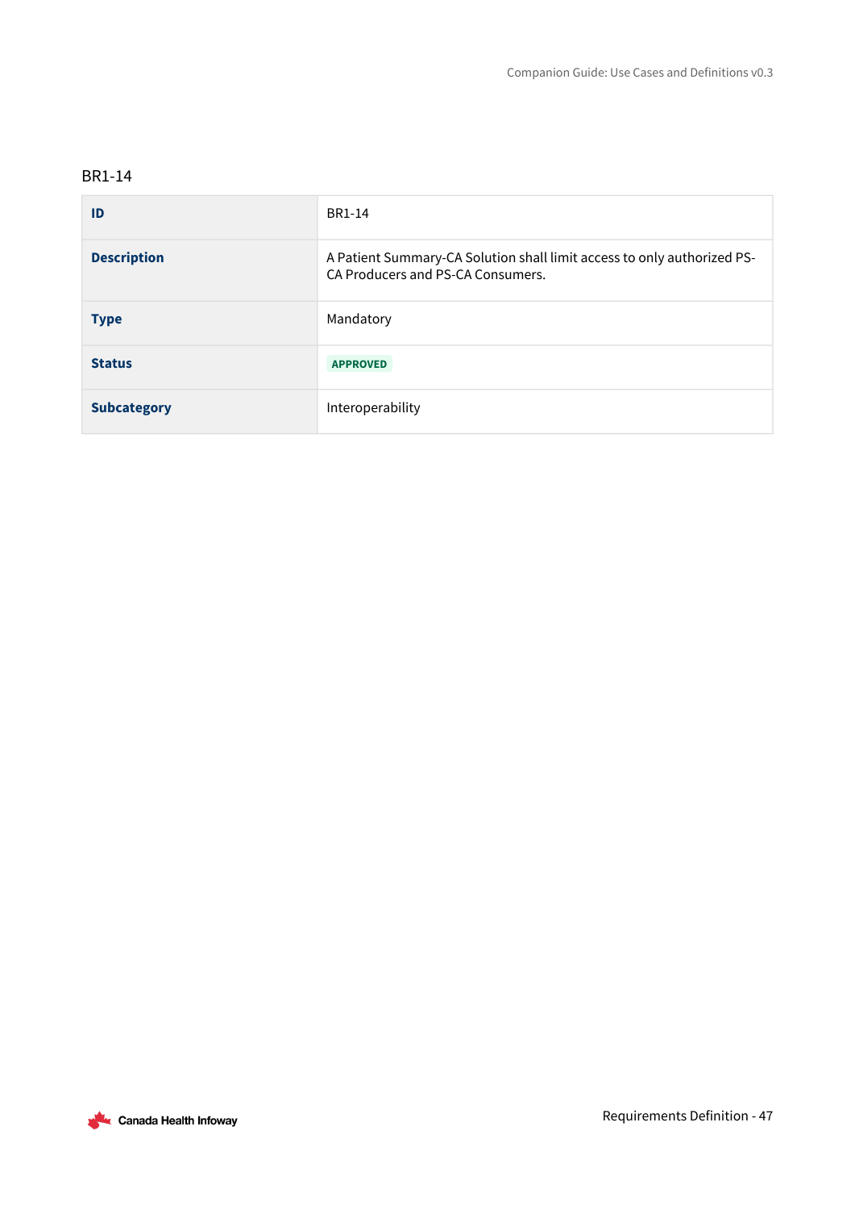BR1-14

| | |
|---|---|
| **ID** | BR1-14 |
| **Description** | A Patient Summary-CA Solution shall limit access to only authorized PS-CA Producers and PS-CA Consumers. |
| **Type** | Mandatory |
| **Status** | APPROVED |
| **Subcategory** | Interoperability |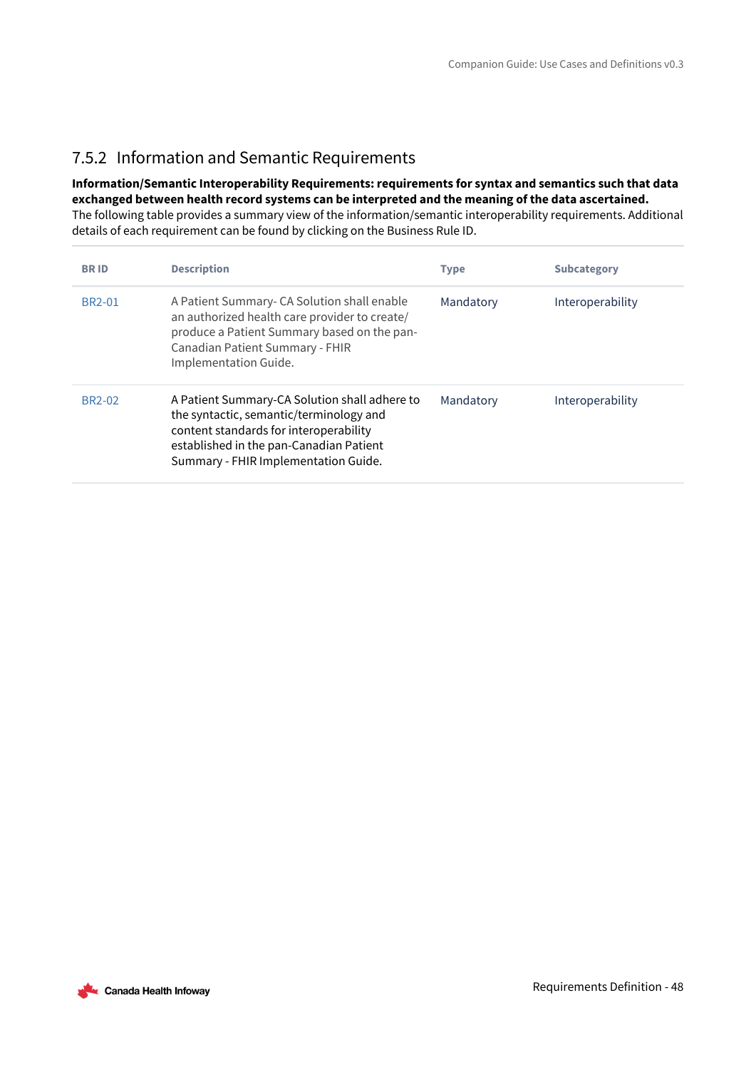### 7.5.2 Information and Semantic Requirements

**Information/Semantic Interoperability Requirements: requirements for syntax and semantics such that data exchanged between health record systems can be interpreted and the meaning of the data ascertained.**
The following table provides a summary view of the information/semantic interoperability requirements. Additional details of each requirement can be found by clicking on the Business Rule ID.

| BR ID | Description | Type | Subcategory |
| --- | --- | --- | --- |
| BR2-01 | A Patient Summary- CA Solution shall enable an authorized health care provider to create/ produce a Patient Summary based on the pan-Canadian Patient Summary - FHIR Implementation Guide. | Mandatory | Interoperability |
| BR2-02 | A Patient Summary-CA Solution shall adhere to the syntactic, semantic/terminology and content standards for interoperability established in the pan-Canadian Patient Summary - FHIR Implementation Guide. | Mandatory | Interoperability |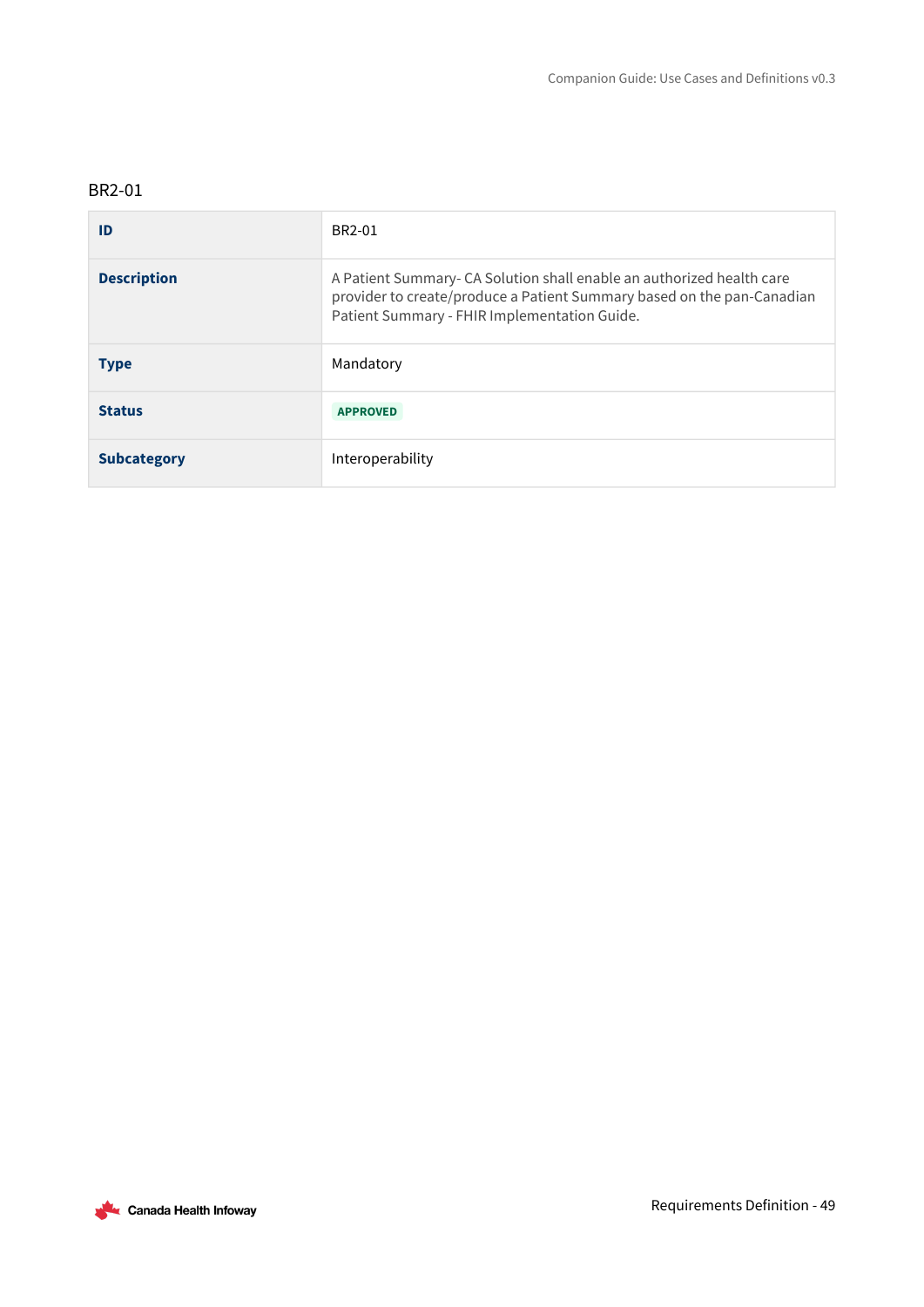BR2-01

| ID | BR2-01 |
| --- | --- |
| **Description** | A Patient Summary- CA Solution shall enable an authorized health care provider to create/produce a Patient Summary based on the pan-Canadian Patient Summary - FHIR Implementation Guide. |
| **Type** | Mandatory |
| **Status** | APPROVED |
| **Subcategory** | Interoperability |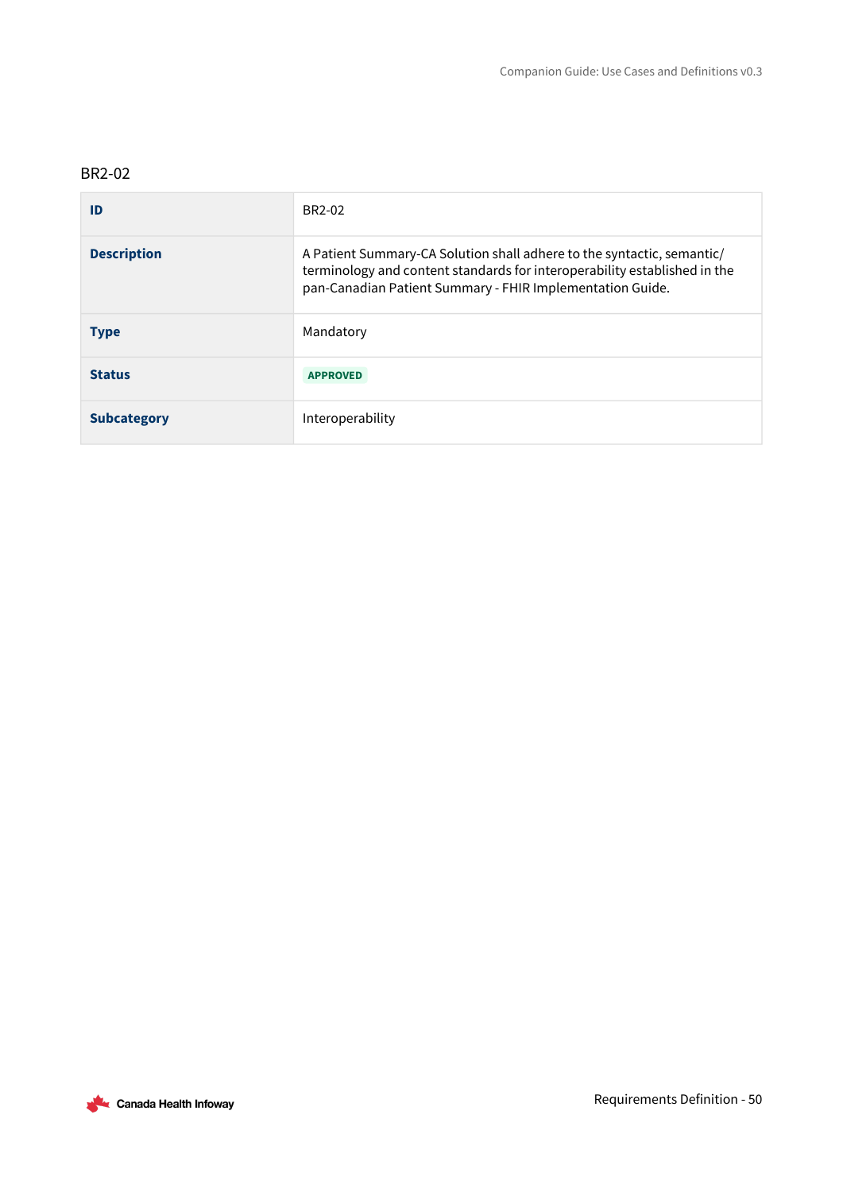BR2-02

| ID | BR2-02 |
| --- | --- |
| **Description** | A Patient Summary-CA Solution shall adhere to the syntactic, semantic/ terminology and content standards for interoperability established in the pan-Canadian Patient Summary - FHIR Implementation Guide. |
| **Type** | Mandatory |
| **Status** | APPROVED |
| **Subcategory** | Interoperability |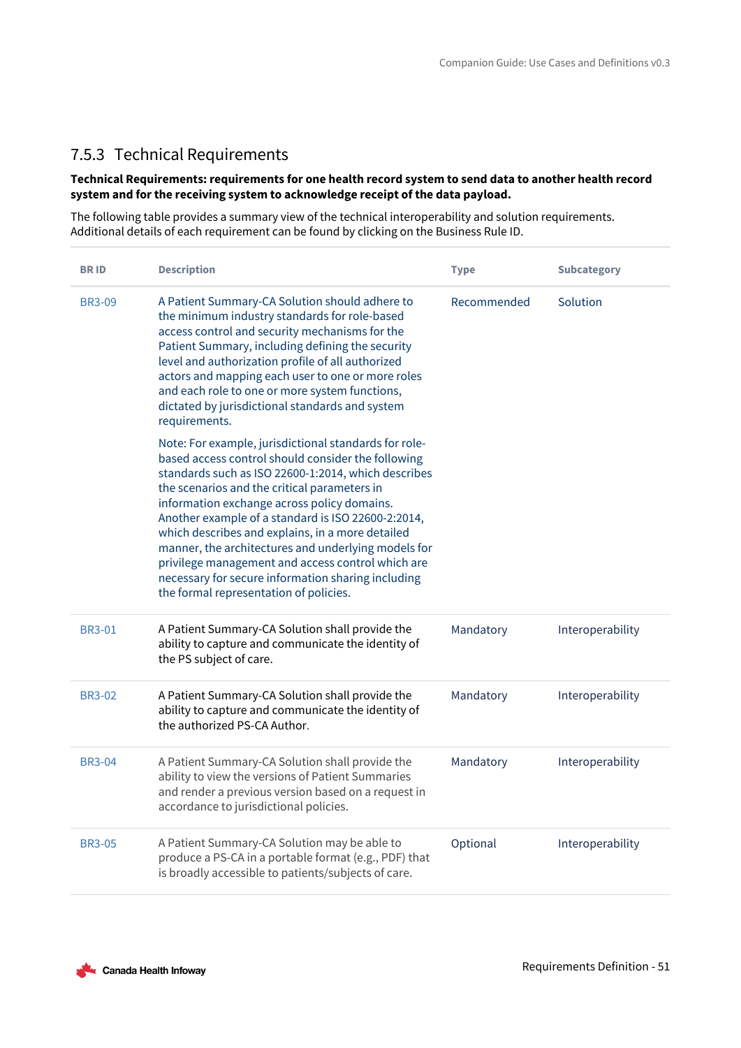### 7.5.3 Technical Requirements

**Technical Requirements: requirements for one health record system to send data to another health record system and for the receiving system to acknowledge receipt of the data payload.**

The following table provides a summary view of the technical interoperability and solution requirements. Additional details of each requirement can be found by clicking on the Business Rule ID.

| BR ID | Description | Type | Subcategory |
|---|---|---|---|
| BR3-09 | A Patient Summary-CA Solution should adhere to the minimum industry standards for role-based access control and security mechanisms for the Patient Summary, including defining the security level and authorization profile of all authorized actors and mapping each user to one or more roles and each role to one or more system functions, dictated by jurisdictional standards and system requirements.<br><br>Note: For example, jurisdictional standards for role-based access control should consider the following standards such as ISO 22600-1:2014, which describes the scenarios and the critical parameters in information exchange across policy domains. Another example of a standard is ISO 22600-2:2014, which describes and explains, in a more detailed manner, the architectures and underlying models for privilege management and access control which are necessary for secure information sharing including the formal representation of policies. | Recommended | Solution |
| BR3-01 | A Patient Summary-CA Solution shall provide the ability to capture and communicate the identity of the PS subject of care. | Mandatory | Interoperability |
| BR3-02 | A Patient Summary-CA Solution shall provide the ability to capture and communicate the identity of the authorized PS-CA Author. | Mandatory | Interoperability |
| BR3-04 | A Patient Summary-CA Solution shall provide the ability to view the versions of Patient Summaries and render a previous version based on a request in accordance to jurisdictional policies. | Mandatory | Interoperability |
| BR3-05 | A Patient Summary-CA Solution may be able to produce a PS-CA in a portable format (e.g., PDF) that is broadly accessible to patients/subjects of care. | Optional | Interoperability |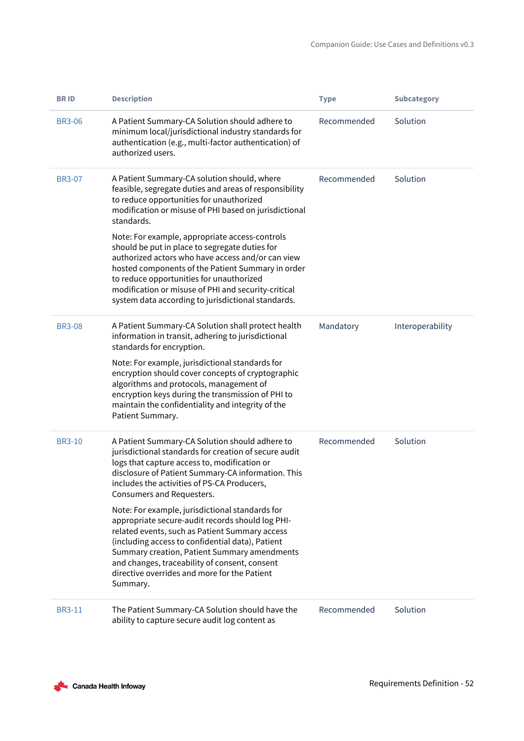| BR ID | Description | Type | Subcategory |
|---|---|---|---|
| BR3-06 | A Patient Summary-CA Solution should adhere to minimum local/jurisdictional industry standards for authentication (e.g., multi-factor authentication) of authorized users. | Recommended | Solution |
| BR3-07 | A Patient Summary-CA solution should, where feasible, segregate duties and areas of responsibility to reduce opportunities for unauthorized modification or misuse of PHI based on jurisdictional standards.<br><br>Note: For example, appropriate access-controls should be put in place to segregate duties for authorized actors who have access and/or can view hosted components of the Patient Summary in order to reduce opportunities for unauthorized modification or misuse of PHI and security-critical system data according to jurisdictional standards. | Recommended | Solution |
| BR3-08 | A Patient Summary-CA Solution shall protect health information in transit, adhering to jurisdictional standards for encryption.<br><br>Note: For example, jurisdictional standards for encryption should cover concepts of cryptographic algorithms and protocols, management of encryption keys during the transmission of PHI to maintain the confidentiality and integrity of the Patient Summary. | Mandatory | Interoperability |
| BR3-10 | A Patient Summary-CA Solution should adhere to jurisdictional standards for creation of secure audit logs that capture access to, modification or disclosure of Patient Summary-CA information. This includes the activities of PS-CA Producers, Consumers and Requesters.<br><br>Note: For example, jurisdictional standards for appropriate secure-audit records should log PHI-related events, such as Patient Summary access (including access to confidential data), Patient Summary creation, Patient Summary amendments and changes, traceability of consent, consent directive overrides and more for the Patient Summary. | Recommended | Solution |
| BR3-11 | The Patient Summary-CA Solution should have the ability to capture secure audit log content as | Recommended | Solution |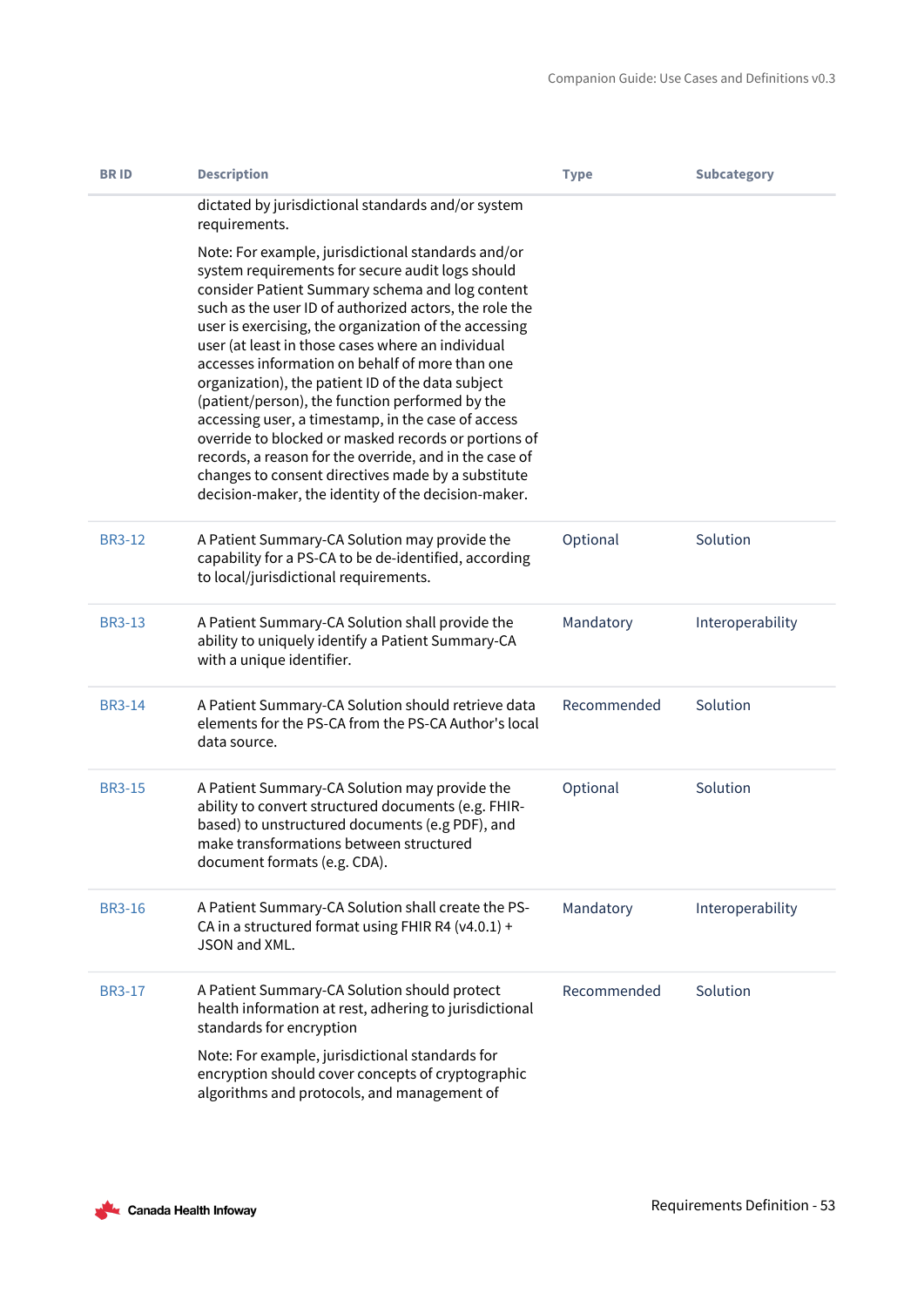| BR ID | Description | Type | Subcategory |
|---|---|---|---|
| | dictated by jurisdictional standards and/or system requirements.<br><br>Note: For example, jurisdictional standards and/or system requirements for secure audit logs should consider Patient Summary schema and log content such as the user ID of authorized actors, the role the user is exercising, the organization of the accessing user (at least in those cases where an individual accesses information on behalf of more than one organization), the patient ID of the data subject (patient/person), the function performed by the accessing user, a timestamp, in the case of access override to blocked or masked records or portions of records, a reason for the override, and in the case of changes to consent directives made by a substitute decision-maker, the identity of the decision-maker. | | |
| BR3-12 | A Patient Summary-CA Solution may provide the capability for a PS-CA to be de-identified, according to local/jurisdictional requirements. | Optional | Solution |
| BR3-13 | A Patient Summary-CA Solution shall provide the ability to uniquely identify a Patient Summary-CA with a unique identifier. | Mandatory | Interoperability |
| BR3-14 | A Patient Summary-CA Solution should retrieve data elements for the PS-CA from the PS-CA Author's local data source. | Recommended | Solution |
| BR3-15 | A Patient Summary-CA Solution may provide the ability to convert structured documents (e.g. FHIR-based) to unstructured documents (e.g PDF), and make transformations between structured document formats (e.g. CDA). | Optional | Solution |
| BR3-16 | A Patient Summary-CA Solution shall create the PS-CA in a structured format using FHIR R4 (v4.0.1) + JSON and XML. | Mandatory | Interoperability |
| BR3-17 | A Patient Summary-CA Solution should protect health information at rest, adhering to jurisdictional standards for encryption<br><br>Note: For example, jurisdictional standards for encryption should cover concepts of cryptographic algorithms and protocols, and management of | Recommended | Solution |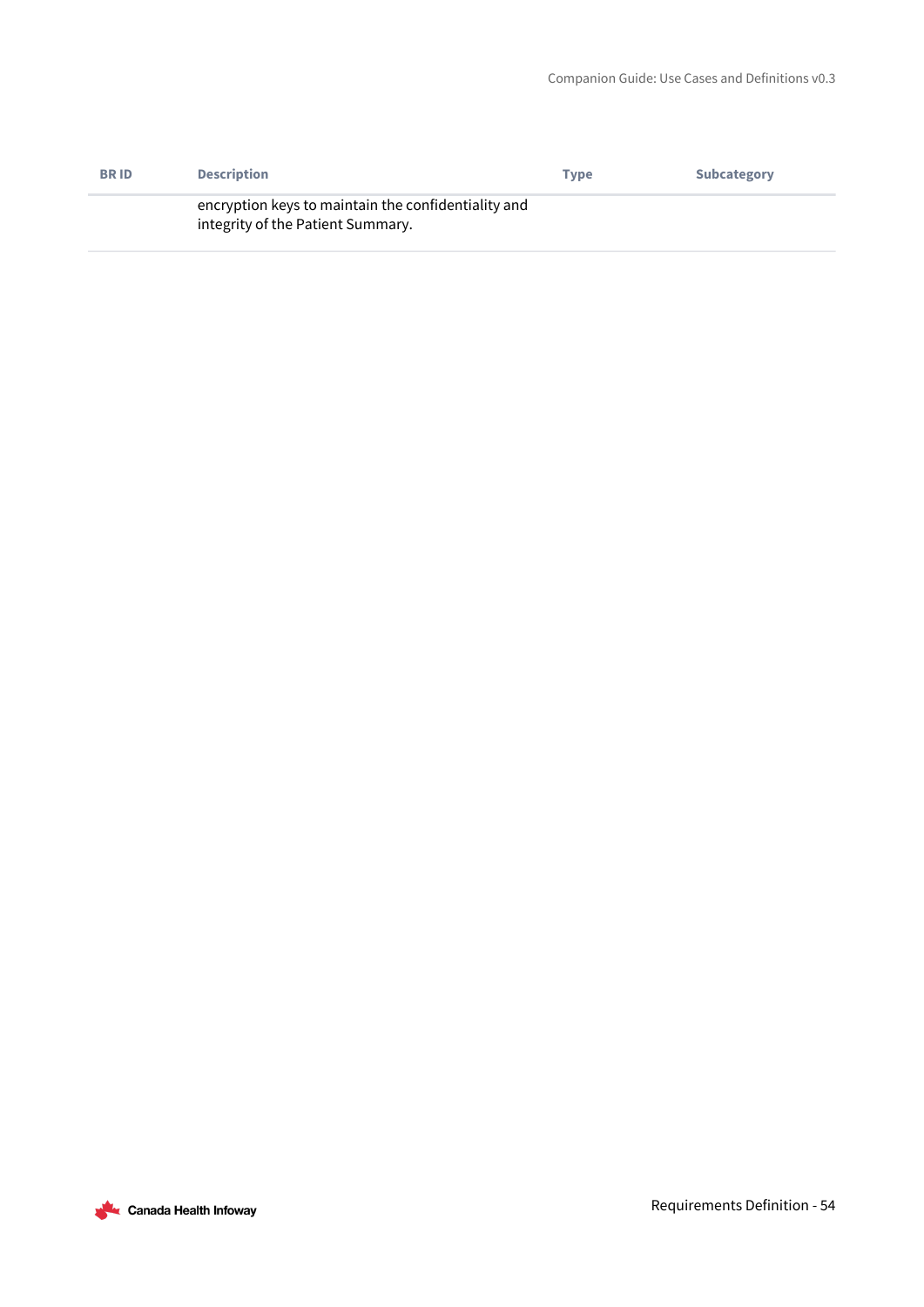| BR ID | Description | Type | Subcategory |
| --- | --- | --- | --- |
| | encryption keys to maintain the confidentiality and integrity of the Patient Summary. | | |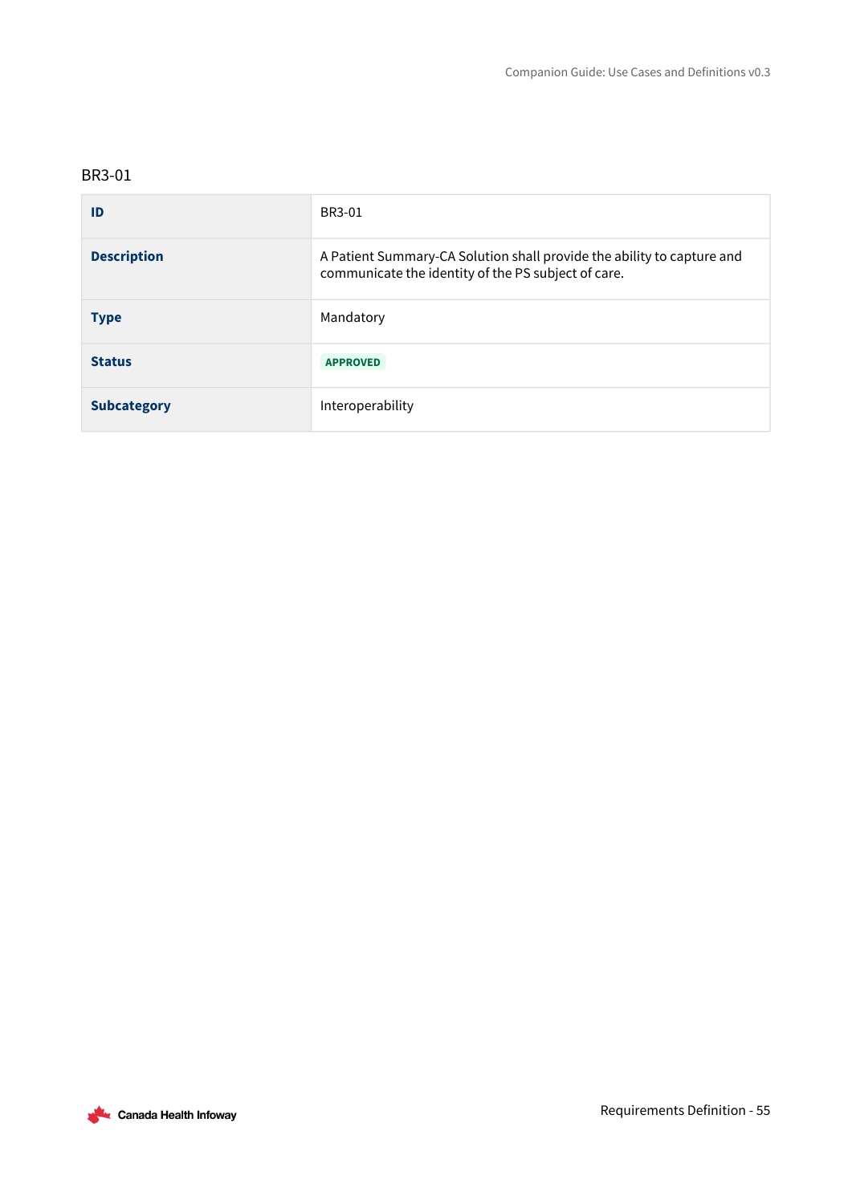BR3-01

| ID | BR3-01 |
| --- | --- |
| **Description** | A Patient Summary-CA Solution shall provide the ability to capture and communicate the identity of the PS subject of care. |
| **Type** | Mandatory |
| **Status** | APPROVED |
| **Subcategory** | Interoperability |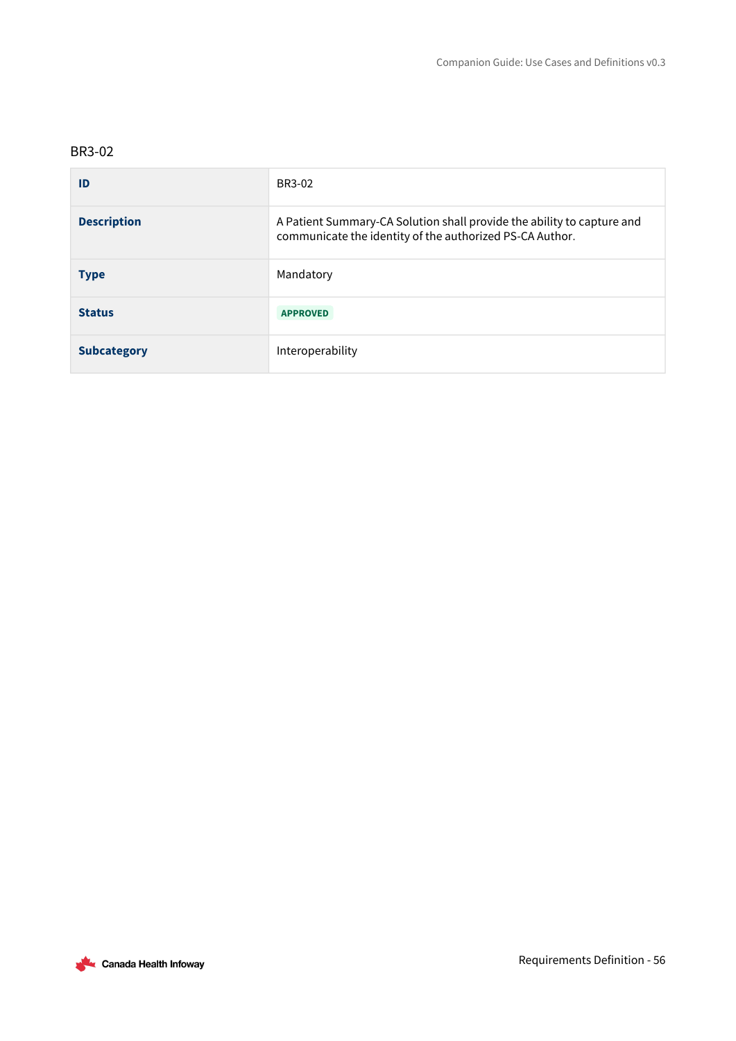### BR3-02

| | |
|---|---|
| **ID** | BR3-02 |
| **Description** | A Patient Summary-CA Solution shall provide the ability to capture and communicate the identity of the authorized PS-CA Author. |
| **Type** | Mandatory |
| **Status** | APPROVED |
| **Subcategory** | Interoperability |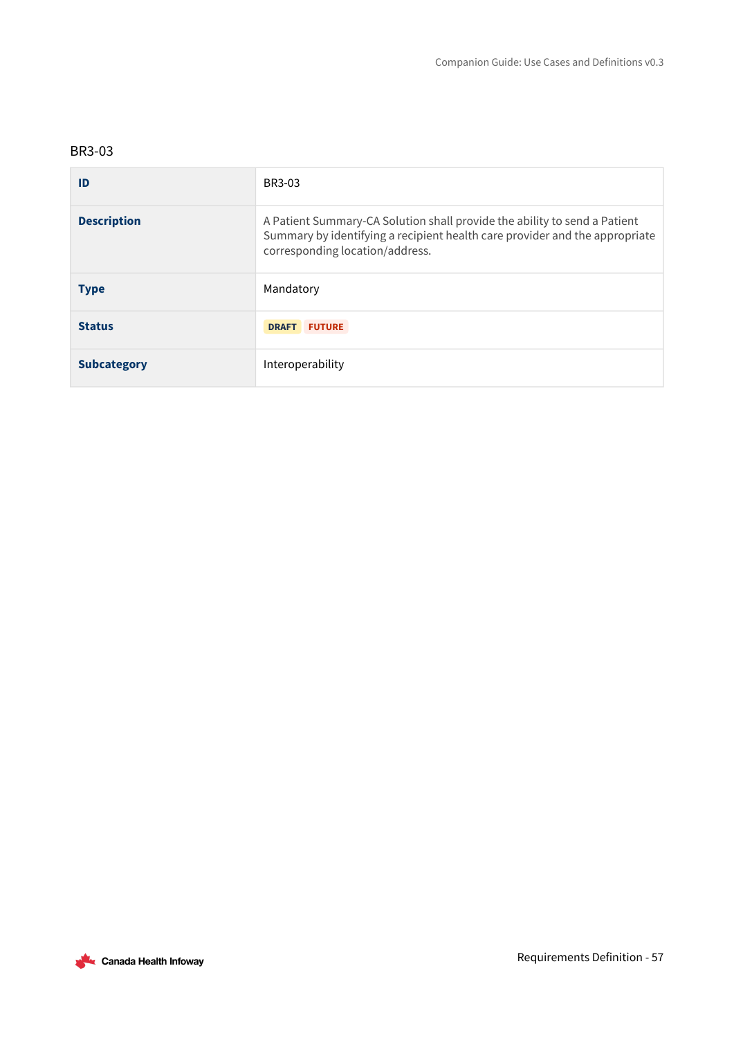### BR3-03

| ID | BR3-03 |
| --- | --- |
| **Description** | A Patient Summary-CA Solution shall provide the ability to send a Patient Summary by identifying a recipient health care provider and the appropriate corresponding location/address. |
| **Type** | Mandatory |
| **Status** | DRAFT FUTURE |
| **Subcategory** | Interoperability |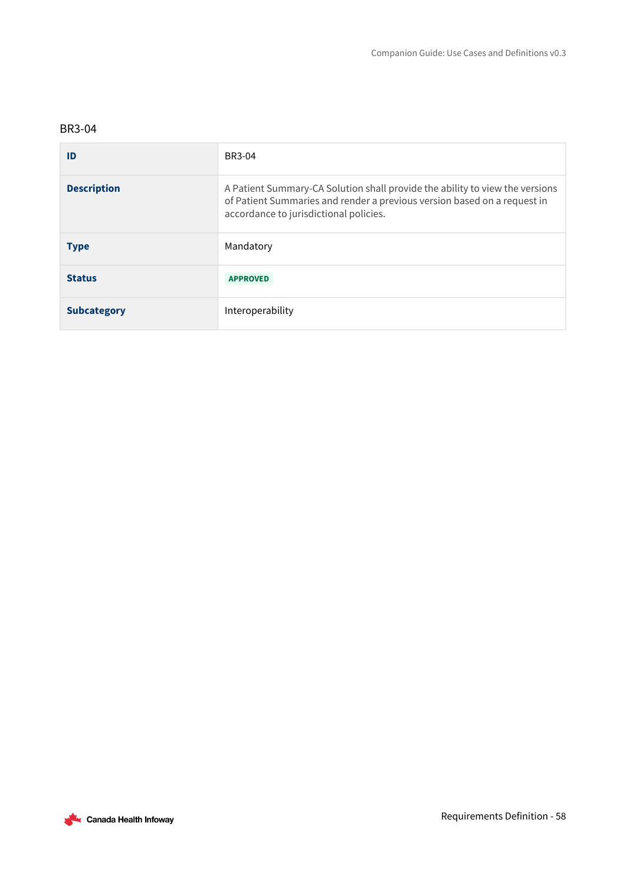BR3-04

| ID | BR3-04 |
| --- | --- |
| **Description** | A Patient Summary-CA Solution shall provide the ability to view the versions of Patient Summaries and render a previous version based on a request in accordance to jurisdictional policies. |
| **Type** | Mandatory |
| **Status** | APPROVED |
| **Subcategory** | Interoperability |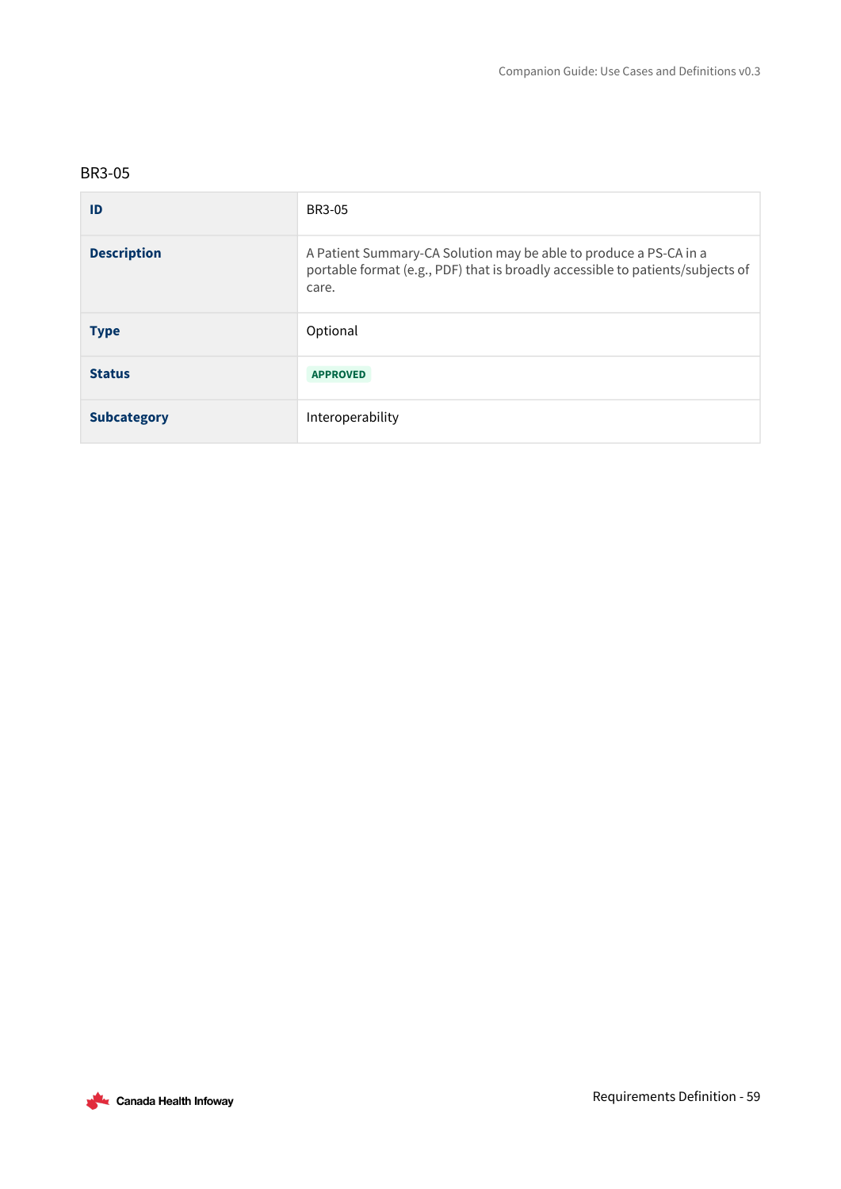### BR3-05

| ID | BR3-05 |
|---|---|
| **Description** | A Patient Summary-CA Solution may be able to produce a PS-CA in a portable format (e.g., PDF) that is broadly accessible to patients/subjects of care. |
| **Type** | Optional |
| **Status** | APPROVED |
| **Subcategory** | Interoperability |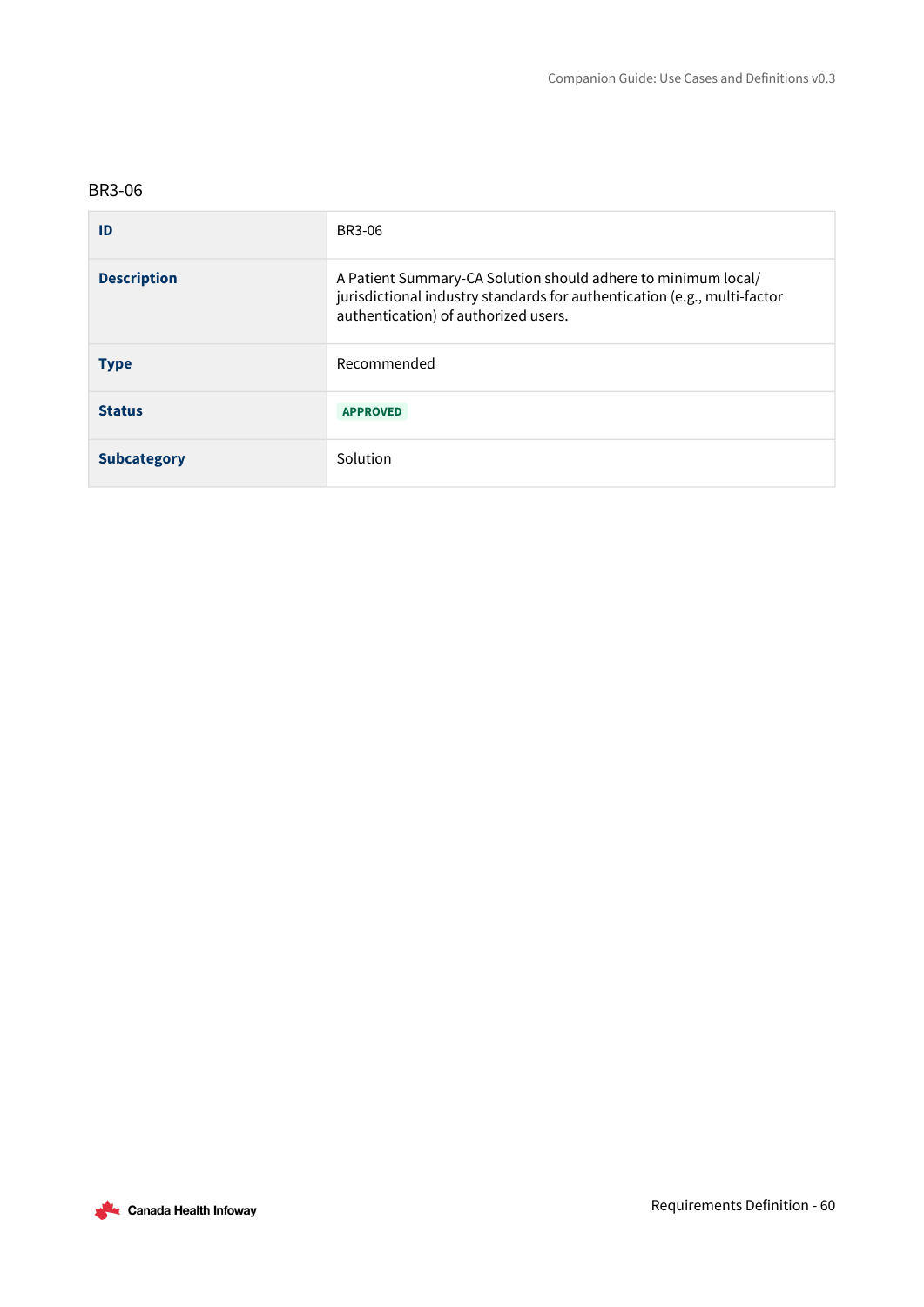BR3-06

| | |
|---|---|
| **ID** | BR3-06 |
| **Description** | A Patient Summary-CA Solution should adhere to minimum local/ jurisdictional industry standards for authentication (e.g., multi-factor authentication) of authorized users. |
| **Type** | Recommended |
| **Status** | APPROVED |
| **Subcategory** | Solution |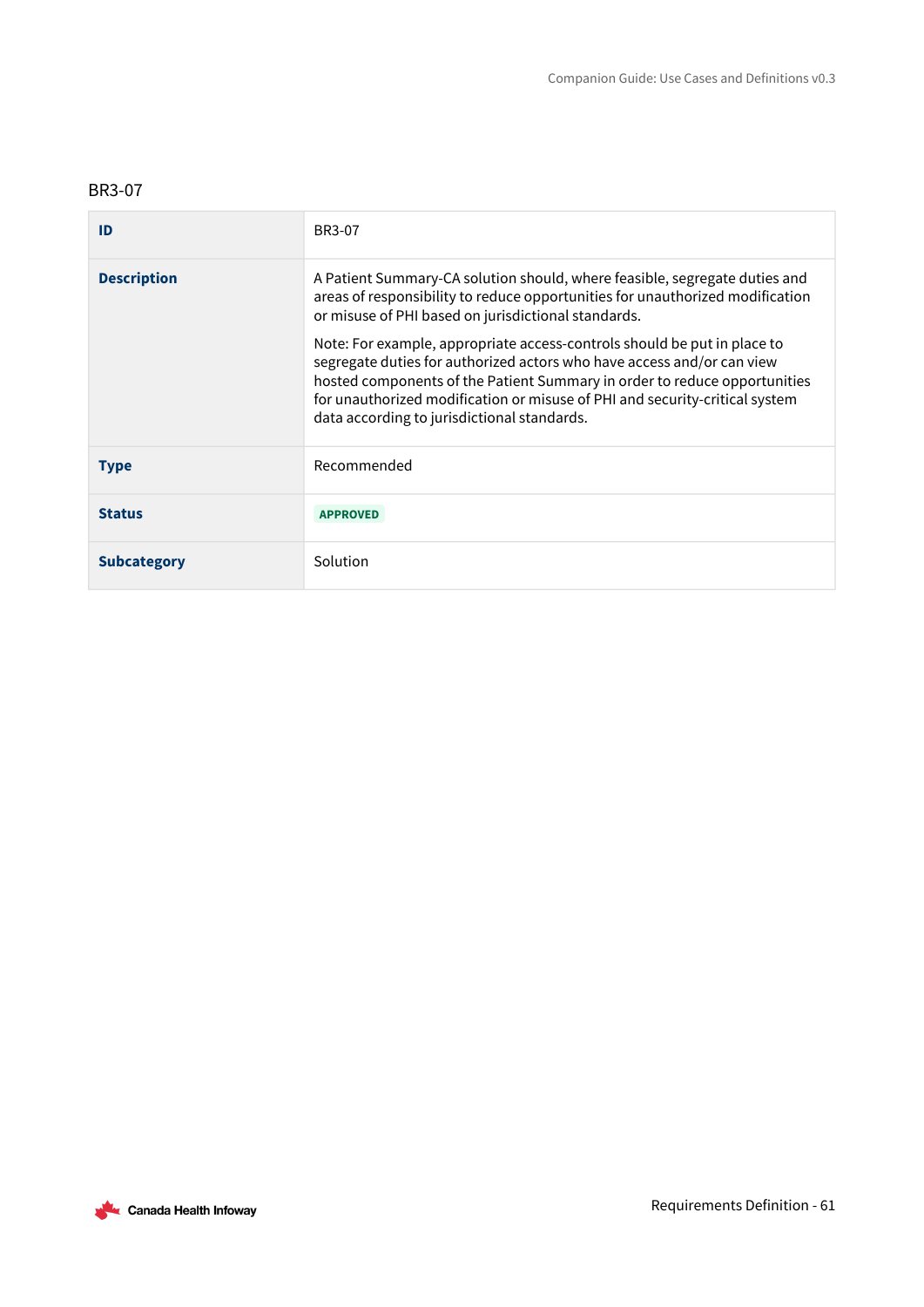BR3-07

| ID | BR3-07 |
|---|---|
| **Description** | A Patient Summary-CA solution should, where feasible, segregate duties and areas of responsibility to reduce opportunities for unauthorized modification or misuse of PHI based on jurisdictional standards.<br><br>Note: For example, appropriate access-controls should be put in place to segregate duties for authorized actors who have access and/or can view hosted components of the Patient Summary in order to reduce opportunities for unauthorized modification or misuse of PHI and security-critical system data according to jurisdictional standards. |
| **Type** | Recommended |
| **Status** | APPROVED |
| **Subcategory** | Solution |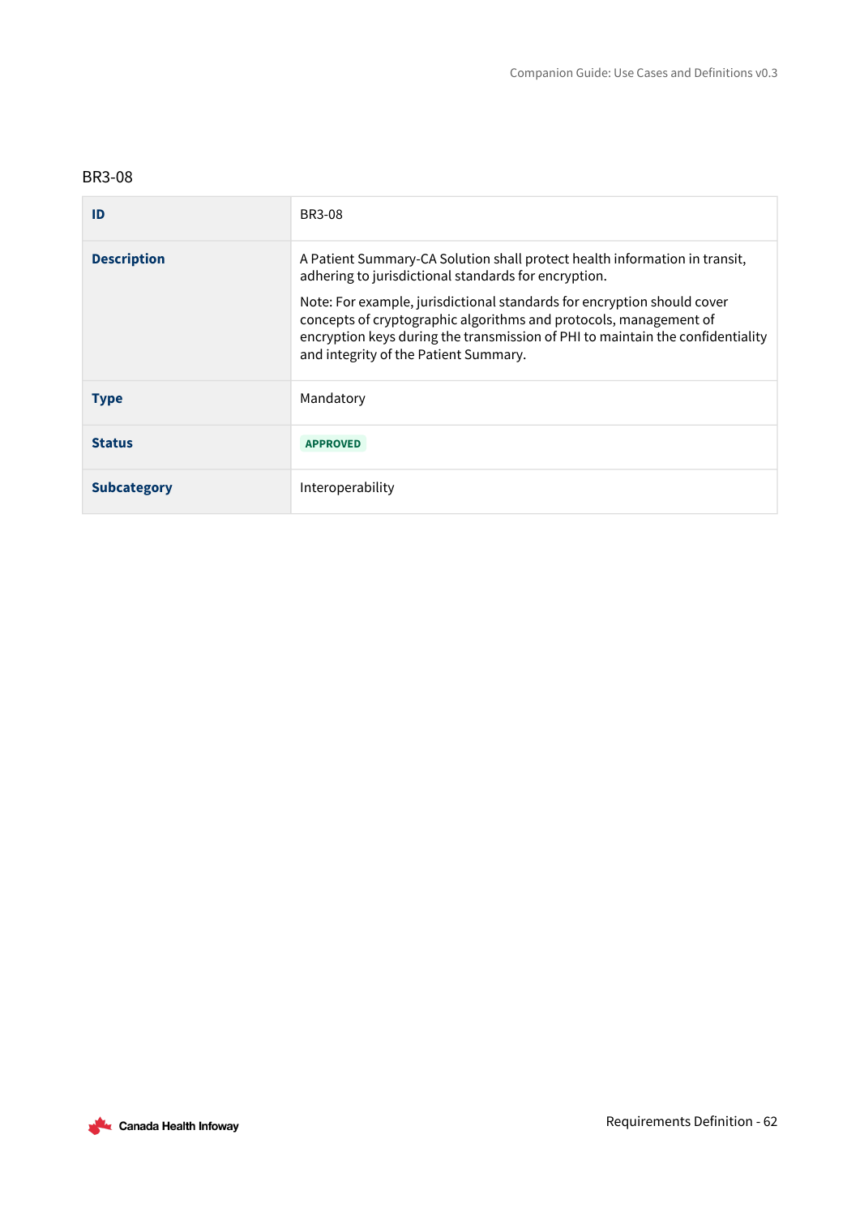### BR3-08

| ID | BR3-08 |
|---|---|
| **Description** | A Patient Summary-CA Solution shall protect health information in transit, adhering to jurisdictional standards for encryption.<br><br>Note: For example, jurisdictional standards for encryption should cover concepts of cryptographic algorithms and protocols, management of encryption keys during the transmission of PHI to maintain the confidentiality and integrity of the Patient Summary. |
| **Type** | Mandatory |
| **Status** | APPROVED |
| **Subcategory** | Interoperability |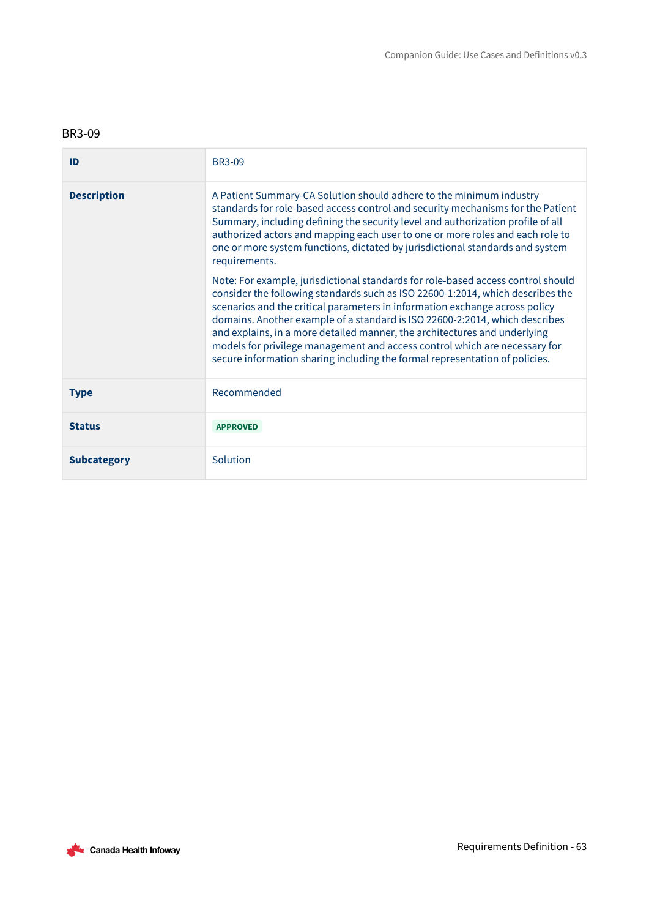### BR3-09

| | |
|---|---|
| **ID** | BR3-09 |
| **Description** | A Patient Summary-CA Solution should adhere to the minimum industry standards for role-based access control and security mechanisms for the Patient Summary, including defining the security level and authorization profile of all authorized actors and mapping each user to one or more roles and each role to one or more system functions, dictated by jurisdictional standards and system requirements.<br><br>Note: For example, jurisdictional standards for role-based access control should consider the following standards such as ISO 22600-1:2014, which describes the scenarios and the critical parameters in information exchange across policy domains. Another example of a standard is ISO 22600-2:2014, which describes and explains, in a more detailed manner, the architectures and underlying models for privilege management and access control which are necessary for secure information sharing including the formal representation of policies. |
| **Type** | Recommended |
| **Status** | APPROVED |
| **Subcategory** | Solution |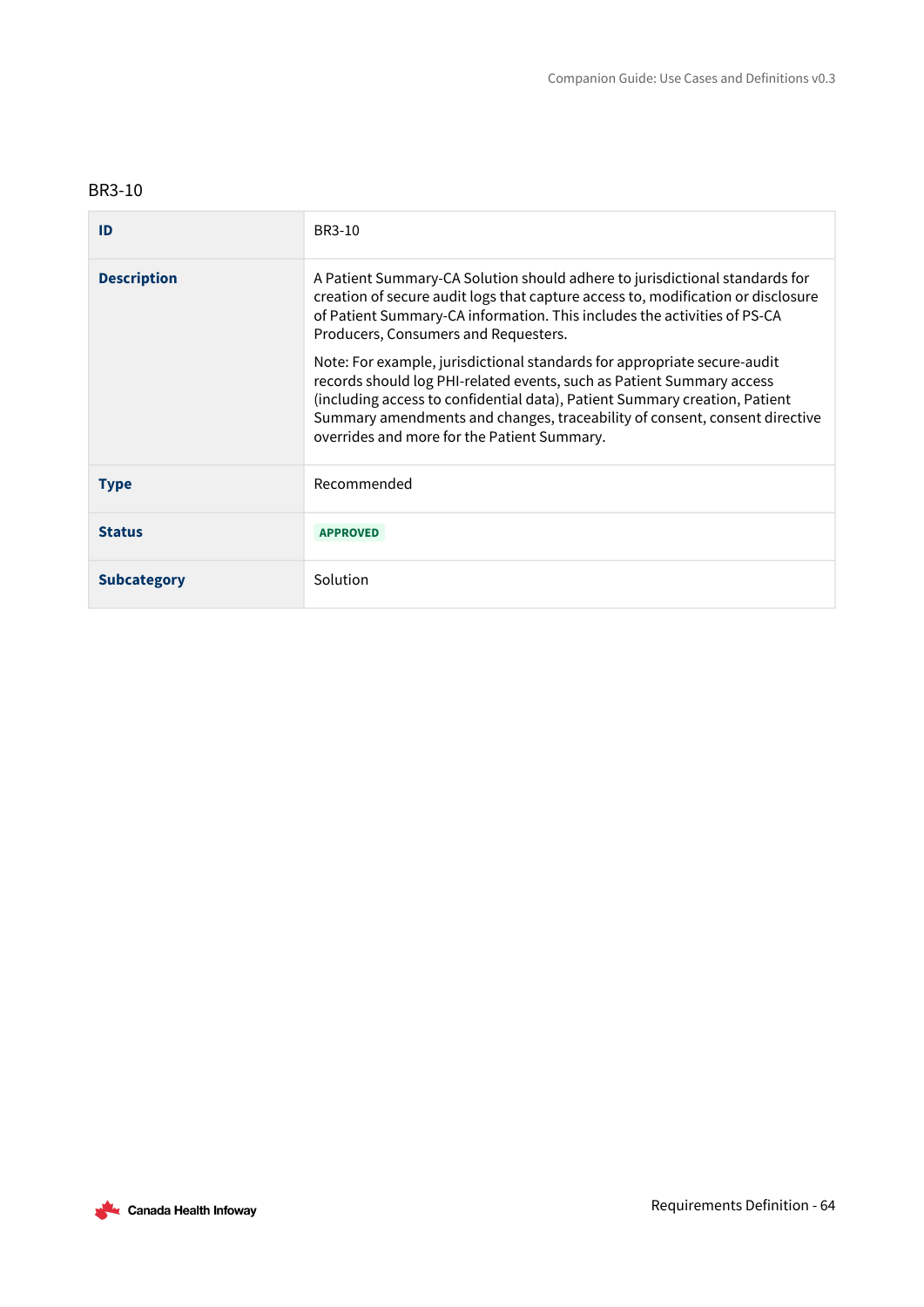### BR3-10

| ID | BR3-10 |
|---|---|
| **Description** | A Patient Summary-CA Solution should adhere to jurisdictional standards for creation of secure audit logs that capture access to, modification or disclosure of Patient Summary-CA information. This includes the activities of PS-CA Producers, Consumers and Requesters.<br><br>Note: For example, jurisdictional standards for appropriate secure-audit records should log PHI-related events, such as Patient Summary access (including access to confidential data), Patient Summary creation, Patient Summary amendments and changes, traceability of consent, consent directive overrides and more for the Patient Summary. |
| **Type** | Recommended |
| **Status** | APPROVED |
| **Subcategory** | Solution |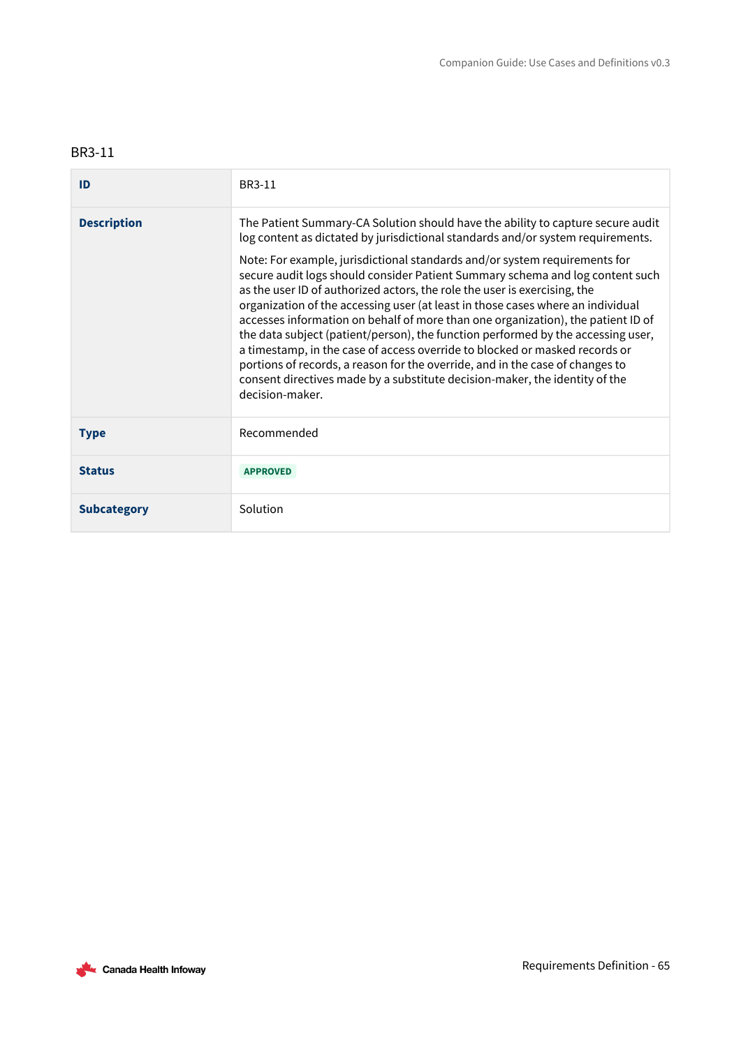BR3-11

| ID | BR3-11 |
|---|---|
| **Description** | The Patient Summary-CA Solution should have the ability to capture secure audit log content as dictated by jurisdictional standards and/or system requirements.<br><br>Note: For example, jurisdictional standards and/or system requirements for secure audit logs should consider Patient Summary schema and log content such as the user ID of authorized actors, the role the user is exercising, the organization of the accessing user (at least in those cases where an individual accesses information on behalf of more than one organization), the patient ID of the data subject (patient/person), the function performed by the accessing user, a timestamp, in the case of access override to blocked or masked records or portions of records, a reason for the override, and in the case of changes to consent directives made by a substitute decision-maker, the identity of the decision-maker. |
| **Type** | Recommended |
| **Status** | APPROVED |
| **Subcategory** | Solution |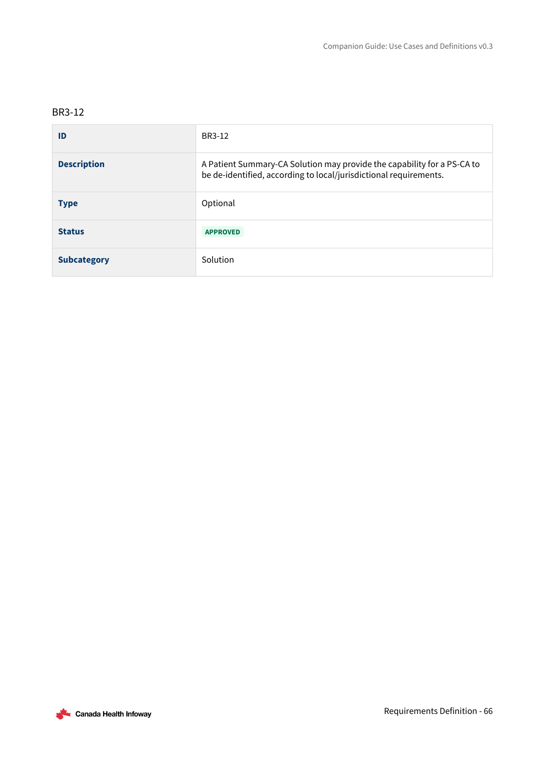### BR3-12

| ID | BR3-12 |
|---|---|
| **Description** | A Patient Summary-CA Solution may provide the capability for a PS-CA to be de-identified, according to local/jurisdictional requirements. |
| **Type** | Optional |
| **Status** | APPROVED |
| **Subcategory** | Solution |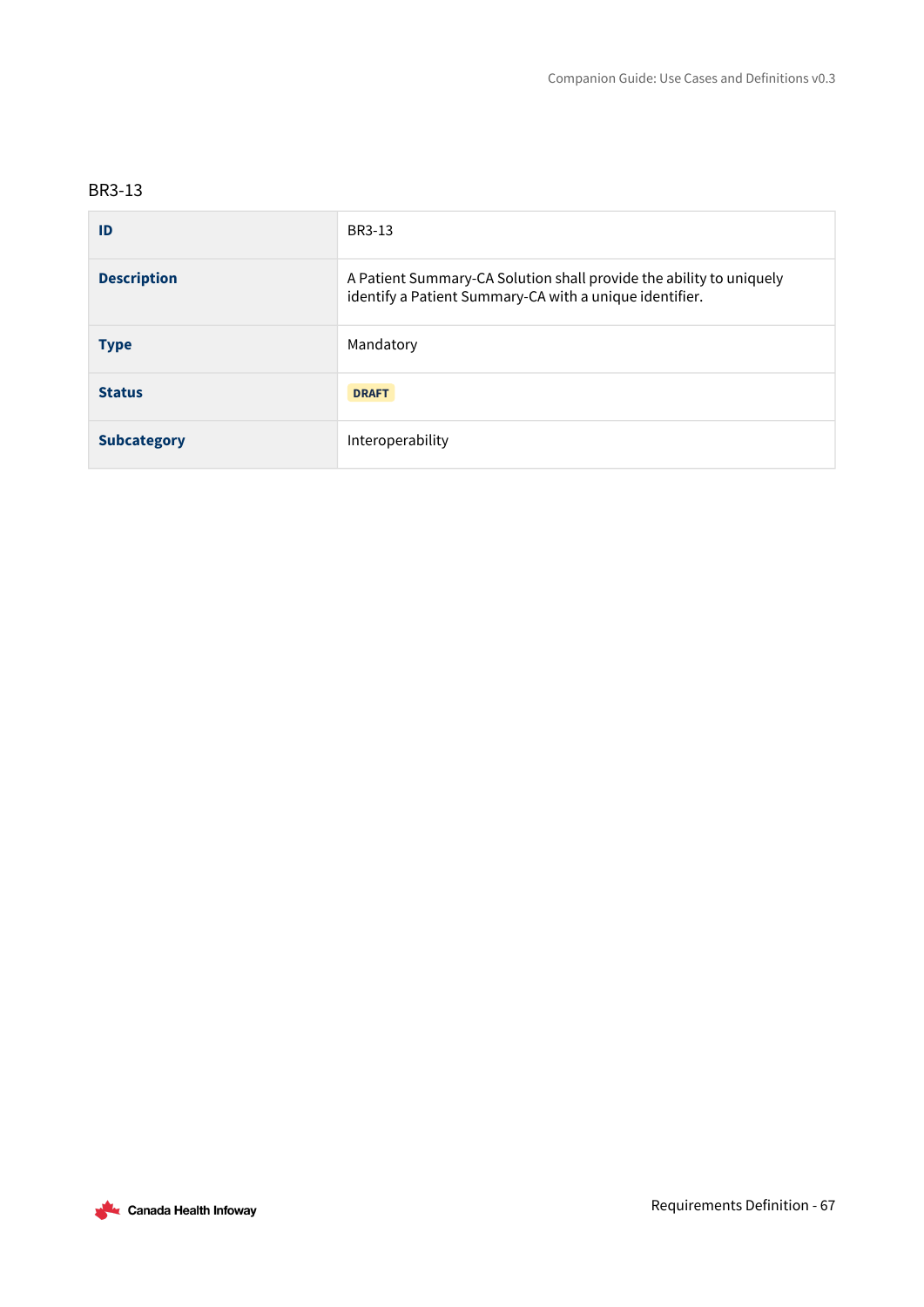### BR3-13

| | |
|---|---|
| **ID** | BR3-13 |
| **Description** | A Patient Summary-CA Solution shall provide the ability to uniquely identify a Patient Summary-CA with a unique identifier. |
| **Type** | Mandatory |
| **Status** | DRAFT |
| **Subcategory** | Interoperability |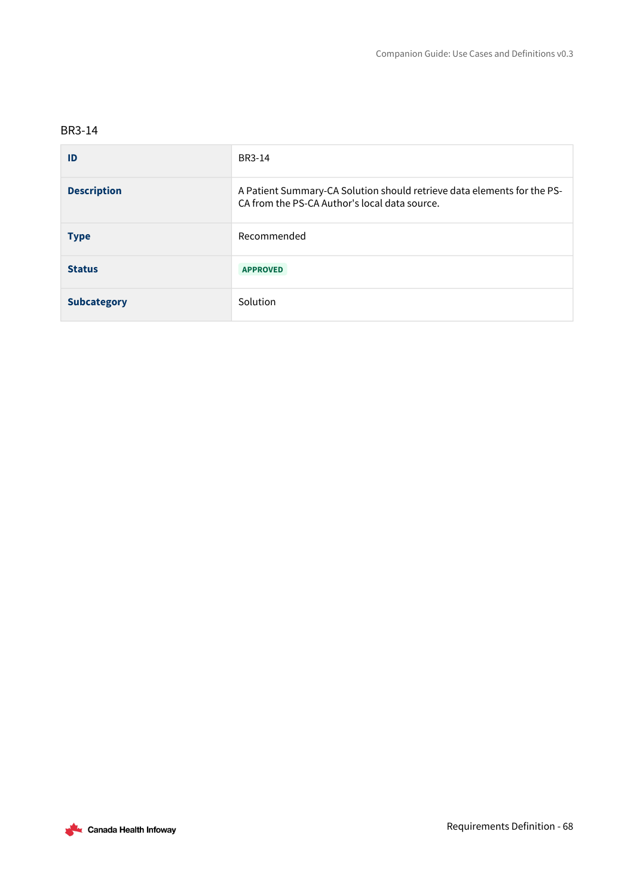BR3-14

| ID | BR3-14 |
|---|---|
| **Description** | A Patient Summary-CA Solution should retrieve data elements for the PS-CA from the PS-CA Author's local data source. |
| **Type** | Recommended |
| **Status** | APPROVED |
| **Subcategory** | Solution |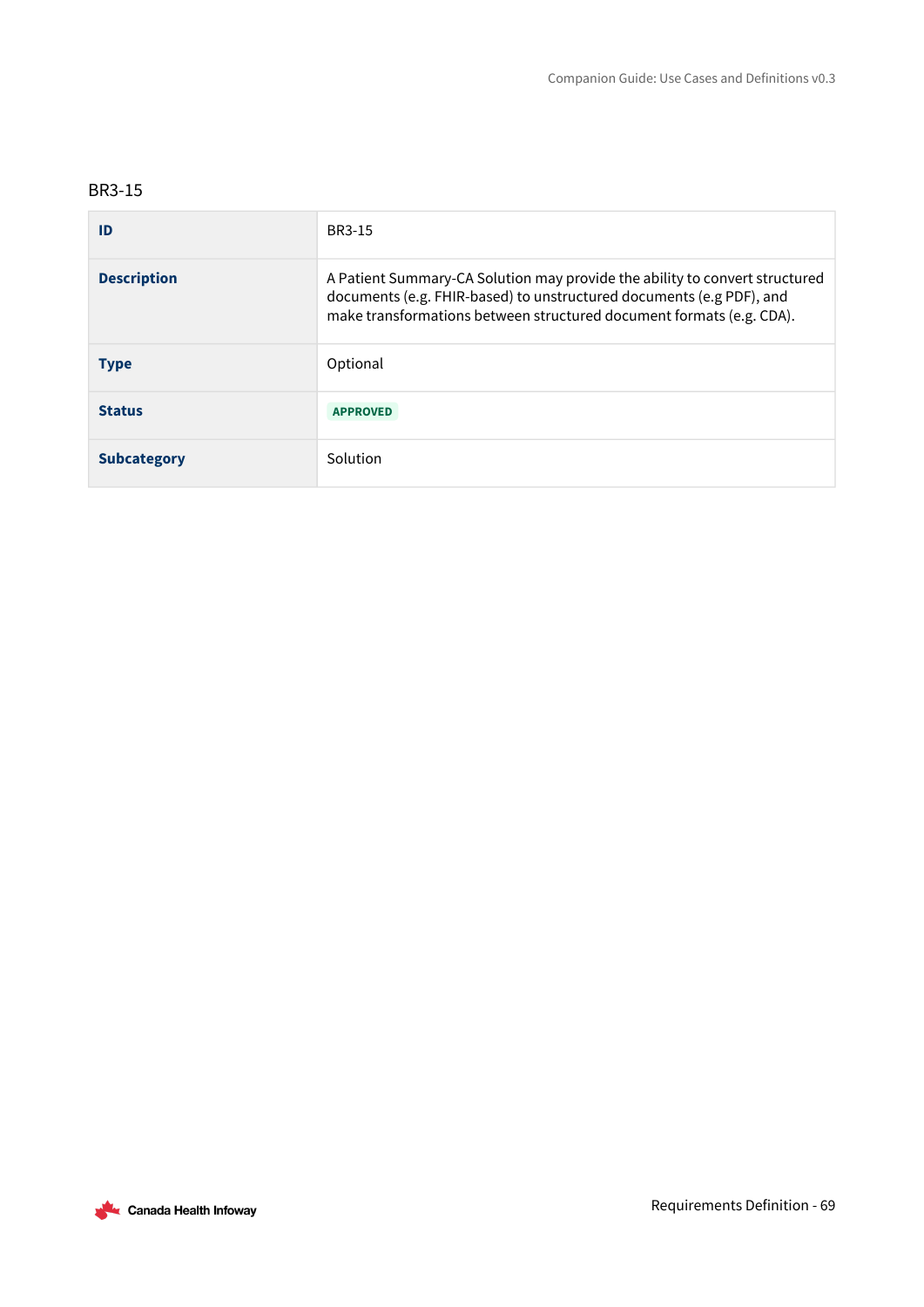### BR3-15

| ID | BR3-15 |
|---|---|
| **Description** | A Patient Summary-CA Solution may provide the ability to convert structured documents (e.g. FHIR-based) to unstructured documents (e.g PDF), and make transformations between structured document formats (e.g. CDA). |
| **Type** | Optional |
| **Status** | APPROVED |
| **Subcategory** | Solution |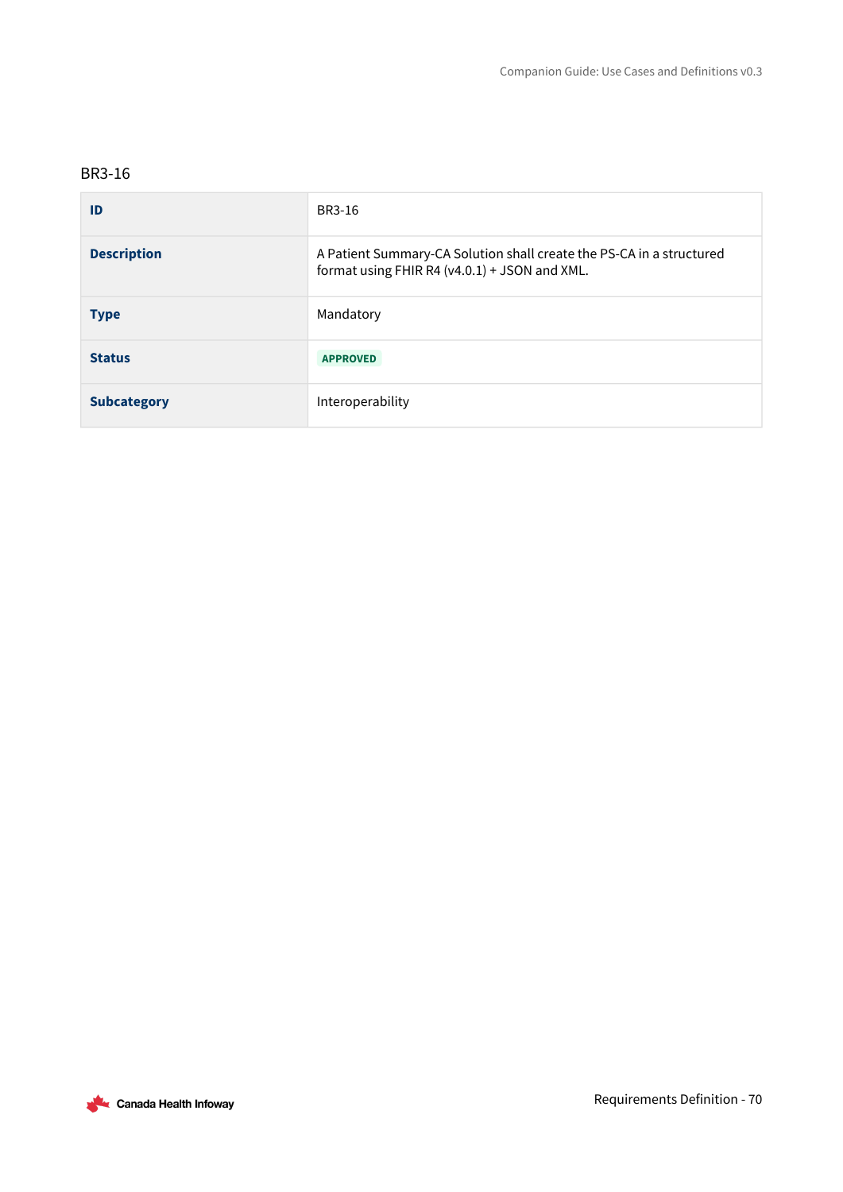BR3-16

| ID | BR3-16 |
|---|---|
| **Description** | A Patient Summary-CA Solution shall create the PS-CA in a structured format using FHIR R4 (v4.0.1) + JSON and XML. |
| **Type** | Mandatory |
| **Status** | APPROVED |
| **Subcategory** | Interoperability |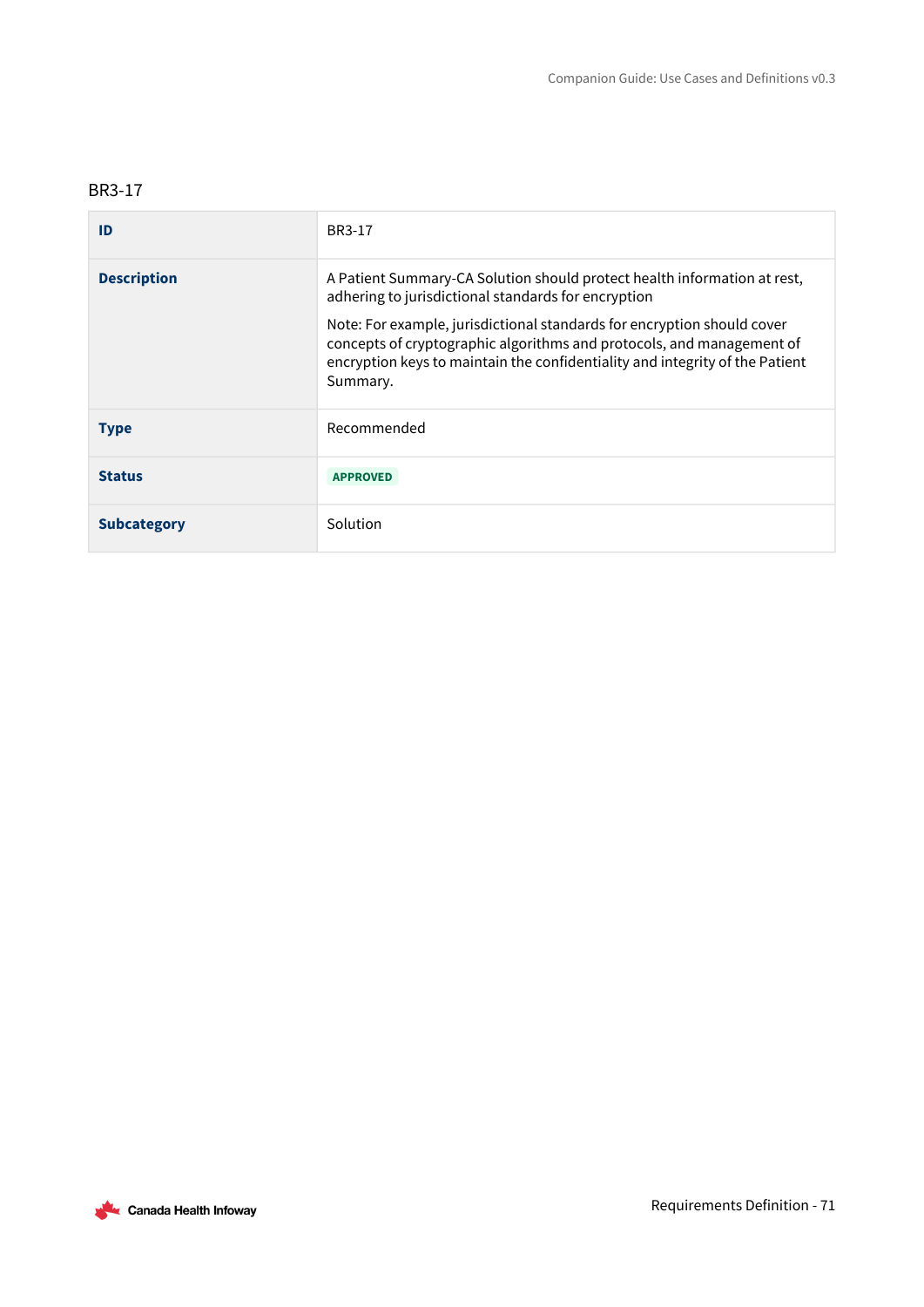### BR3-17

| | |
|---|---|
| **ID** | BR3-17 |
| **Description** | A Patient Summary-CA Solution should protect health information at rest, adhering to jurisdictional standards for encryption<br><br>Note: For example, jurisdictional standards for encryption should cover concepts of cryptographic algorithms and protocols, and management of encryption keys to maintain the confidentiality and integrity of the Patient Summary. |
| **Type** | Recommended |
| **Status** | APPROVED |
| **Subcategory** | Solution |